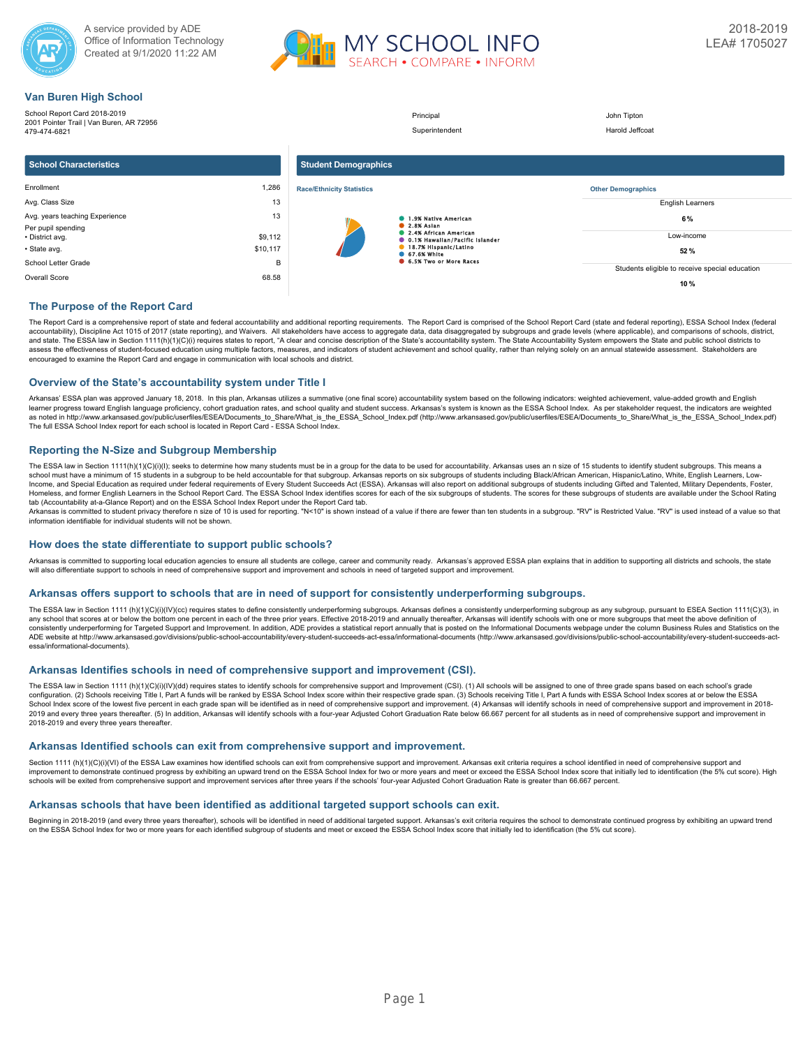A service provided by ADE
Office of Information Technology
Created at 9/1/2020 11:22 AM

MY SCHOOL INFO
SEARCH • COMPARE • INFORM

2018-2019
LEA# 1705027

## Van Buren High School

School Report Card 2018-2019
2001 Pointer Trail | Van Buren, AR 72956
479-474-6821

| | |
|---|---|
| Principal | John Tipton |
| Superintendent | Harold Jeffcoat |

### School Characteristics

| | |
|---|---|
| Enrollment | 1,286 |
| Avg. Class Size | 13 |
| Avg. years teaching Experience | 13 |
| Per pupil spending | |
| • District avg. | $9,112 |
| • State avg. | $10,117 |
| School Letter Grade | B |
| Overall Score | 68.58 |

### Student Demographics

**Race/Ethnicity Statistics**

- 1.9% Native American
- 2.8% Asian
- 2.4% African American
- 0.1% Hawaiian/Pacific Islander
- 18.7% Hispanic/Latino
- 67.6% White
- 6.5% Two or More Races

**Other Demographics**

| | |
|---|---|
| English Learners | 6 % |
| Low-income | 52 % |
| Students eligible to receive special education | 10 % |

## The Purpose of the Report Card

The Report Card is a comprehensive report of state and federal accountability and additional reporting requirements. The Report Card is comprised of the School Report Card (state and federal reporting), ESSA School Index (federal accountability), Discipline Act 1015 of 2017 (state reporting), and Waivers. All stakeholders have access to aggregate data, data disaggregated by subgroups and grade levels (where applicable), and comparisons of schools, district, and state. The ESSA law in Section 1111(h)(1)(C)(i) requires states to report, "A clear and concise description of the State's accountability system. The State Accountability System empowers the State and public school districts to assess the effectiveness of student-focused education using multiple factors, measures, and indicators of student achievement and school quality, rather than relying solely on an annual statewide assessment. Stakeholders are encouraged to examine the Report Card and engage in communication with local schools and district.

## Overview of the State's accountability system under Title I

Arkansas' ESSA plan was approved January 18, 2018. In this plan, Arkansas utilizes a summative (one final score) accountability system based on the following indicators: weighted achievement, value-added growth and English learner progress toward English language proficiency, cohort graduation rates, and school quality and student success. Arkansas's system is known as the ESSA School Index. As per stakeholder request, the indicators are weighted as noted in http://www.arkansased.gov/public/userfiles/ESEA/Documents_to_Share/What_is_the_ESSA_School_Index.pdf (http://www.arkansased.gov/public/userfiles/ESEA/Documents_to_Share/What_is_the_ESSA_School_Index.pdf) The full ESSA School Index report for each school is located in Report Card - ESSA School Index.

## Reporting the N-Size and Subgroup Membership

The ESSA law in Section 1111(h)(1)(C)(i)(I); seeks to determine how many students must be in a group for the data to be used for accountability. Arkansas uses an n size of 15 students to identify student subgroups. This means a school must have a minimum of 15 students in a subgroup to be held accountable for that subgroup. Arkansas reports on six subgroups of students including Black/African American, Hispanic/Latino, White, English Learners, Low-Income, and Special Education as required under federal requirements of Every Student Succeeds Act (ESSA). Arkansas will also report on additional subgroups of students including Gifted and Talented, Military Dependents, Foster, Homeless, and former English Learners in the School Report Card. The ESSA School Index identifies scores for each of the six subgroups of students. The scores for these subgroups of students are available under the School Rating tab (Accountability at-a-Glance Report) and on the ESSA School Index Report under the Report Card tab.
Arkansas is committed to student privacy therefore n size of 10 is used for reporting. "N<10" is shown instead of a value if there are fewer than ten students in a subgroup. "RV" is Restricted Value. "RV" is used instead of a value so that information identifiable for individual students will not be shown.

## How does the state differentiate to support public schools?

Arkansas is committed to supporting local education agencies to ensure all students are college, career and community ready. Arkansas's approved ESSA plan explains that in addition to supporting all districts and schools, the state will also differentiate support to schools in need of comprehensive support and improvement and schools in need of targeted support and improvement.

## Arkansas offers support to schools that are in need of support for consistently underperforming subgroups.

The ESSA law in Section 1111 (h)(1)(C)(i)(IV)(cc) requires states to define consistently underperforming subgroups. Arkansas defines a consistently underperforming subgroup as any subgroup, pursuant to ESEA Section 1111(C)(3), in any school that scores at or below the bottom one percent in each of the three prior years. Effective 2018-2019 and annually thereafter, Arkansas will identify schools with one or more subgroups that meet the above definition of consistently underperforming for Targeted Support and Improvement. In addition, ADE provides a statistical report annually that is posted on the Informational Documents webpage under the column Business Rules and Statistics on the ADE website at http://www.arkansased.gov/divisions/public-school-accountability/every-student-succeeds-act-essa/informational-documents (http://www.arkansased.gov/divisions/public-school-accountability/every-student-succeeds-act-essa/informational-documents).

## Arkansas Identifies schools in need of comprehensive support and improvement (CSI).

The ESSA law in Section 1111 (h)(1)(C)(i)(IV)(dd) requires states to identify schools for comprehensive support and Improvement (CSI). (1) All schools will be assigned to one of three grade spans based on each school's grade configuration. (2) Schools receiving Title I, Part A funds will be ranked by ESSA School Index score within their respective grade span. (3) Schools receiving Title I, Part A funds with ESSA School Index scores at or below the ESSA School Index score of the lowest five percent in each grade span will be identified as in need of comprehensive support and improvement. (4) Arkansas will identify schools in need of comprehensive support and improvement in 2018-2019 and every three years thereafter. (5) In addition, Arkansas will identify schools with a four-year Adjusted Cohort Graduation Rate below 66.667 percent for all students as in need of comprehensive support and improvement in 2018-2019 and every three years thereafter.

## Arkansas Identified schools can exit from comprehensive support and improvement.

Section 1111 (h)(1)(C)(i)(VI) of the ESSA Law examines how identified schools can exit from comprehensive support and improvement. Arkansas exit criteria requires a school identified in need of comprehensive support and improvement to demonstrate continued progress by exhibiting an upward trend on the ESSA School Index for two or more years and meet or exceed the ESSA School Index score that initially led to identification (the 5% cut score). High schools will be exited from comprehensive support and improvement services after three years if the schools' four-year Adjusted Cohort Graduation Rate is greater than 66.667 percent.

## Arkansas schools that have been identified as additional targeted support schools can exit.

Beginning in 2018-2019 (and every three years thereafter), schools will be identified in need of additional targeted support. Arkansas's exit criteria requires the school to demonstrate continued progress by exhibiting an upward trend on the ESSA School Index for two or more years for each identified subgroup of students and meet or exceed the ESSA School Index score that initially led to identification (the 5% cut score).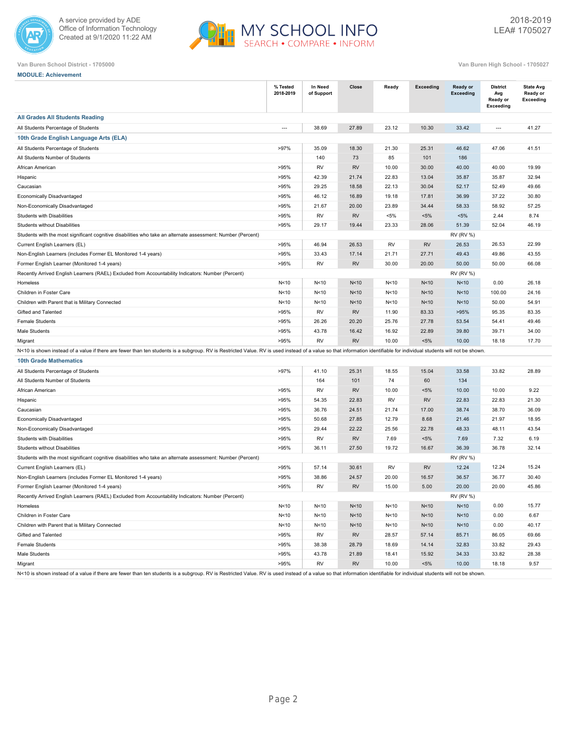Van Buren School District - 1705000

Van Buren High School - 1705027

**MODULE: Achievement**

| | % Tested 2018-2019 | In Need of Support | Close | Ready | Exceeding | Ready or Exceeding | District Avg Ready or Exceeding | State Avg Ready or Exceeding |
|---|---|---|---|---|---|---|---|---|
| **All Grades All Students Reading** | | | | | | | | |
| All Students Percentage of Students | --- | 38.69 | 27.89 | 23.12 | 10.30 | 33.42 | --- | 41.27 |
| **10th Grade English Language Arts (ELA)** | | | | | | | | |
| All Students Percentage of Students | >97% | 35.09 | 18.30 | 21.30 | 25.31 | 46.62 | 47.06 | 41.51 |
| All Students Number of Students | | 140 | 73 | 85 | 101 | 186 | | |
| African American | >95% | RV | RV | 10.00 | 30.00 | 40.00 | 40.00 | 19.99 |
| Hispanic | >95% | 42.39 | 21.74 | 22.83 | 13.04 | 35.87 | 35.87 | 32.94 |
| Caucasian | >95% | 29.25 | 18.58 | 22.13 | 30.04 | 52.17 | 52.49 | 49.66 |
| Economically Disadvantaged | >95% | 46.12 | 16.89 | 19.18 | 17.81 | 36.99 | 37.22 | 30.80 |
| Non-Economically Disadvantaged | >95% | 21.67 | 20.00 | 23.89 | 34.44 | 58.33 | 58.92 | 57.25 |
| Students with Disabilities | >95% | RV | RV | <5% | <5% | <5% | 2.44 | 8.74 |
| Students without Disabilities | >95% | 29.17 | 19.44 | 23.33 | 28.06 | 51.39 | 52.04 | 46.19 |
| Students with the most significant cognitive disabilities who take an alternate assessment: Number (Percent) | | | | | | RV (RV %) | | |
| Current English Learners (EL) | >95% | 46.94 | 26.53 | RV | RV | 26.53 | 26.53 | 22.99 |
| Non-English Learners (includes Former EL Monitored 1-4 years) | >95% | 33.43 | 17.14 | 21.71 | 27.71 | 49.43 | 49.86 | 43.55 |
| Former English Learner (Monitored 1-4 years) | >95% | RV | RV | 30.00 | 20.00 | 50.00 | 50.00 | 66.08 |
| Recently Arrived English Learners (RAEL) Excluded from Accountability Indicators: Number (Percent) | | | | | | RV (RV %) | | |
| Homeless | N<10 | N<10 | N<10 | N<10 | N<10 | N<10 | 0.00 | 26.18 |
| Children in Foster Care | N<10 | N<10 | N<10 | N<10 | N<10 | N<10 | 100.00 | 24.16 |
| Children with Parent that is Military Connected | N<10 | N<10 | N<10 | N<10 | N<10 | N<10 | 50.00 | 54.91 |
| Gifted and Talented | >95% | RV | RV | 11.90 | 83.33 | >95% | 95.35 | 83.35 |
| Female Students | >95% | 26.26 | 20.20 | 25.76 | 27.78 | 53.54 | 54.41 | 49.46 |
| Male Students | >95% | 43.78 | 16.42 | 16.92 | 22.89 | 39.80 | 39.71 | 34.00 |
| Migrant | >95% | RV | RV | 10.00 | <5% | 10.00 | 18.18 | 17.70 |

N<10 is shown instead of a value if there are fewer than ten students is a subgroup. RV is Restricted Value. RV is used instead of a value so that information identifiable for individual students will not be shown.

| | % Tested 2018-2019 | In Need of Support | Close | Ready | Exceeding | Ready or Exceeding | District Avg Ready or Exceeding | State Avg Ready or Exceeding |
|---|---|---|---|---|---|---|---|---|
| **10th Grade Mathematics** | | | | | | | | |
| All Students Percentage of Students | >97% | 41.10 | 25.31 | 18.55 | 15.04 | 33.58 | 33.82 | 28.89 |
| All Students Number of Students | | 164 | 101 | 74 | 60 | 134 | | |
| African American | >95% | RV | RV | 10.00 | <5% | 10.00 | 10.00 | 9.22 |
| Hispanic | >95% | 54.35 | 22.83 | RV | RV | 22.83 | 22.83 | 21.30 |
| Caucasian | >95% | 36.76 | 24.51 | 21.74 | 17.00 | 38.74 | 38.70 | 36.09 |
| Economically Disadvantaged | >95% | 50.68 | 27.85 | 12.79 | 8.68 | 21.46 | 21.97 | 18.95 |
| Non-Economically Disadvantaged | >95% | 29.44 | 22.22 | 25.56 | 22.78 | 48.33 | 48.11 | 43.54 |
| Students with Disabilities | >95% | RV | RV | 7.69 | <5% | 7.69 | 7.32 | 6.19 |
| Students without Disabilities | >95% | 36.11 | 27.50 | 19.72 | 16.67 | 36.39 | 36.78 | 32.14 |
| Students with the most significant cognitive disabilities who take an alternate assessment: Number (Percent) | | | | | | RV (RV %) | | |
| Current English Learners (EL) | >95% | 57.14 | 30.61 | RV | RV | 12.24 | 12.24 | 15.24 |
| Non-English Learners (includes Former EL Monitored 1-4 years) | >95% | 38.86 | 24.57 | 20.00 | 16.57 | 36.57 | 36.77 | 30.40 |
| Former English Learner (Monitored 1-4 years) | >95% | RV | RV | 15.00 | 5.00 | 20.00 | 20.00 | 45.86 |
| Recently Arrived English Learners (RAEL) Excluded from Accountability Indicators: Number (Percent) | | | | | | RV (RV %) | | |
| Homeless | N<10 | N<10 | N<10 | N<10 | N<10 | N<10 | 0.00 | 15.77 |
| Children in Foster Care | N<10 | N<10 | N<10 | N<10 | N<10 | N<10 | 0.00 | 6.67 |
| Children with Parent that is Military Connected | N<10 | N<10 | N<10 | N<10 | N<10 | N<10 | 0.00 | 40.17 |
| Gifted and Talented | >95% | RV | RV | 28.57 | 57.14 | 85.71 | 86.05 | 69.66 |
| Female Students | >95% | 38.38 | 28.79 | 18.69 | 14.14 | 32.83 | 33.82 | 29.43 |
| Male Students | >95% | 43.78 | 21.89 | 18.41 | 15.92 | 34.33 | 33.82 | 28.38 |
| Migrant | >95% | RV | RV | 10.00 | <5% | 10.00 | 18.18 | 9.57 |

N<10 is shown instead of a value if there are fewer than ten students is a subgroup. RV is Restricted Value. RV is used instead of a value so that information identifiable for individual students will not be shown.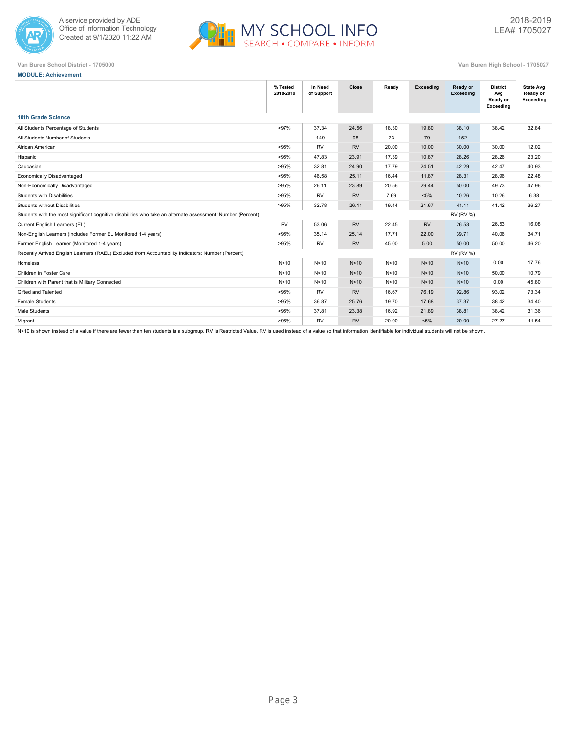A service provided by ADE
Office of Information Technology
Created at 9/1/2020 11:22 AM

2018-2019
LEA# 1705027

Van Buren School District - 1705000

Van Buren High School - 1705027

**MODULE: Achievement**

| | % Tested 2018-2019 | In Need of Support | Close | Ready | Exceeding | Ready or Exceeding | District Avg Ready or Exceeding | State Avg Ready or Exceeding |
|---|---|---|---|---|---|---|---|---|
| **10th Grade Science** | | | | | | | | |
| All Students Percentage of Students | >97% | 37.34 | 24.56 | 18.30 | 19.80 | 38.10 | 38.42 | 32.84 |
| All Students Number of Students | | 149 | 98 | 73 | 79 | 152 | | |
| African American | >95% | RV | RV | 20.00 | 10.00 | 30.00 | 30.00 | 12.02 |
| Hispanic | >95% | 47.83 | 23.91 | 17.39 | 10.87 | 28.26 | 28.26 | 23.20 |
| Caucasian | >95% | 32.81 | 24.90 | 17.79 | 24.51 | 42.29 | 42.47 | 40.93 |
| Economically Disadvantaged | >95% | 46.58 | 25.11 | 16.44 | 11.87 | 28.31 | 28.96 | 22.48 |
| Non-Economically Disadvantaged | >95% | 26.11 | 23.89 | 20.56 | 29.44 | 50.00 | 49.73 | 47.96 |
| Students with Disabilities | >95% | RV | RV | 7.69 | <5% | 10.26 | 10.26 | 6.38 |
| Students without Disabilities | >95% | 32.78 | 26.11 | 19.44 | 21.67 | 41.11 | 41.42 | 36.27 |
| Students with the most significant cognitive disabilities who take an alternate assessment: Number (Percent) | | | | | | RV (RV %) | | |
| Current English Learners (EL) | RV | 53.06 | RV | 22.45 | RV | 26.53 | 26.53 | 16.08 |
| Non-English Learners (includes Former EL Monitored 1-4 years) | >95% | 35.14 | 25.14 | 17.71 | 22.00 | 39.71 | 40.06 | 34.71 |
| Former English Learner (Monitored 1-4 years) | >95% | RV | RV | 45.00 | 5.00 | 50.00 | 50.00 | 46.20 |
| Recently Arrived English Learners (RAEL) Excluded from Accountability Indicators: Number (Percent) | | | | | | RV (RV %) | | |
| Homeless | N<10 | N<10 | N<10 | N<10 | N<10 | N<10 | 0.00 | 17.76 |
| Children in Foster Care | N<10 | N<10 | N<10 | N<10 | N<10 | N<10 | 50.00 | 10.79 |
| Children with Parent that is Military Connected | N<10 | N<10 | N<10 | N<10 | N<10 | N<10 | 0.00 | 45.80 |
| Gifted and Talented | >95% | RV | RV | 16.67 | 76.19 | 92.86 | 93.02 | 73.34 |
| Female Students | >95% | 36.87 | 25.76 | 19.70 | 17.68 | 37.37 | 38.42 | 34.40 |
| Male Students | >95% | 37.81 | 23.38 | 16.92 | 21.89 | 38.81 | 38.42 | 31.36 |
| Migrant | >95% | RV | RV | 20.00 | <5% | 20.00 | 27.27 | 11.54 |

N<10 is shown instead of a value if there are fewer than ten students is a subgroup. RV is Restricted Value. RV is used instead of a value so that information identifiable for individual students will not be shown.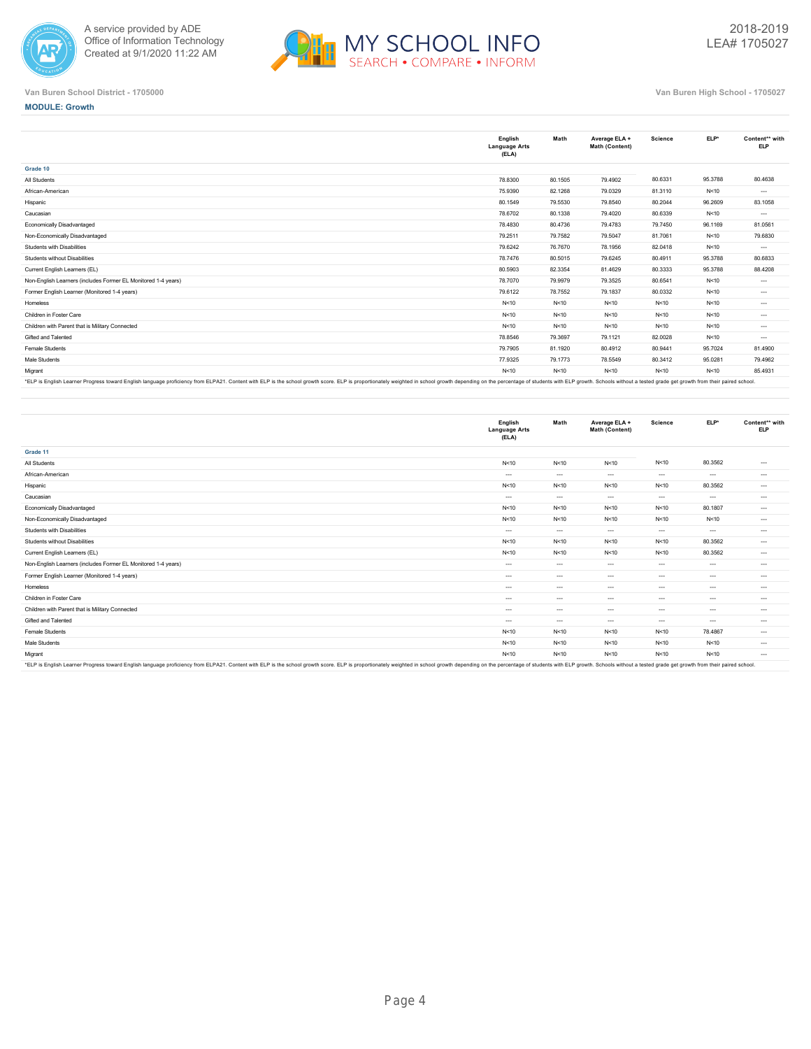Van Buren School District - 1705000

Van Buren High School - 1705027

**MODULE: Growth**

| | English Language Arts (ELA) | Math | Average ELA + Math (Content) | Science | ELP* | Content** with ELP |
|---|---|---|---|---|---|---|
| **Grade 10** | | | | | | |
| All Students | 78.8300 | 80.1505 | 79.4902 | 80.6331 | 95.3788 | 80.4638 |
| African-American | 75.9390 | 82.1268 | 79.0329 | 81.3110 | N<10 | --- |
| Hispanic | 80.1549 | 79.5530 | 79.8540 | 80.2044 | 96.2609 | 83.1058 |
| Caucasian | 78.6702 | 80.1338 | 79.4020 | 80.6339 | N<10 | --- |
| Economically Disadvantaged | 78.4830 | 80.4736 | 79.4783 | 79.7450 | 96.1169 | 81.0561 |
| Non-Economically Disadvantaged | 79.2511 | 79.7582 | 79.5047 | 81.7061 | N<10 | 79.6830 |
| Students with Disabilities | 79.6242 | 76.7670 | 78.1956 | 82.0418 | N<10 | --- |
| Students without Disabilities | 78.7476 | 80.5015 | 79.6245 | 80.4911 | 95.3788 | 80.6833 |
| Current English Learners (EL) | 80.5903 | 82.3354 | 81.4629 | 80.3333 | 95.3788 | 88.4208 |
| Non-English Learners (includes Former EL Monitored 1-4 years) | 78.7070 | 79.9979 | 79.3525 | 80.6541 | N<10 | --- |
| Former English Learner (Monitored 1-4 years) | 79.6122 | 78.7552 | 79.1837 | 80.0332 | N<10 | --- |
| Homeless | N<10 | N<10 | N<10 | N<10 | N<10 | --- |
| Children in Foster Care | N<10 | N<10 | N<10 | N<10 | N<10 | --- |
| Children with Parent that is Military Connected | N<10 | N<10 | N<10 | N<10 | N<10 | --- |
| Gifted and Talented | 78.8546 | 79.3697 | 79.1121 | 82.0028 | N<10 | --- |
| Female Students | 79.7905 | 81.1920 | 80.4912 | 80.9441 | 95.7024 | 81.4900 |
| Male Students | 77.9325 | 79.1773 | 78.5549 | 80.3412 | 95.0281 | 79.4962 |
| Migrant | N<10 | N<10 | N<10 | N<10 | N<10 | 85.4931 |

*ELP is English Learner Progress toward English language proficiency from ELPA21. Content with ELP is the school growth score. ELP is proportionately weighted in school growth depending on the percentage of students with ELP growth. Schools without a tested grade get growth from their paired school.

| | English Language Arts (ELA) | Math | Average ELA + Math (Content) | Science | ELP* | Content** with ELP |
|---|---|---|---|---|---|---|
| **Grade 11** | | | | | | |
| All Students | N<10 | N<10 | N<10 | N<10 | 80.3562 | --- |
| African-American | --- | --- | --- | --- | --- | --- |
| Hispanic | N<10 | N<10 | N<10 | N<10 | 80.3562 | --- |
| Caucasian | --- | --- | --- | --- | --- | --- |
| Economically Disadvantaged | N<10 | N<10 | N<10 | N<10 | 80.1807 | --- |
| Non-Economically Disadvantaged | N<10 | N<10 | N<10 | N<10 | N<10 | --- |
| Students with Disabilities | --- | --- | --- | --- | --- | --- |
| Students without Disabilities | N<10 | N<10 | N<10 | N<10 | 80.3562 | --- |
| Current English Learners (EL) | N<10 | N<10 | N<10 | N<10 | 80.3562 | --- |
| Non-English Learners (includes Former EL Monitored 1-4 years) | --- | --- | --- | --- | --- | --- |
| Former English Learner (Monitored 1-4 years) | --- | --- | --- | --- | --- | --- |
| Homeless | --- | --- | --- | --- | --- | --- |
| Children in Foster Care | --- | --- | --- | --- | --- | --- |
| Children with Parent that is Military Connected | --- | --- | --- | --- | --- | --- |
| Gifted and Talented | --- | --- | --- | --- | --- | --- |
| Female Students | N<10 | N<10 | N<10 | N<10 | 78.4867 | --- |
| Male Students | N<10 | N<10 | N<10 | N<10 | N<10 | --- |
| Migrant | N<10 | N<10 | N<10 | N<10 | N<10 | --- |

*ELP is English Learner Progress toward English language proficiency from ELPA21. Content with ELP is the school growth score. ELP is proportionately weighted in school growth depending on the percentage of students with ELP growth. Schools without a tested grade get growth from their paired school.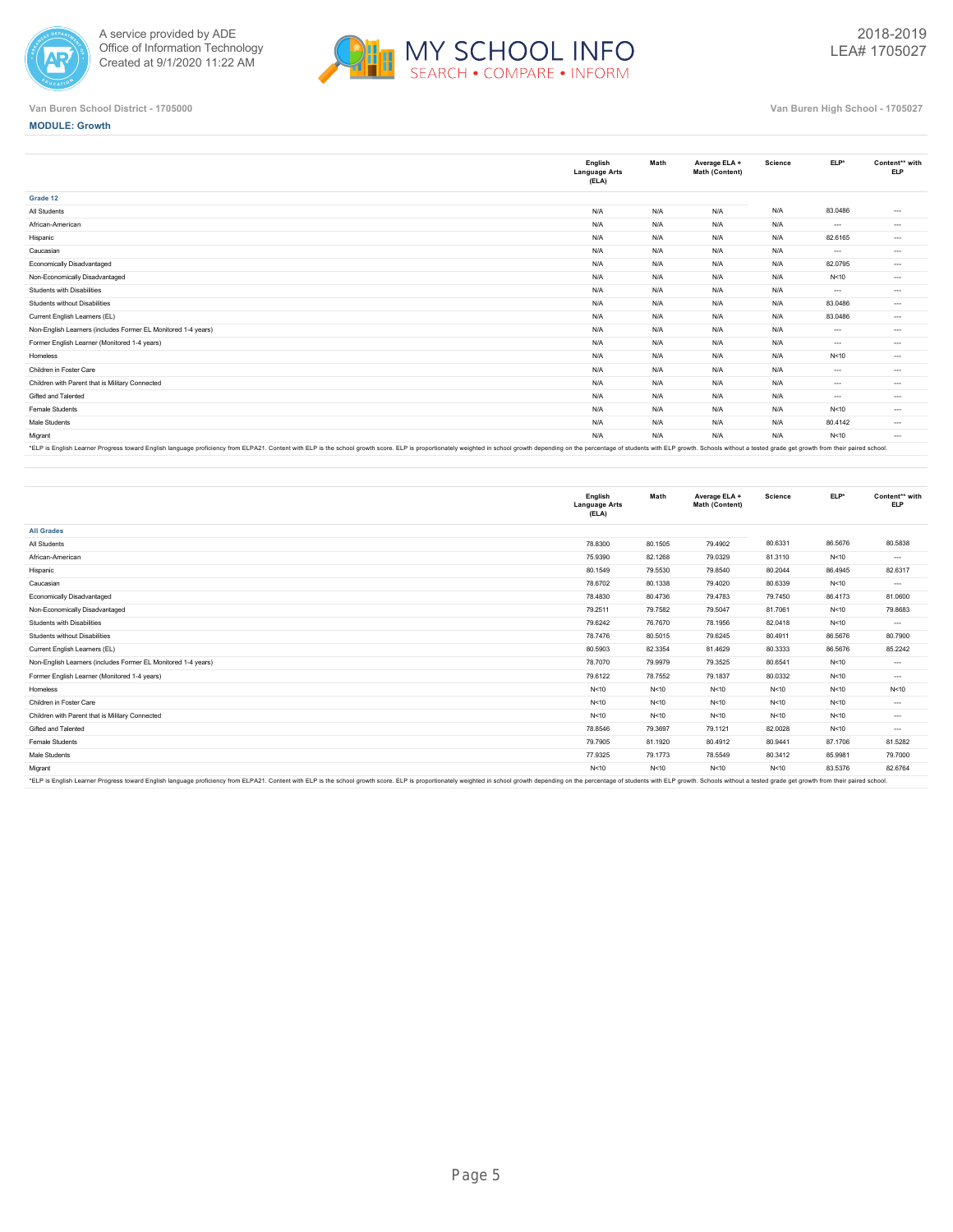Van Buren School District - 1705000

Van Buren High School - 1705027

**MODULE: Growth**

| | English Language Arts (ELA) | Math | Average ELA + Math (Content) | Science | ELP* | Content** with ELP |
|---|---|---|---|---|---|---|
| **Grade 12** | | | | | | |
| All Students | N/A | N/A | N/A | N/A | 83.0486 | --- |
| African-American | N/A | N/A | N/A | N/A | --- | --- |
| Hispanic | N/A | N/A | N/A | N/A | 82.6165 | --- |
| Caucasian | N/A | N/A | N/A | N/A | --- | --- |
| Economically Disadvantaged | N/A | N/A | N/A | N/A | 82.0795 | --- |
| Non-Economically Disadvantaged | N/A | N/A | N/A | N/A | N<10 | --- |
| Students with Disabilities | N/A | N/A | N/A | N/A | --- | --- |
| Students without Disabilities | N/A | N/A | N/A | N/A | 83.0486 | --- |
| Current English Learners (EL) | N/A | N/A | N/A | N/A | 83.0486 | --- |
| Non-English Learners (includes Former EL Monitored 1-4 years) | N/A | N/A | N/A | N/A | --- | --- |
| Former English Learner (Monitored 1-4 years) | N/A | N/A | N/A | N/A | --- | --- |
| Homeless | N/A | N/A | N/A | N/A | N<10 | --- |
| Children in Foster Care | N/A | N/A | N/A | N/A | --- | --- |
| Children with Parent that is Military Connected | N/A | N/A | N/A | N/A | --- | --- |
| Gifted and Talented | N/A | N/A | N/A | N/A | --- | --- |
| Female Students | N/A | N/A | N/A | N/A | N<10 | --- |
| Male Students | N/A | N/A | N/A | N/A | 80.4142 | --- |
| Migrant | N/A | N/A | N/A | N/A | N<10 | --- |

*ELP is English Learner Progress toward English language proficiency from ELPA21. Content with ELP is the school growth score. ELP is proportionately weighted in school growth depending on the percentage of students with ELP growth. Schools without a tested grade get growth from their paired school.

| | English Language Arts (ELA) | Math | Average ELA + Math (Content) | Science | ELP* | Content** with ELP |
|---|---|---|---|---|---|---|
| **All Grades** | | | | | | |
| All Students | 78.8300 | 80.1505 | 79.4902 | 80.6331 | 86.5676 | 80.5838 |
| African-American | 75.9390 | 82.1268 | 79.0329 | 81.3110 | N<10 | --- |
| Hispanic | 80.1549 | 79.5530 | 79.8540 | 80.2044 | 86.4945 | 82.6317 |
| Caucasian | 78.6702 | 80.1338 | 79.4020 | 80.6339 | N<10 | --- |
| Economically Disadvantaged | 78.4830 | 80.4736 | 79.4783 | 79.7450 | 86.4173 | 81.0600 |
| Non-Economically Disadvantaged | 79.2511 | 79.7582 | 79.5047 | 81.7061 | N<10 | 79.8683 |
| Students with Disabilities | 79.6242 | 76.7670 | 78.1956 | 82.0418 | N<10 | --- |
| Students without Disabilities | 78.7476 | 80.5015 | 79.6245 | 80.4911 | 86.5676 | 80.7900 |
| Current English Learners (EL) | 80.5903 | 82.3354 | 81.4629 | 80.3333 | 86.5676 | 85.2242 |
| Non-English Learners (includes Former EL Monitored 1-4 years) | 78.7070 | 79.9979 | 79.3525 | 80.6541 | N<10 | --- |
| Former English Learner (Monitored 1-4 years) | 79.6122 | 78.7552 | 79.1837 | 80.0332 | N<10 | --- |
| Homeless | N<10 | N<10 | N<10 | N<10 | N<10 | N<10 |
| Children in Foster Care | N<10 | N<10 | N<10 | N<10 | N<10 | --- |
| Children with Parent that is Military Connected | N<10 | N<10 | N<10 | N<10 | N<10 | --- |
| Gifted and Talented | 78.8546 | 79.3697 | 79.1121 | 82.0028 | N<10 | --- |
| Female Students | 79.7905 | 81.1920 | 80.4912 | 80.9441 | 87.1706 | 81.5282 |
| Male Students | 77.9325 | 79.1773 | 78.5549 | 80.3412 | 85.9981 | 79.7000 |
| Migrant | N<10 | N<10 | N<10 | N<10 | 83.5376 | 82.6764 |

*ELP is English Learner Progress toward English language proficiency from ELPA21. Content with ELP is the school growth score. ELP is proportionately weighted in school growth depending on the percentage of students with ELP growth. Schools without a tested grade get growth from their paired school.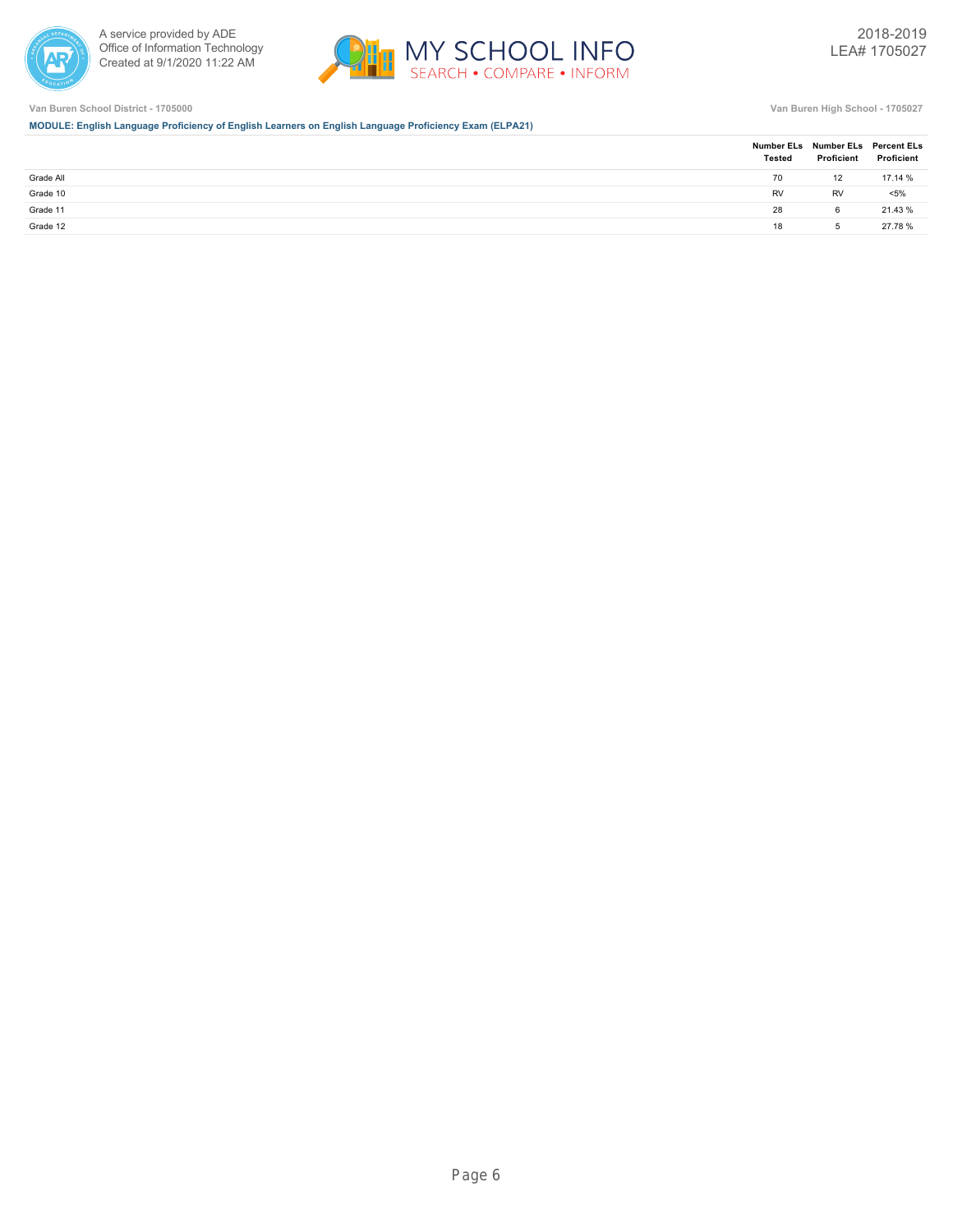Van Buren School District - 1705000

Van Buren High School - 1705027

**MODULE: English Language Proficiency of English Learners on English Language Proficiency Exam (ELPA21)**

| | Number ELs Tested | Number ELs Proficient | Percent ELs Proficient |
|---|---|---|---|
| Grade All | 70 | 12 | 17.14 % |
| Grade 10 | RV | RV | <5% |
| Grade 11 | 28 | 6 | 21.43 % |
| Grade 12 | 18 | 5 | 27.78 % |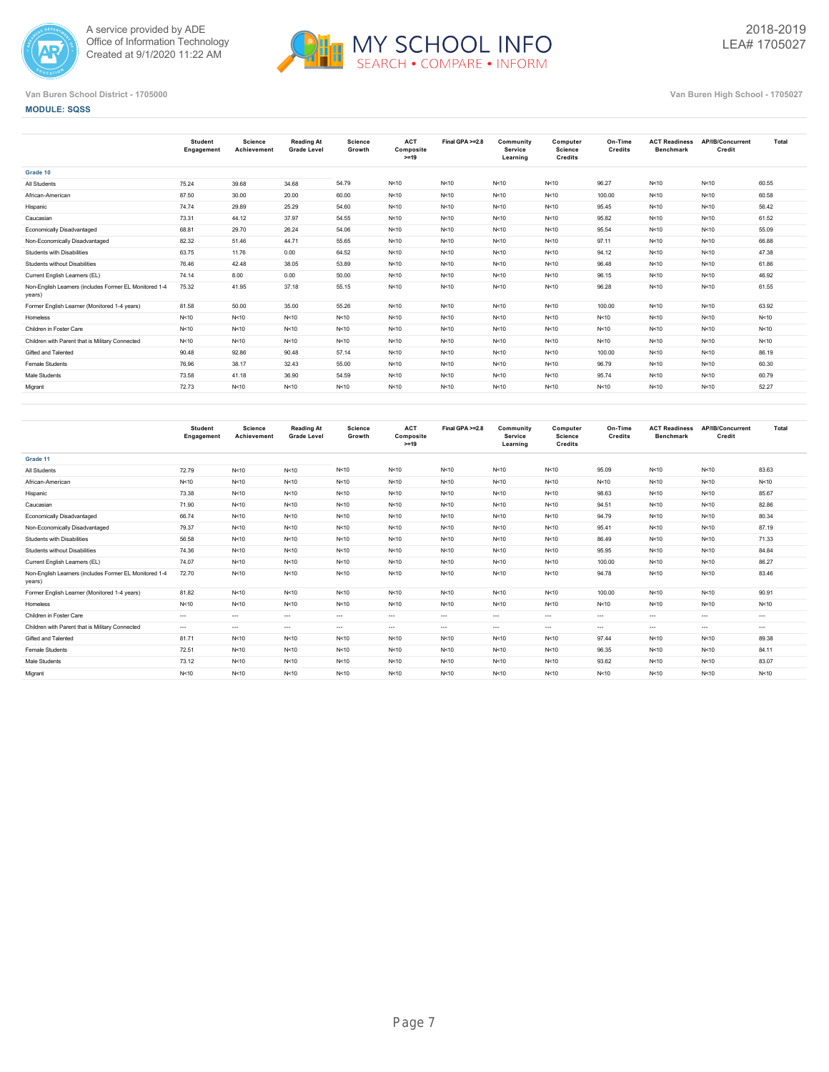A service provided by ADE
Office of Information Technology
Created at 9/1/2020 11:22 AM

MY SCHOOL INFO
SEARCH • COMPARE • INFORM

2018-2019
LEA# 1705027

Van Buren School District - 1705000

Van Buren High School - 1705027

**MODULE: SQSS**

| | Student Engagement | Science Achievement | Reading At Grade Level | Science Growth | ACT Composite >=19 | Final GPA >=2.8 | Community Service Learning | Computer Science Credits | On-Time Credits | ACT Readiness Benchmark | AP/IB/Concurrent Credit | Total |
|---|---|---|---|---|---|---|---|---|---|---|---|---|
| **Grade 10** | | | | | | | | | | | | |
| All Students | 75.24 | 39.68 | 34.68 | 54.79 | N<10 | N<10 | N<10 | N<10 | 96.27 | N<10 | N<10 | 60.55 |
| African-American | 87.50 | 30.00 | 20.00 | 60.00 | N<10 | N<10 | N<10 | N<10 | 100.00 | N<10 | N<10 | 60.58 |
| Hispanic | 74.74 | 29.89 | 25.29 | 54.60 | N<10 | N<10 | N<10 | N<10 | 95.45 | N<10 | N<10 | 56.42 |
| Caucasian | 73.31 | 44.12 | 37.97 | 54.55 | N<10 | N<10 | N<10 | N<10 | 95.82 | N<10 | N<10 | 61.52 |
| Economically Disadvantaged | 68.81 | 29.70 | 26.24 | 54.06 | N<10 | N<10 | N<10 | N<10 | 95.54 | N<10 | N<10 | 55.09 |
| Non-Economically Disadvantaged | 82.32 | 51.46 | 44.71 | 55.65 | N<10 | N<10 | N<10 | N<10 | 97.11 | N<10 | N<10 | 66.88 |
| Students with Disabilities | 63.75 | 11.76 | 0.00 | 64.52 | N<10 | N<10 | N<10 | N<10 | 94.12 | N<10 | N<10 | 47.38 |
| Students without Disabilities | 76.46 | 42.48 | 38.05 | 53.89 | N<10 | N<10 | N<10 | N<10 | 96.48 | N<10 | N<10 | 61.86 |
| Current English Learners (EL) | 74.14 | 8.00 | 0.00 | 50.00 | N<10 | N<10 | N<10 | N<10 | 96.15 | N<10 | N<10 | 46.92 |
| Non-English Learners (includes Former EL Monitored 1-4 years) | 75.32 | 41.95 | 37.18 | 55.15 | N<10 | N<10 | N<10 | N<10 | 96.28 | N<10 | N<10 | 61.55 |
| Former English Learner (Monitored 1-4 years) | 81.58 | 50.00 | 35.00 | 55.26 | N<10 | N<10 | N<10 | N<10 | 100.00 | N<10 | N<10 | 63.92 |
| Homeless | N<10 | N<10 | N<10 | N<10 | N<10 | N<10 | N<10 | N<10 | N<10 | N<10 | N<10 | N<10 |
| Children in Foster Care | N<10 | N<10 | N<10 | N<10 | N<10 | N<10 | N<10 | N<10 | N<10 | N<10 | N<10 | N<10 |
| Children with Parent that is Military Connected | N<10 | N<10 | N<10 | N<10 | N<10 | N<10 | N<10 | N<10 | N<10 | N<10 | N<10 | N<10 |
| Gifted and Talented | 90.48 | 92.86 | 90.48 | 57.14 | N<10 | N<10 | N<10 | N<10 | 100.00 | N<10 | N<10 | 86.19 |
| Female Students | 76.96 | 38.17 | 32.43 | 55.00 | N<10 | N<10 | N<10 | N<10 | 96.79 | N<10 | N<10 | 60.30 |
| Male Students | 73.58 | 41.18 | 36.90 | 54.59 | N<10 | N<10 | N<10 | N<10 | 95.74 | N<10 | N<10 | 60.79 |
| Migrant | 72.73 | N<10 | N<10 | N<10 | N<10 | N<10 | N<10 | N<10 | N<10 | N<10 | N<10 | 52.27 |

| | Student Engagement | Science Achievement | Reading At Grade Level | Science Growth | ACT Composite >=19 | Final GPA >=2.8 | Community Service Learning | Computer Science Credits | On-Time Credits | ACT Readiness Benchmark | AP/IB/Concurrent Credit | Total |
|---|---|---|---|---|---|---|---|---|---|---|---|---|
| **Grade 11** | | | | | | | | | | | | |
| All Students | 72.79 | N<10 | N<10 | N<10 | N<10 | N<10 | N<10 | N<10 | 95.09 | N<10 | N<10 | 83.63 |
| African-American | N<10 | N<10 | N<10 | N<10 | N<10 | N<10 | N<10 | N<10 | N<10 | N<10 | N<10 | N<10 |
| Hispanic | 73.38 | N<10 | N<10 | N<10 | N<10 | N<10 | N<10 | N<10 | 98.63 | N<10 | N<10 | 85.67 |
| Caucasian | 71.90 | N<10 | N<10 | N<10 | N<10 | N<10 | N<10 | N<10 | 94.51 | N<10 | N<10 | 82.86 |
| Economically Disadvantaged | 66.74 | N<10 | N<10 | N<10 | N<10 | N<10 | N<10 | N<10 | 94.79 | N<10 | N<10 | 80.34 |
| Non-Economically Disadvantaged | 79.37 | N<10 | N<10 | N<10 | N<10 | N<10 | N<10 | N<10 | 95.41 | N<10 | N<10 | 87.19 |
| Students with Disabilities | 56.58 | N<10 | N<10 | N<10 | N<10 | N<10 | N<10 | N<10 | 86.49 | N<10 | N<10 | 71.33 |
| Students without Disabilities | 74.36 | N<10 | N<10 | N<10 | N<10 | N<10 | N<10 | N<10 | 95.95 | N<10 | N<10 | 84.84 |
| Current English Learners (EL) | 74.07 | N<10 | N<10 | N<10 | N<10 | N<10 | N<10 | N<10 | 100.00 | N<10 | N<10 | 86.27 |
| Non-English Learners (includes Former EL Monitored 1-4 years) | 72.70 | N<10 | N<10 | N<10 | N<10 | N<10 | N<10 | N<10 | 94.78 | N<10 | N<10 | 83.46 |
| Former English Learner (Monitored 1-4 years) | 81.82 | N<10 | N<10 | N<10 | N<10 | N<10 | N<10 | N<10 | 100.00 | N<10 | N<10 | 90.91 |
| Homeless | N<10 | N<10 | N<10 | N<10 | N<10 | N<10 | N<10 | N<10 | N<10 | N<10 | N<10 | N<10 |
| Children in Foster Care | --- | --- | --- | --- | --- | --- | --- | --- | --- | --- | --- | --- |
| Children with Parent that is Military Connected | --- | --- | --- | --- | --- | --- | --- | --- | --- | --- | --- | --- |
| Gifted and Talented | 81.71 | N<10 | N<10 | N<10 | N<10 | N<10 | N<10 | N<10 | 97.44 | N<10 | N<10 | 89.38 |
| Female Students | 72.51 | N<10 | N<10 | N<10 | N<10 | N<10 | N<10 | N<10 | 96.35 | N<10 | N<10 | 84.11 |
| Male Students | 73.12 | N<10 | N<10 | N<10 | N<10 | N<10 | N<10 | N<10 | 93.62 | N<10 | N<10 | 83.07 |
| Migrant | N<10 | N<10 | N<10 | N<10 | N<10 | N<10 | N<10 | N<10 | N<10 | N<10 | N<10 | N<10 |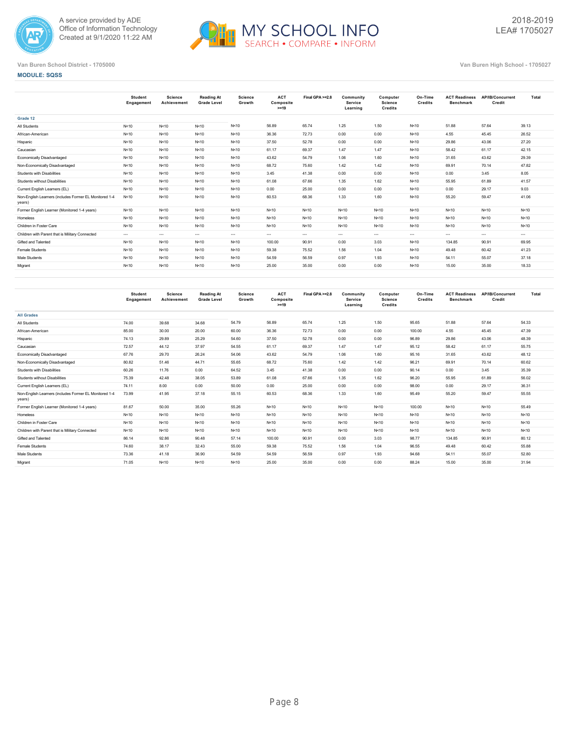Van Buren School District - 1705000

Van Buren High School - 1705027

**MODULE: SQSS**

| | Student Engagement | Science Achievement | Reading At Grade Level | Science Growth | ACT Composite >=19 | Final GPA >=2.8 | Community Service Learning | Computer Science Credits | On-Time Credits | ACT Readiness Benchmark | AP/IB/Concurrent Credit | Total |
|---|---|---|---|---|---|---|---|---|---|---|---|---|
| **Grade 12** | | | | | | | | | | | | |
| All Students | N<10 | N<10 | N<10 | N<10 | 56.89 | 65.74 | 1.25 | 1.50 | N<10 | 51.88 | 57.64 | 39.13 |
| African-American | N<10 | N<10 | N<10 | N<10 | 36.36 | 72.73 | 0.00 | 0.00 | N<10 | 4.55 | 45.45 | 26.52 |
| Hispanic | N<10 | N<10 | N<10 | N<10 | 37.50 | 52.78 | 0.00 | 0.00 | N<10 | 29.86 | 43.06 | 27.20 |
| Caucasian | N<10 | N<10 | N<10 | N<10 | 61.17 | 69.37 | 1.47 | 1.47 | N<10 | 58.42 | 61.17 | 42.15 |
| Economically Disadvantaged | N<10 | N<10 | N<10 | N<10 | 43.62 | 54.79 | 1.06 | 1.60 | N<10 | 31.65 | 43.62 | 29.39 |
| Non-Economically Disadvantaged | N<10 | N<10 | N<10 | N<10 | 68.72 | 75.60 | 1.42 | 1.42 | N<10 | 69.91 | 70.14 | 47.82 |
| Students with Disabilities | N<10 | N<10 | N<10 | N<10 | 3.45 | 41.38 | 0.00 | 0.00 | N<10 | 0.00 | 3.45 | 8.05 |
| Students without Disabilities | N<10 | N<10 | N<10 | N<10 | 61.08 | 67.66 | 1.35 | 1.62 | N<10 | 55.95 | 61.89 | 41.57 |
| Current English Learners (EL) | N<10 | N<10 | N<10 | N<10 | 0.00 | 25.00 | 0.00 | 0.00 | N<10 | 0.00 | 29.17 | 9.03 |
| Non-English Learners (includes Former EL Monitored 1-4 years) | N<10 | N<10 | N<10 | N<10 | 60.53 | 68.36 | 1.33 | 1.60 | N<10 | 55.20 | 59.47 | 41.06 |
| Former English Learner (Monitored 1-4 years) | N<10 | N<10 | N<10 | N<10 | N<10 | N<10 | N<10 | N<10 | N<10 | N<10 | N<10 | N<10 |
| Homeless | N<10 | N<10 | N<10 | N<10 | N<10 | N<10 | N<10 | N<10 | N<10 | N<10 | N<10 | N<10 |
| Children in Foster Care | N<10 | N<10 | N<10 | N<10 | N<10 | N<10 | N<10 | N<10 | N<10 | N<10 | N<10 | N<10 |
| Children with Parent that is Military Connected | --- | --- | --- | --- | --- | --- | --- | --- | --- | --- | --- | --- |
| Gifted and Talented | N<10 | N<10 | N<10 | N<10 | 100.00 | 90.91 | 0.00 | 3.03 | N<10 | 134.85 | 90.91 | 69.95 |
| Female Students | N<10 | N<10 | N<10 | N<10 | 59.38 | 75.52 | 1.56 | 1.04 | N<10 | 49.48 | 60.42 | 41.23 |
| Male Students | N<10 | N<10 | N<10 | N<10 | 54.59 | 56.59 | 0.97 | 1.93 | N<10 | 54.11 | 55.07 | 37.18 |
| Migrant | N<10 | N<10 | N<10 | N<10 | 25.00 | 35.00 | 0.00 | 0.00 | N<10 | 15.00 | 35.00 | 18.33 |

| | Student Engagement | Science Achievement | Reading At Grade Level | Science Growth | ACT Composite >=19 | Final GPA >=2.8 | Community Service Learning | Computer Science Credits | On-Time Credits | ACT Readiness Benchmark | AP/IB/Concurrent Credit | Total |
|---|---|---|---|---|---|---|---|---|---|---|---|---|
| **All Grades** | | | | | | | | | | | | |
| All Students | 74.00 | 39.68 | 34.68 | 54.79 | 56.89 | 65.74 | 1.25 | 1.50 | 95.65 | 51.88 | 57.64 | 54.33 |
| African-American | 85.00 | 30.00 | 20.00 | 60.00 | 36.36 | 72.73 | 0.00 | 0.00 | 100.00 | 4.55 | 45.45 | 47.39 |
| Hispanic | 74.13 | 29.89 | 25.29 | 54.60 | 37.50 | 52.78 | 0.00 | 0.00 | 96.89 | 29.86 | 43.06 | 48.39 |
| Caucasian | 72.57 | 44.12 | 37.97 | 54.55 | 61.17 | 69.37 | 1.47 | 1.47 | 95.12 | 58.42 | 61.17 | 55.75 |
| Economically Disadvantaged | 67.76 | 29.70 | 26.24 | 54.06 | 43.62 | 54.79 | 1.06 | 1.60 | 95.16 | 31.65 | 43.62 | 48.12 |
| Non-Economically Disadvantaged | 80.82 | 51.46 | 44.71 | 55.65 | 68.72 | 75.60 | 1.42 | 1.42 | 96.21 | 69.91 | 70.14 | 60.62 |
| Students with Disabilities | 60.26 | 11.76 | 0.00 | 64.52 | 3.45 | 41.38 | 0.00 | 0.00 | 90.14 | 0.00 | 3.45 | 35.39 |
| Students without Disabilities | 75.39 | 42.48 | 38.05 | 53.89 | 61.08 | 67.66 | 1.35 | 1.62 | 96.20 | 55.95 | 61.89 | 56.02 |
| Current English Learners (EL) | 74.11 | 8.00 | 0.00 | 50.00 | 0.00 | 25.00 | 0.00 | 0.00 | 98.00 | 0.00 | 29.17 | 36.31 |
| Non-English Learners (includes Former EL Monitored 1-4 years) | 73.99 | 41.95 | 37.18 | 55.15 | 60.53 | 68.36 | 1.33 | 1.60 | 95.49 | 55.20 | 59.47 | 55.55 |
| Former English Learner (Monitored 1-4 years) | 81.67 | 50.00 | 35.00 | 55.26 | N<10 | N<10 | N<10 | N<10 | 100.00 | N<10 | N<10 | 55.49 |
| Homeless | N<10 | N<10 | N<10 | N<10 | N<10 | N<10 | N<10 | N<10 | N<10 | N<10 | N<10 | N<10 |
| Children in Foster Care | N<10 | N<10 | N<10 | N<10 | N<10 | N<10 | N<10 | N<10 | N<10 | N<10 | N<10 | N<10 |
| Children with Parent that is Military Connected | N<10 | N<10 | N<10 | N<10 | N<10 | N<10 | N<10 | N<10 | N<10 | N<10 | N<10 | N<10 |
| Gifted and Talented | 86.14 | 92.86 | 90.48 | 57.14 | 100.00 | 90.91 | 0.00 | 3.03 | 98.77 | 134.85 | 90.91 | 80.12 |
| Female Students | 74.60 | 38.17 | 32.43 | 55.00 | 59.38 | 75.52 | 1.56 | 1.04 | 96.55 | 49.48 | 60.42 | 55.88 |
| Male Students | 73.36 | 41.18 | 36.90 | 54.59 | 54.59 | 56.59 | 0.97 | 1.93 | 94.68 | 54.11 | 55.07 | 52.80 |
| Migrant | 71.05 | N<10 | N<10 | N<10 | 25.00 | 35.00 | 0.00 | 0.00 | 88.24 | 15.00 | 35.00 | 31.94 |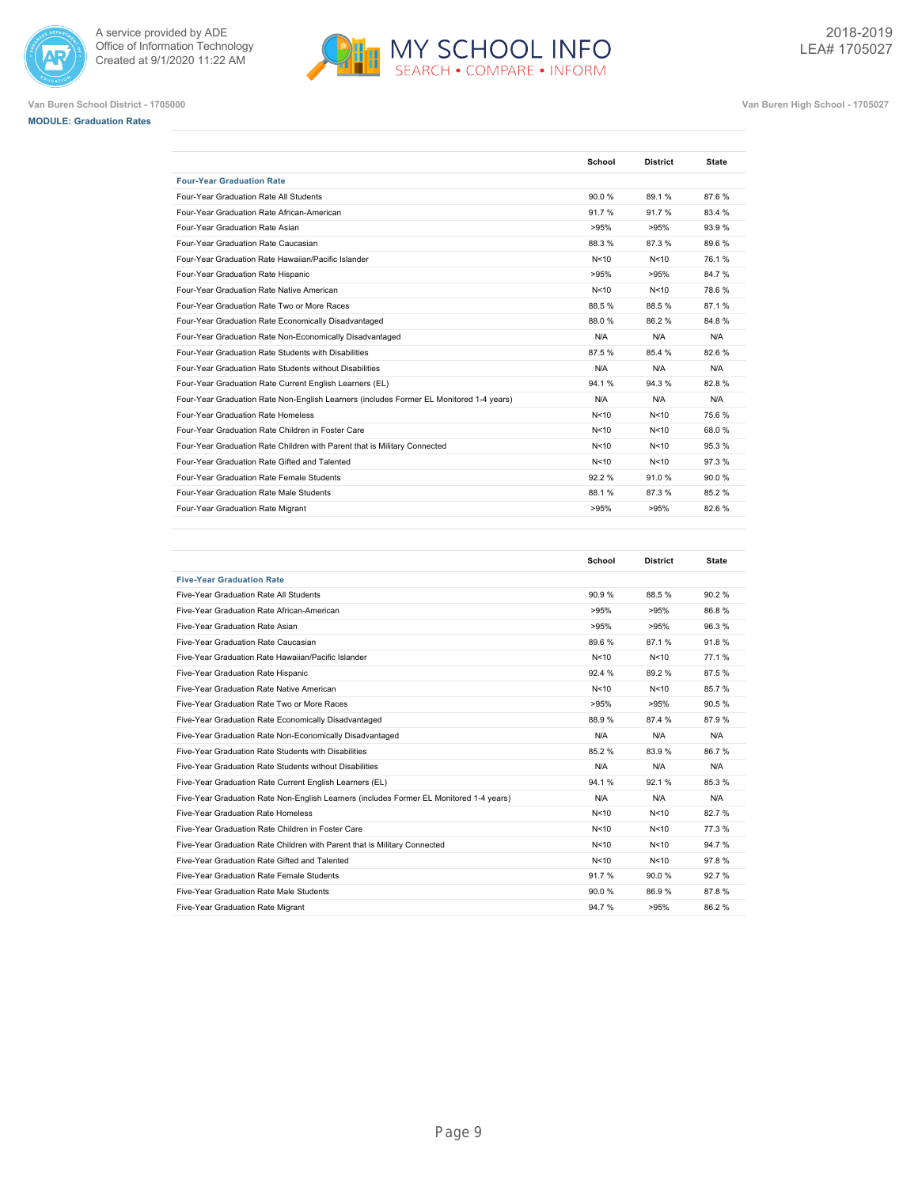Van Buren School District - 1705000

Van Buren High School - 1705027

**MODULE: Graduation Rates**

| | School | District | State |
|---|---|---|---|
| **Four-Year Graduation Rate** | | | |
| Four-Year Graduation Rate All Students | 90.0 % | 89.1 % | 87.6 % |
| Four-Year Graduation Rate African-American | 91.7 % | 91.7 % | 83.4 % |
| Four-Year Graduation Rate Asian | >95% | >95% | 93.9 % |
| Four-Year Graduation Rate Caucasian | 88.3 % | 87.3 % | 89.6 % |
| Four-Year Graduation Rate Hawaiian/Pacific Islander | N<10 | N<10 | 76.1 % |
| Four-Year Graduation Rate Hispanic | >95% | >95% | 84.7 % |
| Four-Year Graduation Rate Native American | N<10 | N<10 | 78.6 % |
| Four-Year Graduation Rate Two or More Races | 88.5 % | 88.5 % | 87.1 % |
| Four-Year Graduation Rate Economically Disadvantaged | 88.0 % | 86.2 % | 84.8 % |
| Four-Year Graduation Rate Non-Economically Disadvantaged | N/A | N/A | N/A |
| Four-Year Graduation Rate Students with Disabilities | 87.5 % | 85.4 % | 82.6 % |
| Four-Year Graduation Rate Students without Disabilities | N/A | N/A | N/A |
| Four-Year Graduation Rate Current English Learners (EL) | 94.1 % | 94.3 % | 82.8 % |
| Four-Year Graduation Rate Non-English Learners (includes Former EL Monitored 1-4 years) | N/A | N/A | N/A |
| Four-Year Graduation Rate Homeless | N<10 | N<10 | 75.6 % |
| Four-Year Graduation Rate Children in Foster Care | N<10 | N<10 | 68.0 % |
| Four-Year Graduation Rate Children with Parent that is Military Connected | N<10 | N<10 | 95.3 % |
| Four-Year Graduation Rate Gifted and Talented | N<10 | N<10 | 97.3 % |
| Four-Year Graduation Rate Female Students | 92.2 % | 91.0 % | 90.0 % |
| Four-Year Graduation Rate Male Students | 88.1 % | 87.3 % | 85.2 % |
| Four-Year Graduation Rate Migrant | >95% | >95% | 82.6 % |

| | School | District | State |
|---|---|---|---|
| **Five-Year Graduation Rate** | | | |
| Five-Year Graduation Rate All Students | 90.9 % | 88.5 % | 90.2 % |
| Five-Year Graduation Rate African-American | >95% | >95% | 86.8 % |
| Five-Year Graduation Rate Asian | >95% | >95% | 96.3 % |
| Five-Year Graduation Rate Caucasian | 89.6 % | 87.1 % | 91.8 % |
| Five-Year Graduation Rate Hawaiian/Pacific Islander | N<10 | N<10 | 77.1 % |
| Five-Year Graduation Rate Hispanic | 92.4 % | 89.2 % | 87.5 % |
| Five-Year Graduation Rate Native American | N<10 | N<10 | 85.7 % |
| Five-Year Graduation Rate Two or More Races | >95% | >95% | 90.5 % |
| Five-Year Graduation Rate Economically Disadvantaged | 88.9 % | 87.4 % | 87.9 % |
| Five-Year Graduation Rate Non-Economically Disadvantaged | N/A | N/A | N/A |
| Five-Year Graduation Rate Students with Disabilities | 85.2 % | 83.9 % | 86.7 % |
| Five-Year Graduation Rate Students without Disabilities | N/A | N/A | N/A |
| Five-Year Graduation Rate Current English Learners (EL) | 94.1 % | 92.1 % | 85.3 % |
| Five-Year Graduation Rate Non-English Learners (includes Former EL Monitored 1-4 years) | N/A | N/A | N/A |
| Five-Year Graduation Rate Homeless | N<10 | N<10 | 82.7 % |
| Five-Year Graduation Rate Children in Foster Care | N<10 | N<10 | 77.3 % |
| Five-Year Graduation Rate Children with Parent that is Military Connected | N<10 | N<10 | 94.7 % |
| Five-Year Graduation Rate Gifted and Talented | N<10 | N<10 | 97.8 % |
| Five-Year Graduation Rate Female Students | 91.7 % | 90.0 % | 92.7 % |
| Five-Year Graduation Rate Male Students | 90.0 % | 86.9 % | 87.8 % |
| Five-Year Graduation Rate Migrant | 94.7 % | >95% | 86.2 % |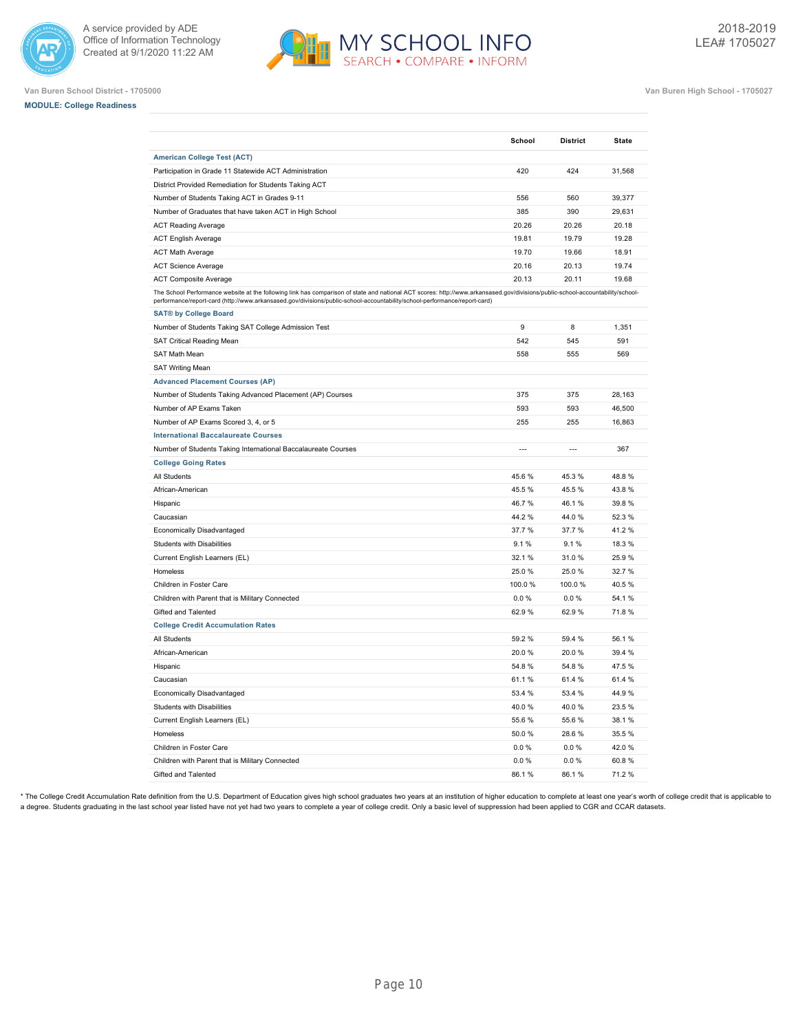Van Buren School District - 1705000

Van Buren High School - 1705027

**MODULE: College Readiness**

| | School | District | State |
|---|---|---|---|
| **American College Test (ACT)** | | | |
| Participation in Grade 11 Statewide ACT Administration | 420 | 424 | 31,568 |
| District Provided Remediation for Students Taking ACT | | | |
| Number of Students Taking ACT in Grades 9-11 | 556 | 560 | 39,377 |
| Number of Graduates that have taken ACT in High School | 385 | 390 | 29,631 |
| ACT Reading Average | 20.26 | 20.26 | 20.18 |
| ACT English Average | 19.81 | 19.79 | 19.28 |
| ACT Math Average | 19.70 | 19.66 | 18.91 |
| ACT Science Average | 20.16 | 20.13 | 19.74 |
| ACT Composite Average | 20.13 | 20.11 | 19.68 |
| The School Performance website at the following link has comparison of state and national ACT scores: http://www.arkansased.gov/divisions/public-school-accountability/school-performance/report-card (http://www.arkansased.gov/divisions/public-school-accountability/school-performance/report-card) | | | |
| **SAT® by College Board** | | | |
| Number of Students Taking SAT College Admission Test | 9 | 8 | 1,351 |
| SAT Critical Reading Mean | 542 | 545 | 591 |
| SAT Math Mean | 558 | 555 | 569 |
| SAT Writing Mean | | | |
| **Advanced Placement Courses (AP)** | | | |
| Number of Students Taking Advanced Placement (AP) Courses | 375 | 375 | 28,163 |
| Number of AP Exams Taken | 593 | 593 | 46,500 |
| Number of AP Exams Scored 3, 4, or 5 | 255 | 255 | 16,863 |
| **International Baccalaureate Courses** | | | |
| Number of Students Taking International Baccalaureate Courses | --- | --- | 367 |
| **College Going Rates** | | | |
| All Students | 45.6 % | 45.3 % | 48.8 % |
| African-American | 45.5 % | 45.5 % | 43.8 % |
| Hispanic | 46.7 % | 46.1 % | 39.8 % |
| Caucasian | 44.2 % | 44.0 % | 52.3 % |
| Economically Disadvantaged | 37.7 % | 37.7 % | 41.2 % |
| Students with Disabilities | 9.1 % | 9.1 % | 18.3 % |
| Current English Learners (EL) | 32.1 % | 31.0 % | 25.9 % |
| Homeless | 25.0 % | 25.0 % | 32.7 % |
| Children in Foster Care | 100.0 % | 100.0 % | 40.5 % |
| Children with Parent that is Military Connected | 0.0 % | 0.0 % | 54.1 % |
| Gifted and Talented | 62.9 % | 62.9 % | 71.8 % |
| **College Credit Accumulation Rates** | | | |
| All Students | 59.2 % | 59.4 % | 56.1 % |
| African-American | 20.0 % | 20.0 % | 39.4 % |
| Hispanic | 54.8 % | 54.8 % | 47.5 % |
| Caucasian | 61.1 % | 61.4 % | 61.4 % |
| Economically Disadvantaged | 53.4 % | 53.4 % | 44.9 % |
| Students with Disabilities | 40.0 % | 40.0 % | 23.5 % |
| Current English Learners (EL) | 55.6 % | 55.6 % | 38.1 % |
| Homeless | 50.0 % | 28.6 % | 35.5 % |
| Children in Foster Care | 0.0 % | 0.0 % | 42.0 % |
| Children with Parent that is Military Connected | 0.0 % | 0.0 % | 60.8 % |
| Gifted and Talented | 86.1 % | 86.1 % | 71.2 % |

* The College Credit Accumulation Rate definition from the U.S. Department of Education gives high school graduates two years at an institution of higher education to complete at least one year's worth of college credit that is applicable to a degree. Students graduating in the last school year listed have not yet had two years to complete a year of college credit. Only a basic level of suppression had been applied to CGR and CCAR datasets.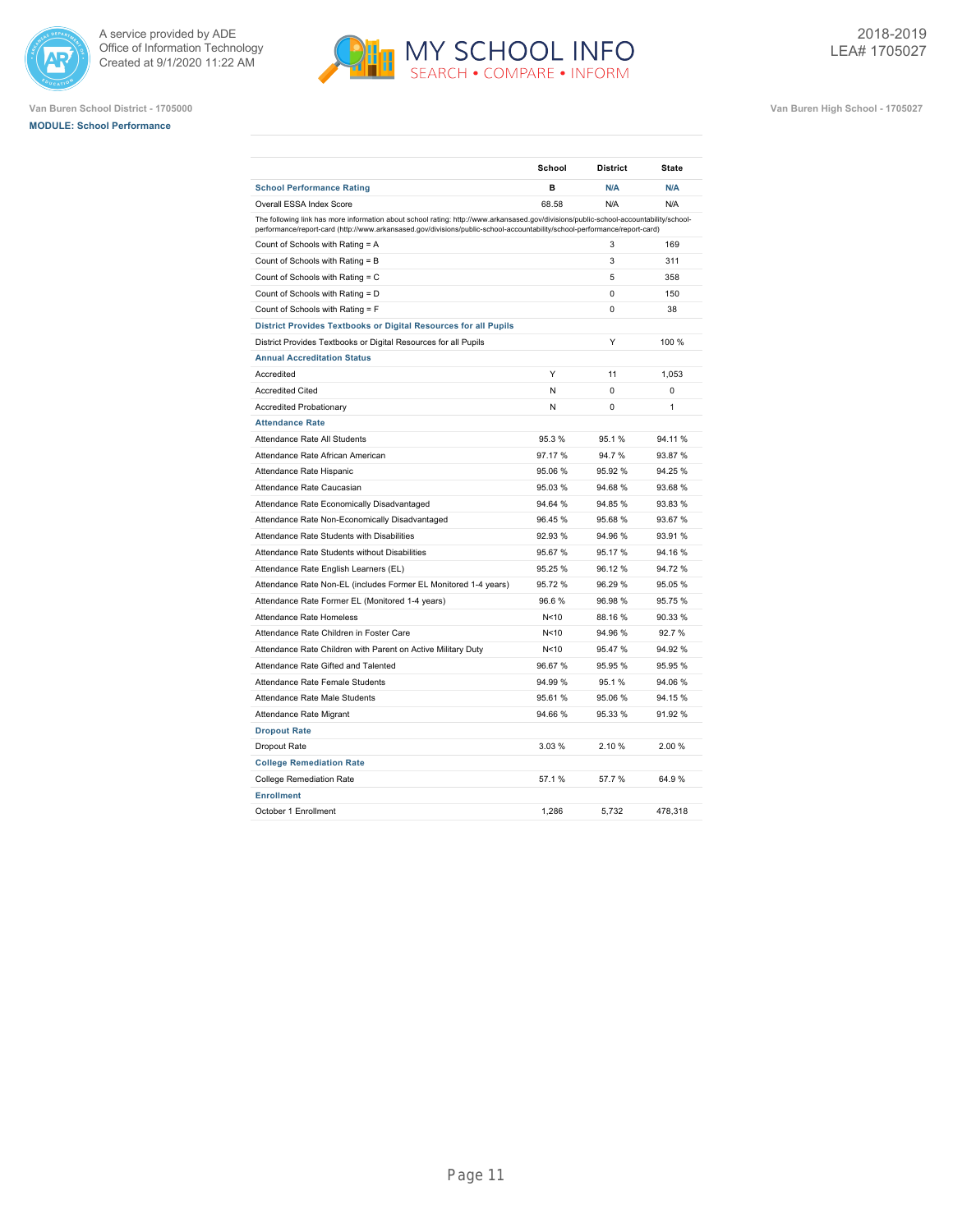Van Buren School District - 1705000

Van Buren High School - 1705027

2018-2019
LEA# 1705027

**MODULE: School Performance**

| | School | District | State |
|---|---|---|---|
| **School Performance Rating** | B | N/A | N/A |
| Overall ESSA Index Score | 68.58 | N/A | N/A |
| The following link has more information about school rating: http://www.arkansased.gov/divisions/public-school-accountability/school-performance/report-card (http://www.arkansased.gov/divisions/public-school-accountability/school-performance/report-card) | | | |
| Count of Schools with Rating = A | | 3 | 169 |
| Count of Schools with Rating = B | | 3 | 311 |
| Count of Schools with Rating = C | | 5 | 358 |
| Count of Schools with Rating = D | | 0 | 150 |
| Count of Schools with Rating = F | | 0 | 38 |
| **District Provides Textbooks or Digital Resources for all Pupils** | | | |
| District Provides Textbooks or Digital Resources for all Pupils | | Y | 100 % |
| **Annual Accreditation Status** | | | |
| Accredited | Y | 11 | 1,053 |
| Accredited Cited | N | 0 | 0 |
| Accredited Probationary | N | 0 | 1 |
| **Attendance Rate** | | | |
| Attendance Rate All Students | 95.3 % | 95.1 % | 94.11 % |
| Attendance Rate African American | 97.17 % | 94.7 % | 93.87 % |
| Attendance Rate Hispanic | 95.06 % | 95.92 % | 94.25 % |
| Attendance Rate Caucasian | 95.03 % | 94.68 % | 93.68 % |
| Attendance Rate Economically Disadvantaged | 94.64 % | 94.85 % | 93.83 % |
| Attendance Rate Non-Economically Disadvantaged | 96.45 % | 95.68 % | 93.67 % |
| Attendance Rate Students with Disabilities | 92.93 % | 94.96 % | 93.91 % |
| Attendance Rate Students without Disabilities | 95.67 % | 95.17 % | 94.16 % |
| Attendance Rate English Learners (EL) | 95.25 % | 96.12 % | 94.72 % |
| Attendance Rate Non-EL (includes Former EL Monitored 1-4 years) | 95.72 % | 96.29 % | 95.05 % |
| Attendance Rate Former EL (Monitored 1-4 years) | 96.6 % | 96.98 % | 95.75 % |
| Attendance Rate Homeless | N<10 | 88.16 % | 90.33 % |
| Attendance Rate Children in Foster Care | N<10 | 94.96 % | 92.7 % |
| Attendance Rate Children with Parent on Active Military Duty | N<10 | 95.47 % | 94.92 % |
| Attendance Rate Gifted and Talented | 96.67 % | 95.95 % | 95.95 % |
| Attendance Rate Female Students | 94.99 % | 95.1 % | 94.06 % |
| Attendance Rate Male Students | 95.61 % | 95.06 % | 94.15 % |
| Attendance Rate Migrant | 94.66 % | 95.33 % | 91.92 % |
| **Dropout Rate** | | | |
| Dropout Rate | 3.03 % | 2.10 % | 2.00 % |
| **College Remediation Rate** | | | |
| College Remediation Rate | 57.1 % | 57.7 % | 64.9 % |
| **Enrollment** | | | |
| October 1 Enrollment | 1,286 | 5,732 | 478,318 |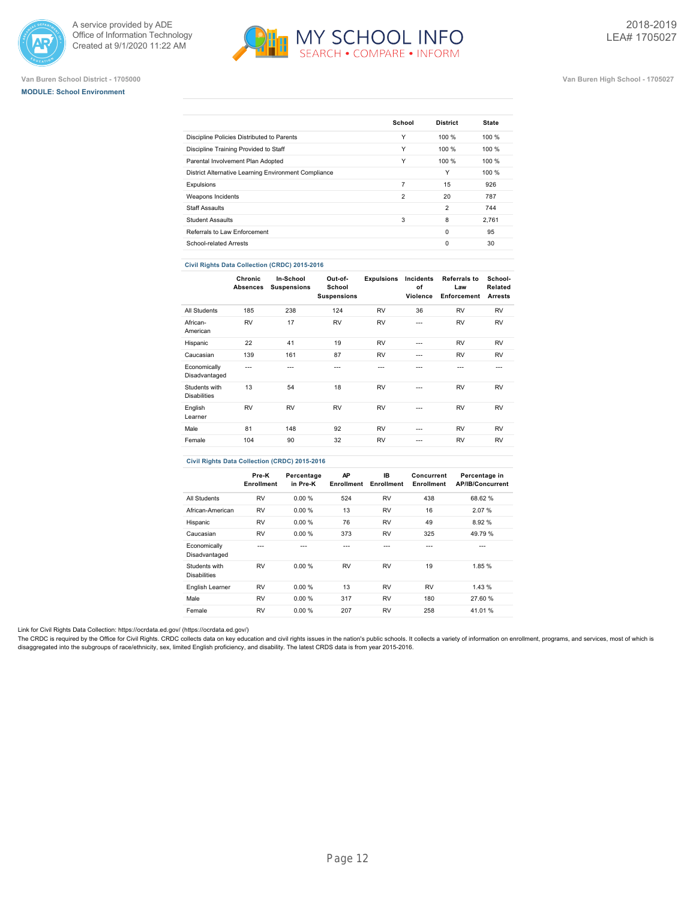Van Buren School District - 1705000

Van Buren High School - 1705027

**MODULE: School Environment**

| | School | District | State |
|---|---|---|---|
| Discipline Policies Distributed to Parents | Y | 100 % | 100 % |
| Discipline Training Provided to Staff | Y | 100 % | 100 % |
| Parental Involvement Plan Adopted | Y | 100 % | 100 % |
| District Alternative Learning Environment Compliance | | Y | 100 % |
| Expulsions | 7 | 15 | 926 |
| Weapons Incidents | 2 | 20 | 787 |
| Staff Assaults | | 2 | 744 |
| Student Assaults | 3 | 8 | 2,761 |
| Referrals to Law Enforcement | | 0 | 95 |
| School-related Arrests | | 0 | 30 |

**Civil Rights Data Collection (CRDC) 2015-2016**

| | Chronic Absences | In-School Suspensions | Out-of-School Suspensions | Expulsions | Incidents of Violence | Referrals to Law Enforcement | School-Related Arrests |
|---|---|---|---|---|---|---|---|
| All Students | 185 | 238 | 124 | RV | 36 | RV | RV |
| African-American | RV | 17 | RV | RV | --- | RV | RV |
| Hispanic | 22 | 41 | 19 | RV | --- | RV | RV |
| Caucasian | 139 | 161 | 87 | RV | --- | RV | RV |
| Economically Disadvantaged | --- | --- | --- | --- | --- | --- | --- |
| Students with Disabilities | 13 | 54 | 18 | RV | --- | RV | RV |
| English Learner | RV | RV | RV | RV | --- | RV | RV |
| Male | 81 | 148 | 92 | RV | --- | RV | RV |
| Female | 104 | 90 | 32 | RV | --- | RV | RV |

**Civil Rights Data Collection (CRDC) 2015-2016**

| | Pre-K Enrollment | Percentage in Pre-K | AP Enrollment | IB Enrollment | Concurrent Enrollment | Percentage in AP/IB/Concurrent |
|---|---|---|---|---|---|---|
| All Students | RV | 0.00 % | 524 | RV | 438 | 68.62 % |
| African-American | RV | 0.00 % | 13 | RV | 16 | 2.07 % |
| Hispanic | RV | 0.00 % | 76 | RV | 49 | 8.92 % |
| Caucasian | RV | 0.00 % | 373 | RV | 325 | 49.79 % |
| Economically Disadvantaged | --- | --- | --- | --- | --- | --- |
| Students with Disabilities | RV | 0.00 % | RV | RV | 19 | 1.85 % |
| English Learner | RV | 0.00 % | 13 | RV | RV | 1.43 % |
| Male | RV | 0.00 % | 317 | RV | 180 | 27.60 % |
| Female | RV | 0.00 % | 207 | RV | 258 | 41.01 % |

Link for Civil Rights Data Collection: https://ocrdata.ed.gov/ (https://ocrdata.ed.gov/)

The CRDC is required by the Office for Civil Rights. CRDC collects data on key education and civil rights issues in the nation's public schools. It collects a variety of information on enrollment, programs, and services, most of which is disaggregated into the subgroups of race/ethnicity, sex, limited English proficiency, and disability. The latest CRDS data is from year 2015-2016.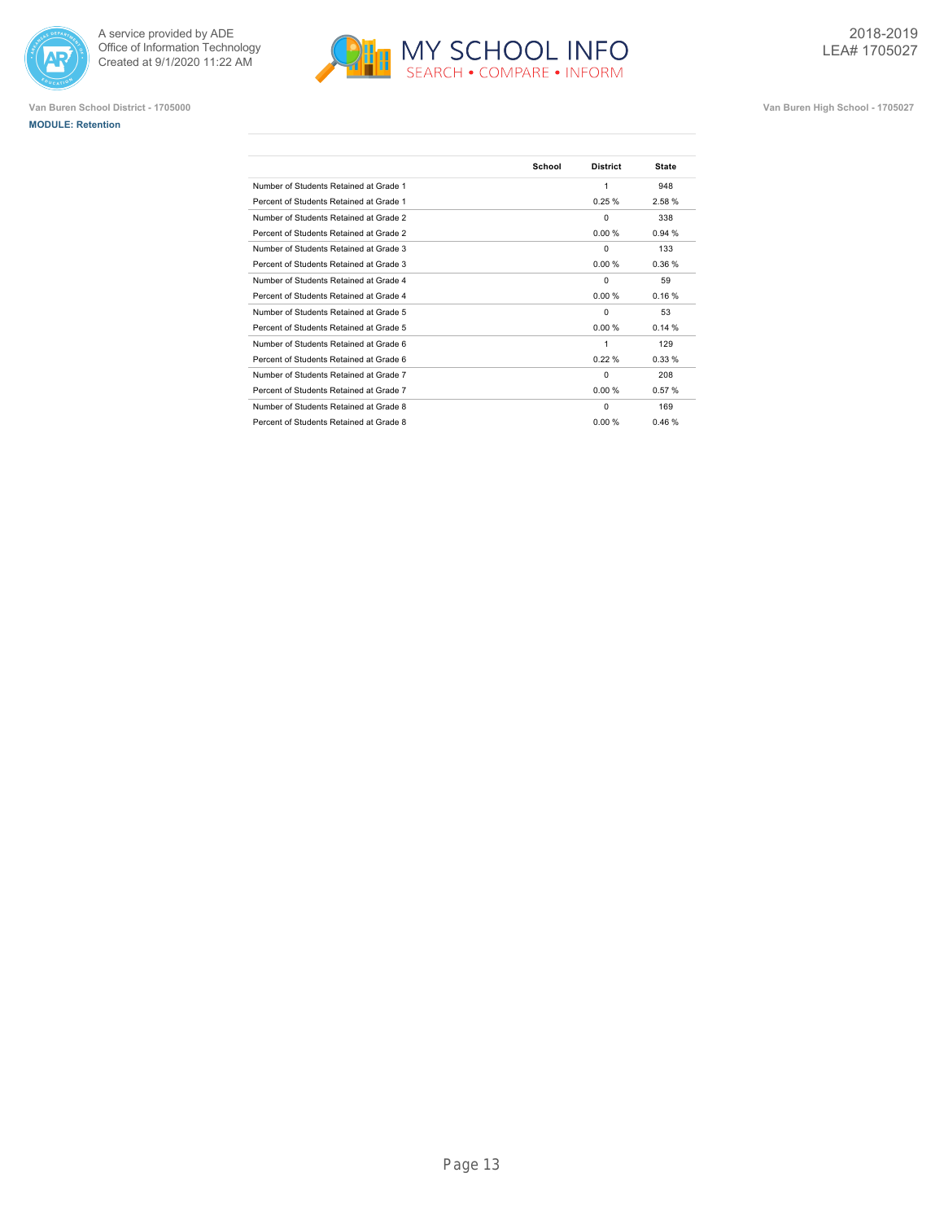Van Buren School District - 1705000

Van Buren High School - 1705027

**MODULE: Retention**

| | School | District | State |
|---|---|---|---|
| Number of Students Retained at Grade 1 | | 1 | 948 |
| Percent of Students Retained at Grade 1 | | 0.25 % | 2.58 % |
| Number of Students Retained at Grade 2 | | 0 | 338 |
| Percent of Students Retained at Grade 2 | | 0.00 % | 0.94 % |
| Number of Students Retained at Grade 3 | | 0 | 133 |
| Percent of Students Retained at Grade 3 | | 0.00 % | 0.36 % |
| Number of Students Retained at Grade 4 | | 0 | 59 |
| Percent of Students Retained at Grade 4 | | 0.00 % | 0.16 % |
| Number of Students Retained at Grade 5 | | 0 | 53 |
| Percent of Students Retained at Grade 5 | | 0.00 % | 0.14 % |
| Number of Students Retained at Grade 6 | | 1 | 129 |
| Percent of Students Retained at Grade 6 | | 0.22 % | 0.33 % |
| Number of Students Retained at Grade 7 | | 0 | 208 |
| Percent of Students Retained at Grade 7 | | 0.00 % | 0.57 % |
| Number of Students Retained at Grade 8 | | 0 | 169 |
| Percent of Students Retained at Grade 8 | | 0.00 % | 0.46 % |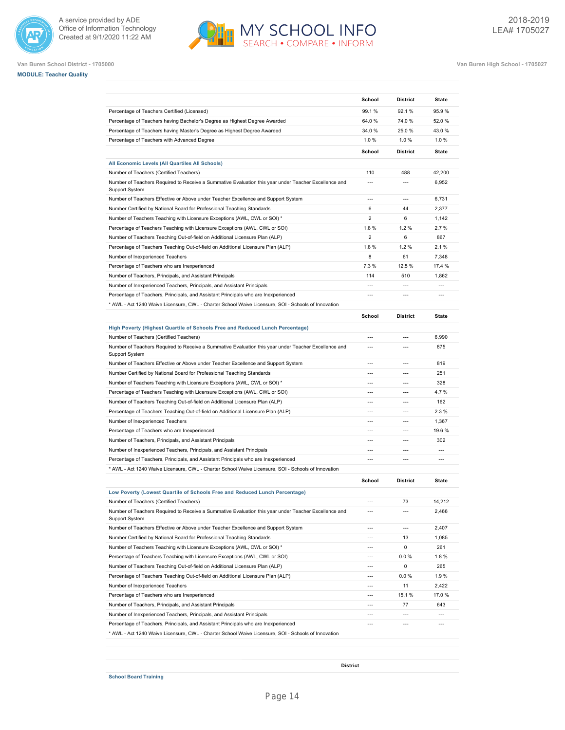Van Buren School District - 1705000

Van Buren High School - 1705027

**MODULE: Teacher Quality**

| | School | District | State |
|---|---|---|---|
| Percentage of Teachers Certified (Licensed) | 99.1 % | 92.1 % | 95.9 % |
| Percentage of Teachers having Bachelor's Degree as Highest Degree Awarded | 64.0 % | 74.0 % | 52.0 % |
| Percentage of Teachers having Master's Degree as Highest Degree Awarded | 34.0 % | 25.0 % | 43.0 % |
| Percentage of Teachers with Advanced Degree | 1.0 % | 1.0 % | 1.0 % |

| **All Economic Levels (All Quartiles All Schools)** | School | District | State |
|---|---|---|---|
| Number of Teachers (Certified Teachers) | 110 | 488 | 42,200 |
| Number of Teachers Required to Receive a Summative Evaluation this year under Teacher Excellence and Support System | --- | --- | 6,952 |
| Number of Teachers Effective or Above under Teacher Excellence and Support System | --- | --- | 6,731 |
| Number Certified by National Board for Professional Teaching Standards | 6 | 44 | 2,377 |
| Number of Teachers Teaching with Licensure Exceptions (AWL, CWL or SOI) * | 2 | 6 | 1,142 |
| Percentage of Teachers Teaching with Licensure Exceptions (AWL, CWL or SOI) | 1.8 % | 1.2 % | 2.7 % |
| Number of Teachers Teaching Out-of-field on Additional Licensure Plan (ALP) | 2 | 6 | 867 |
| Percentage of Teachers Teaching Out-of-field on Additional Licensure Plan (ALP) | 1.8 % | 1.2 % | 2.1 % |
| Number of Inexperienced Teachers | 8 | 61 | 7,348 |
| Percentage of Teachers who are Inexperienced | 7.3 % | 12.5 % | 17.4 % |
| Number of Teachers, Principals, and Assistant Principals | 114 | 510 | 1,862 |
| Number of Inexperienced Teachers, Principals, and Assistant Principals | --- | --- | --- |
| Percentage of Teachers, Principals, and Assistant Principals who are Inexperienced | --- | --- | --- |

* AWL - Act 1240 Waive Licensure, CWL - Charter School Waive Licensure, SOI - Schools of Innovation

| **High Poverty (Highest Quartile of Schools Free and Reduced Lunch Percentage)** | School | District | State |
|---|---|---|---|
| Number of Teachers (Certified Teachers) | --- | --- | 6,990 |
| Number of Teachers Required to Receive a Summative Evaluation this year under Teacher Excellence and Support System | --- | --- | 875 |
| Number of Teachers Effective or Above under Teacher Excellence and Support System | --- | --- | 819 |
| Number Certified by National Board for Professional Teaching Standards | --- | --- | 251 |
| Number of Teachers Teaching with Licensure Exceptions (AWL, CWL or SOI) * | --- | --- | 328 |
| Percentage of Teachers Teaching with Licensure Exceptions (AWL, CWL or SOI) | --- | --- | 4.7 % |
| Number of Teachers Teaching Out-of-field on Additional Licensure Plan (ALP) | --- | --- | 162 |
| Percentage of Teachers Teaching Out-of-field on Additional Licensure Plan (ALP) | --- | --- | 2.3 % |
| Number of Inexperienced Teachers | --- | --- | 1,367 |
| Percentage of Teachers who are Inexperienced | --- | --- | 19.6 % |
| Number of Teachers, Principals, and Assistant Principals | --- | --- | 302 |
| Number of Inexperienced Teachers, Principals, and Assistant Principals | --- | --- | --- |
| Percentage of Teachers, Principals, and Assistant Principals who are Inexperienced | --- | --- | --- |

* AWL - Act 1240 Waive Licensure, CWL - Charter School Waive Licensure, SOI - Schools of Innovation

| **Low Poverty (Lowest Quartile of Schools Free and Reduced Lunch Percentage)** | School | District | State |
|---|---|---|---|
| Number of Teachers (Certified Teachers) | --- | 73 | 14,212 |
| Number of Teachers Required to Receive a Summative Evaluation this year under Teacher Excellence and Support System | --- | --- | 2,466 |
| Number of Teachers Effective or Above under Teacher Excellence and Support System | --- | --- | 2,407 |
| Number Certified by National Board for Professional Teaching Standards | --- | 13 | 1,085 |
| Number of Teachers Teaching with Licensure Exceptions (AWL, CWL or SOI) * | --- | 0 | 261 |
| Percentage of Teachers Teaching with Licensure Exceptions (AWL, CWL or SOI) | --- | 0.0 % | 1.8 % |
| Number of Teachers Teaching Out-of-field on Additional Licensure Plan (ALP) | --- | 0 | 265 |
| Percentage of Teachers Teaching Out-of-field on Additional Licensure Plan (ALP) | --- | 0.0 % | 1.9 % |
| Number of Inexperienced Teachers | --- | 11 | 2,422 |
| Percentage of Teachers who are Inexperienced | --- | 15.1 % | 17.0 % |
| Number of Teachers, Principals, and Assistant Principals | --- | 77 | 643 |
| Number of Inexperienced Teachers, Principals, and Assistant Principals | --- | --- | --- |
| Percentage of Teachers, Principals, and Assistant Principals who are Inexperienced | --- | --- | --- |

* AWL - Act 1240 Waive Licensure, CWL - Charter School Waive Licensure, SOI - Schools of Innovation

| | District |
|---|---|
| **School Board Training** | |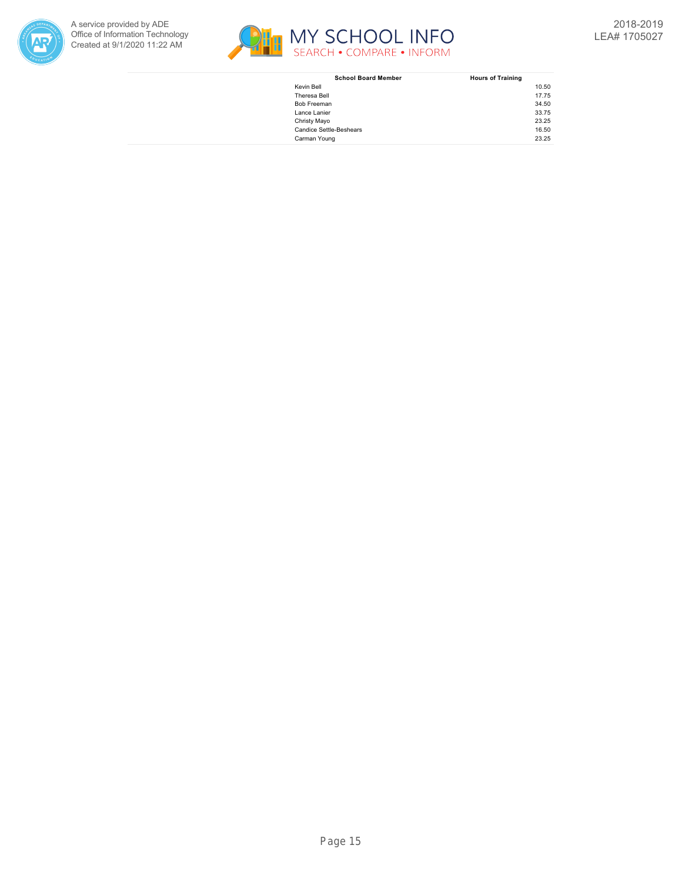| School Board Member | Hours of Training |
|---|---|
| Kevin Bell | 10.50 |
| Theresa Bell | 17.75 |
| Bob Freeman | 34.50 |
| Lance Lanier | 33.75 |
| Christy Mayo | 23.25 |
| Candice Settle-Beshears | 16.50 |
| Carman Young | 23.25 |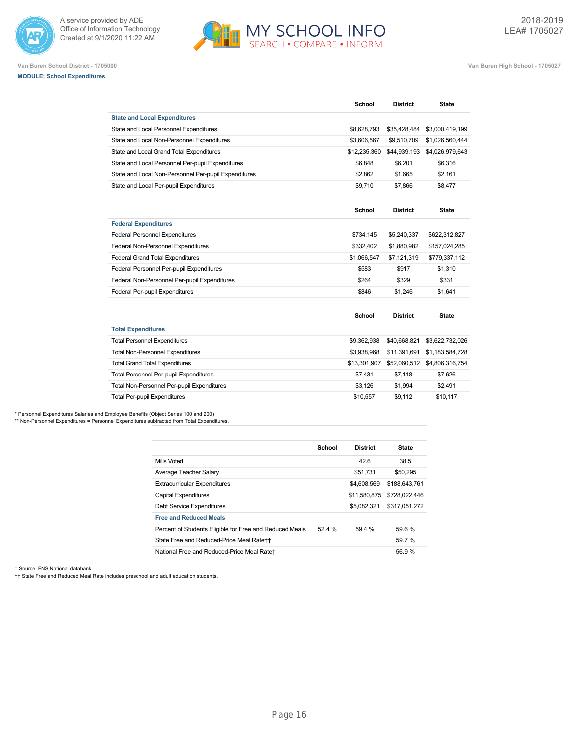Van Buren School District - 1705000

Van Buren High School - 1705027

**MODULE: School Expenditures**

| | School | District | State |
|---|---|---|---|
| **State and Local Expenditures** | | | |
| State and Local Personnel Expenditures | $8,628,793 | $35,428,484 | $3,000,419,199 |
| State and Local Non-Personnel Expenditures | $3,606,567 | $9,510,709 | $1,026,560,444 |
| State and Local Grand Total Expenditures | $12,235,360 | $44,939,193 | $4,026,979,643 |
| State and Local Personnel Per-pupil Expenditures | $6,848 | $6,201 | $6,316 |
| State and Local Non-Personnel Per-pupil Expenditures | $2,862 | $1,665 | $2,161 |
| State and Local Per-pupil Expenditures | $9,710 | $7,866 | $8,477 |

| | School | District | State |
|---|---|---|---|
| **Federal Expenditures** | | | |
| Federal Personnel Expenditures | $734,145 | $5,240,337 | $622,312,827 |
| Federal Non-Personnel Expenditures | $332,402 | $1,880,982 | $157,024,285 |
| Federal Grand Total Expenditures | $1,066,547 | $7,121,319 | $779,337,112 |
| Federal Personnel Per-pupil Expenditures | $583 | $917 | $1,310 |
| Federal Non-Personnel Per-pupil Expenditures | $264 | $329 | $331 |
| Federal Per-pupil Expenditures | $846 | $1,246 | $1,641 |

| | School | District | State |
|---|---|---|---|
| **Total Expenditures** | | | |
| Total Personnel Expenditures | $9,362,938 | $40,668,821 | $3,622,732,026 |
| Total Non-Personnel Expenditures | $3,938,968 | $11,391,691 | $1,183,584,728 |
| Total Grand Total Expenditures | $13,301,907 | $52,060,512 | $4,806,316,754 |
| Total Personnel Per-pupil Expenditures | $7,431 | $7,118 | $7,626 |
| Total Non-Personnel Per-pupil Expenditures | $3,126 | $1,994 | $2,491 |
| Total Per-pupil Expenditures | $10,557 | $9,112 | $10,117 |

* Personnel Expenditures Salaries and Employee Benefits (Object Series 100 and 200)
** Non-Personnel Expenditures = Personnel Expenditures subtracted from Total Expenditures.

| | School | District | State |
|---|---|---|---|
| Mills Voted | | 42.6 | 38.5 |
| Average Teacher Salary | | $51,731 | $50,295 |
| Extracurricular Expenditures | | $4,608,569 | $188,643,761 |
| Capital Expenditures | | $11,580,875 | $728,022,446 |
| Debt Service Expenditures | | $5,082,321 | $317,051,272 |
| **Free and Reduced Meals** | | | |
| Percent of Students Eligible for Free and Reduced Meals | 52.4 % | 59.4 % | 59.6 % |
| State Free and Reduced-Price Meal Rate†† | | | 59.7 % |
| National Free and Reduced-Price Meal Rate† | | | 56.9 % |

† Source: FNS National databank.
†† State Free and Reduced Meal Rate includes preschool and adult education students.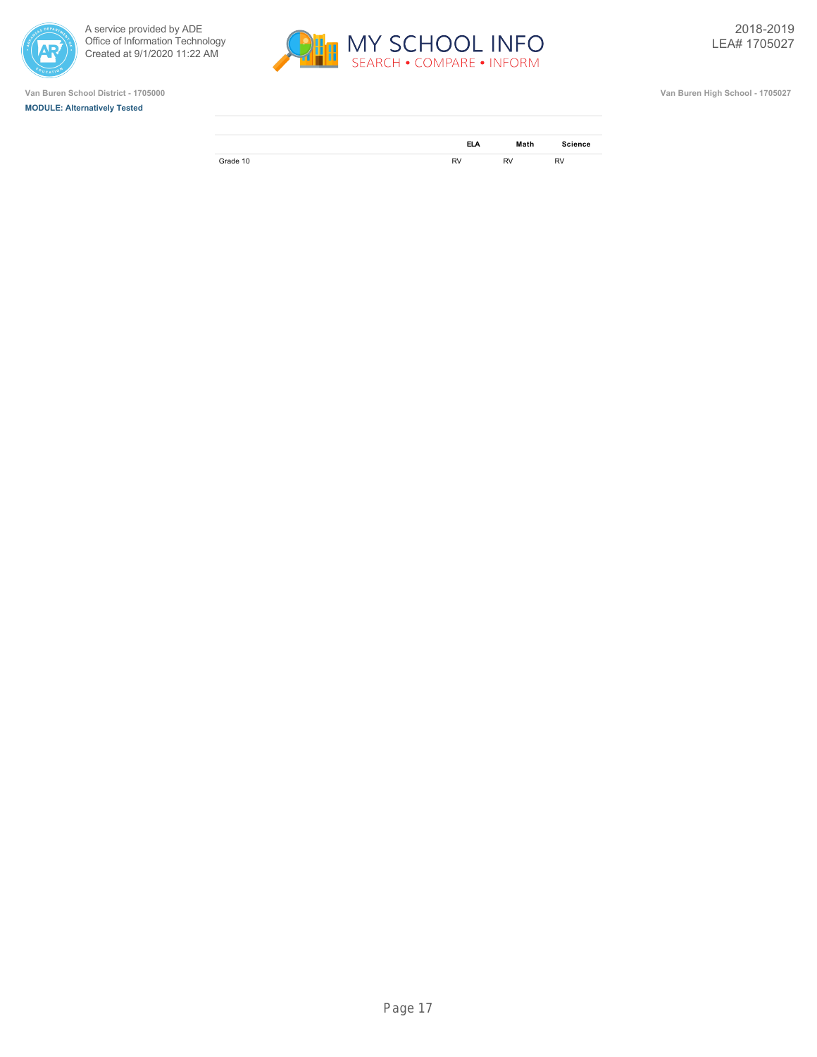Van Buren School District - 1705000

Van Buren High School - 1705027

**MODULE: Alternatively Tested**

| | ELA | Math | Science |
|---|---|---|---|
| Grade 10 | RV | RV | RV |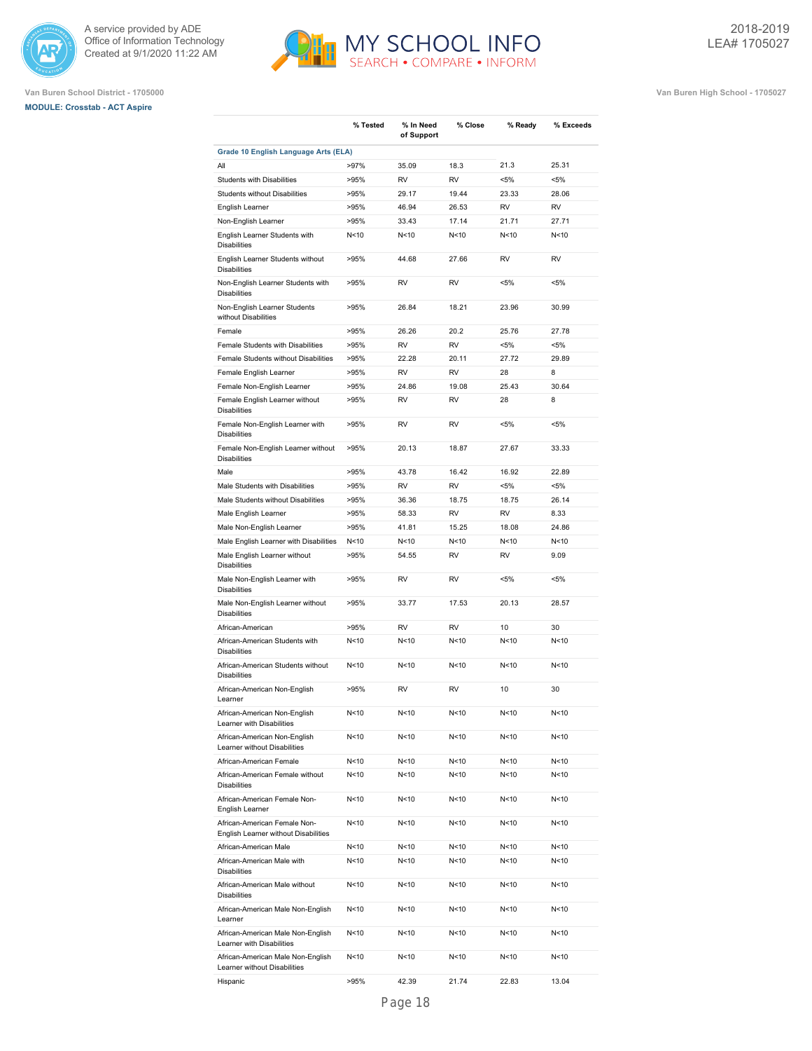Van Buren School District - 1705000

**MODULE: Crosstab - ACT Aspire**

Van Buren High School - 1705027

2018-2019
LEA# 1705027

| | % Tested | % In Need of Support | % Close | % Ready | % Exceeds |
|---|---|---|---|---|---|
| **Grade 10 English Language Arts (ELA)** | | | | | |
| All | >97% | 35.09 | 18.3 | 21.3 | 25.31 |
| Students with Disabilities | >95% | RV | RV | <5% | <5% |
| Students without Disabilities | >95% | 29.17 | 19.44 | 23.33 | 28.06 |
| English Learner | >95% | 46.94 | 26.53 | RV | RV |
| Non-English Learner | >95% | 33.43 | 17.14 | 21.71 | 27.71 |
| English Learner Students with Disabilities | N<10 | N<10 | N<10 | N<10 | N<10 |
| English Learner Students without Disabilities | >95% | 44.68 | 27.66 | RV | RV |
| Non-English Learner Students with Disabilities | >95% | RV | RV | <5% | <5% |
| Non-English Learner Students without Disabilities | >95% | 26.84 | 18.21 | 23.96 | 30.99 |
| Female | >95% | 26.26 | 20.2 | 25.76 | 27.78 |
| Female Students with Disabilities | >95% | RV | RV | <5% | <5% |
| Female Students without Disabilities | >95% | 22.28 | 20.11 | 27.72 | 29.89 |
| Female English Learner | >95% | RV | RV | 28 | 8 |
| Female Non-English Learner | >95% | 24.86 | 19.08 | 25.43 | 30.64 |
| Female English Learner without Disabilities | >95% | RV | RV | 28 | 8 |
| Female Non-English Learner with Disabilities | >95% | RV | RV | <5% | <5% |
| Female Non-English Learner without Disabilities | >95% | 20.13 | 18.87 | 27.67 | 33.33 |
| Male | >95% | 43.78 | 16.42 | 16.92 | 22.89 |
| Male Students with Disabilities | >95% | RV | RV | <5% | <5% |
| Male Students without Disabilities | >95% | 36.36 | 18.75 | 18.75 | 26.14 |
| Male English Learner | >95% | 58.33 | RV | RV | 8.33 |
| Male Non-English Learner | >95% | 41.81 | 15.25 | 18.08 | 24.86 |
| Male English Learner with Disabilities | N<10 | N<10 | N<10 | N<10 | N<10 |
| Male English Learner without Disabilities | >95% | 54.55 | RV | RV | 9.09 |
| Male Non-English Learner with Disabilities | >95% | RV | RV | <5% | <5% |
| Male Non-English Learner without Disabilities | >95% | 33.77 | 17.53 | 20.13 | 28.57 |
| African-American | >95% | RV | RV | 10 | 30 |
| African-American Students with Disabilities | N<10 | N<10 | N<10 | N<10 | N<10 |
| African-American Students without Disabilities | N<10 | N<10 | N<10 | N<10 | N<10 |
| African-American Non-English Learner | >95% | RV | RV | 10 | 30 |
| African-American Non-English Learner with Disabilities | N<10 | N<10 | N<10 | N<10 | N<10 |
| African-American Non-English Learner without Disabilities | N<10 | N<10 | N<10 | N<10 | N<10 |
| African-American Female | N<10 | N<10 | N<10 | N<10 | N<10 |
| African-American Female without Disabilities | N<10 | N<10 | N<10 | N<10 | N<10 |
| African-American Female Non-English Learner | N<10 | N<10 | N<10 | N<10 | N<10 |
| African-American Female Non-English Learner without Disabilities | N<10 | N<10 | N<10 | N<10 | N<10 |
| African-American Male | N<10 | N<10 | N<10 | N<10 | N<10 |
| African-American Male with Disabilities | N<10 | N<10 | N<10 | N<10 | N<10 |
| African-American Male without Disabilities | N<10 | N<10 | N<10 | N<10 | N<10 |
| African-American Male Non-English Learner | N<10 | N<10 | N<10 | N<10 | N<10 |
| African-American Male Non-English Learner with Disabilities | N<10 | N<10 | N<10 | N<10 | N<10 |
| African-American Male Non-English Learner without Disabilities | N<10 | N<10 | N<10 | N<10 | N<10 |
| Hispanic | >95% | 42.39 | 21.74 | 22.83 | 13.04 |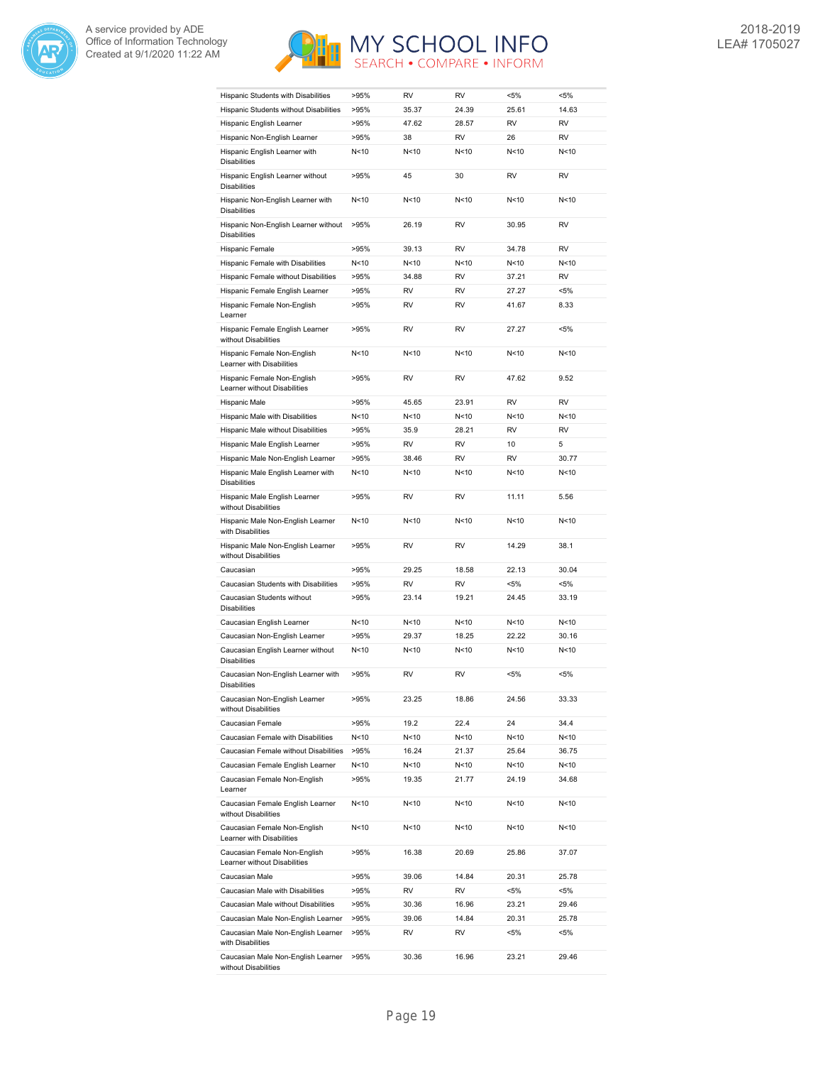| | | | | | |
|---|---|---|---|---|---|
| Hispanic Students with Disabilities | >95% | RV | RV | <5% | <5% |
| Hispanic Students without Disabilities | >95% | 35.37 | 24.39 | 25.61 | 14.63 |
| Hispanic English Learner | >95% | 47.62 | 28.57 | RV | RV |
| Hispanic Non-English Learner | >95% | 38 | RV | 26 | RV |
| Hispanic English Learner with Disabilities | N<10 | N<10 | N<10 | N<10 | N<10 |
| Hispanic English Learner without Disabilities | >95% | 45 | 30 | RV | RV |
| Hispanic Non-English Learner with Disabilities | N<10 | N<10 | N<10 | N<10 | N<10 |
| Hispanic Non-English Learner without Disabilities | >95% | 26.19 | RV | 30.95 | RV |
| Hispanic Female | >95% | 39.13 | RV | 34.78 | RV |
| Hispanic Female with Disabilities | N<10 | N<10 | N<10 | N<10 | N<10 |
| Hispanic Female without Disabilities | >95% | 34.88 | RV | 37.21 | RV |
| Hispanic Female English Learner | >95% | RV | RV | 27.27 | <5% |
| Hispanic Female Non-English Learner | >95% | RV | RV | 41.67 | 8.33 |
| Hispanic Female English Learner without Disabilities | >95% | RV | RV | 27.27 | <5% |
| Hispanic Female Non-English Learner with Disabilities | N<10 | N<10 | N<10 | N<10 | N<10 |
| Hispanic Female Non-English Learner without Disabilities | >95% | RV | RV | 47.62 | 9.52 |
| Hispanic Male | >95% | 45.65 | 23.91 | RV | RV |
| Hispanic Male with Disabilities | N<10 | N<10 | N<10 | N<10 | N<10 |
| Hispanic Male without Disabilities | >95% | 35.9 | 28.21 | RV | RV |
| Hispanic Male English Learner | >95% | RV | RV | 10 | 5 |
| Hispanic Male Non-English Learner | >95% | 38.46 | RV | RV | 30.77 |
| Hispanic Male English Learner with Disabilities | N<10 | N<10 | N<10 | N<10 | N<10 |
| Hispanic Male English Learner without Disabilities | >95% | RV | RV | 11.11 | 5.56 |
| Hispanic Male Non-English Learner with Disabilities | N<10 | N<10 | N<10 | N<10 | N<10 |
| Hispanic Male Non-English Learner without Disabilities | >95% | RV | RV | 14.29 | 38.1 |
| Caucasian | >95% | 29.25 | 18.58 | 22.13 | 30.04 |
| Caucasian Students with Disabilities | >95% | RV | RV | <5% | <5% |
| Caucasian Students without Disabilities | >95% | 23.14 | 19.21 | 24.45 | 33.19 |
| Caucasian English Learner | N<10 | N<10 | N<10 | N<10 | N<10 |
| Caucasian Non-English Learner | >95% | 29.37 | 18.25 | 22.22 | 30.16 |
| Caucasian English Learner without Disabilities | N<10 | N<10 | N<10 | N<10 | N<10 |
| Caucasian Non-English Learner with Disabilities | >95% | RV | RV | <5% | <5% |
| Caucasian Non-English Learner without Disabilities | >95% | 23.25 | 18.86 | 24.56 | 33.33 |
| Caucasian Female | >95% | 19.2 | 22.4 | 24 | 34.4 |
| Caucasian Female with Disabilities | N<10 | N<10 | N<10 | N<10 | N<10 |
| Caucasian Female without Disabilities | >95% | 16.24 | 21.37 | 25.64 | 36.75 |
| Caucasian Female English Learner | N<10 | N<10 | N<10 | N<10 | N<10 |
| Caucasian Female Non-English Learner | >95% | 19.35 | 21.77 | 24.19 | 34.68 |
| Caucasian Female English Learner without Disabilities | N<10 | N<10 | N<10 | N<10 | N<10 |
| Caucasian Female Non-English Learner with Disabilities | N<10 | N<10 | N<10 | N<10 | N<10 |
| Caucasian Female Non-English Learner without Disabilities | >95% | 16.38 | 20.69 | 25.86 | 37.07 |
| Caucasian Male | >95% | 39.06 | 14.84 | 20.31 | 25.78 |
| Caucasian Male with Disabilities | >95% | RV | RV | <5% | <5% |
| Caucasian Male without Disabilities | >95% | 30.36 | 16.96 | 23.21 | 29.46 |
| Caucasian Male Non-English Learner | >95% | 39.06 | 14.84 | 20.31 | 25.78 |
| Caucasian Male Non-English Learner with Disabilities | >95% | RV | RV | <5% | <5% |
| Caucasian Male Non-English Learner without Disabilities | >95% | 30.36 | 16.96 | 23.21 | 29.46 |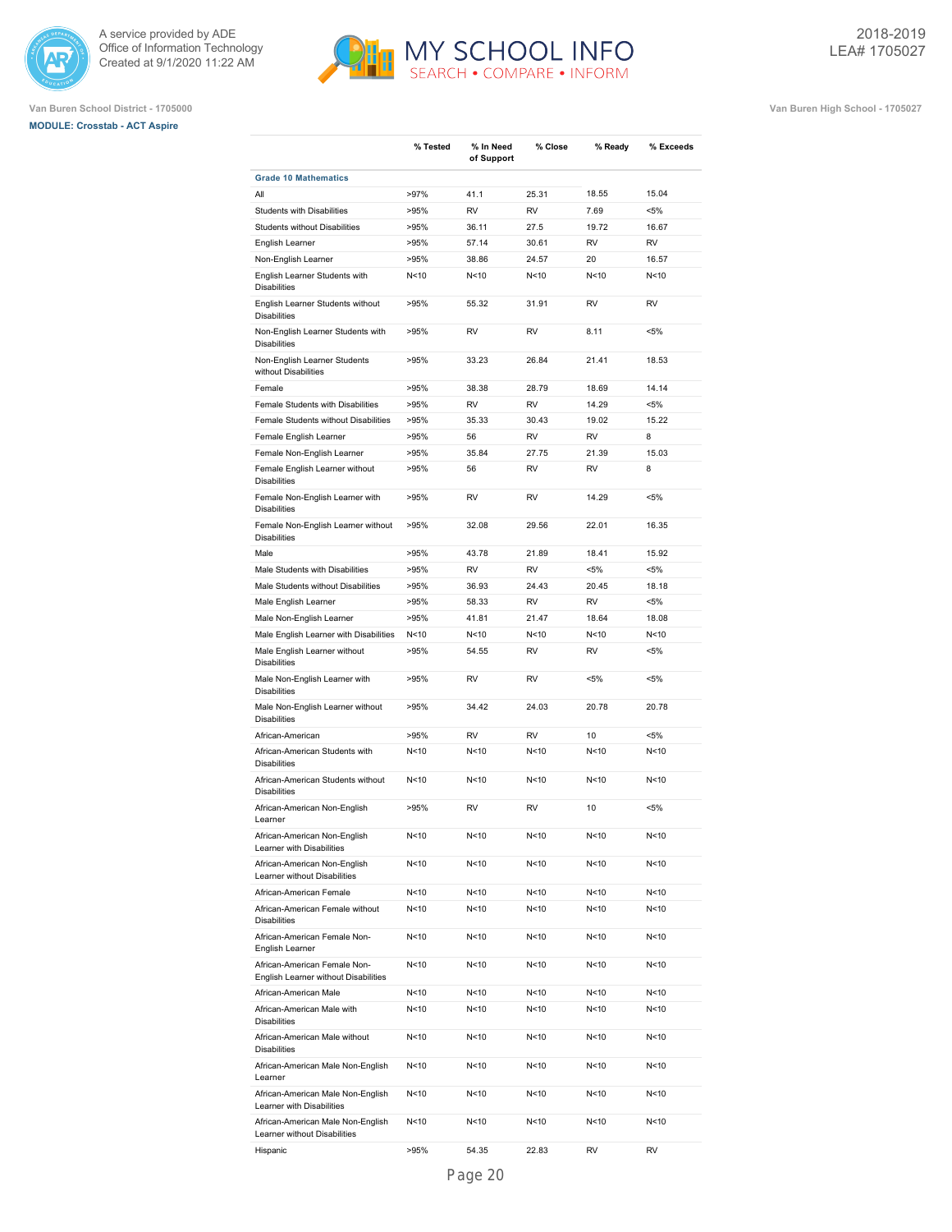Van Buren School District - 1705000

**MODULE: Crosstab - ACT Aspire**

Van Buren High School - 1705027

2018-2019
LEA# 1705027

| | % Tested | % In Need of Support | % Close | % Ready | % Exceeds |
|---|---|---|---|---|---|
| **Grade 10 Mathematics** | | | | | |
| All | >97% | 41.1 | 25.31 | 18.55 | 15.04 |
| Students with Disabilities | >95% | RV | RV | 7.69 | <5% |
| Students without Disabilities | >95% | 36.11 | 27.5 | 19.72 | 16.67 |
| English Learner | >95% | 57.14 | 30.61 | RV | RV |
| Non-English Learner | >95% | 38.86 | 24.57 | 20 | 16.57 |
| English Learner Students with Disabilities | N<10 | N<10 | N<10 | N<10 | N<10 |
| English Learner Students without Disabilities | >95% | 55.32 | 31.91 | RV | RV |
| Non-English Learner Students with Disabilities | >95% | RV | RV | 8.11 | <5% |
| Non-English Learner Students without Disabilities | >95% | 33.23 | 26.84 | 21.41 | 18.53 |
| Female | >95% | 38.38 | 28.79 | 18.69 | 14.14 |
| Female Students with Disabilities | >95% | RV | RV | 14.29 | <5% |
| Female Students without Disabilities | >95% | 35.33 | 30.43 | 19.02 | 15.22 |
| Female English Learner | >95% | 56 | RV | RV | 8 |
| Female Non-English Learner | >95% | 35.84 | 27.75 | 21.39 | 15.03 |
| Female English Learner without Disabilities | >95% | 56 | RV | RV | 8 |
| Female Non-English Learner with Disabilities | >95% | RV | RV | 14.29 | <5% |
| Female Non-English Learner without Disabilities | >95% | 32.08 | 29.56 | 22.01 | 16.35 |
| Male | >95% | 43.78 | 21.89 | 18.41 | 15.92 |
| Male Students with Disabilities | >95% | RV | RV | <5% | <5% |
| Male Students without Disabilities | >95% | 36.93 | 24.43 | 20.45 | 18.18 |
| Male English Learner | >95% | 58.33 | RV | RV | <5% |
| Male Non-English Learner | >95% | 41.81 | 21.47 | 18.64 | 18.08 |
| Male English Learner with Disabilities | N<10 | N<10 | N<10 | N<10 | N<10 |
| Male English Learner without Disabilities | >95% | 54.55 | RV | RV | <5% |
| Male Non-English Learner with Disabilities | >95% | RV | RV | <5% | <5% |
| Male Non-English Learner without Disabilities | >95% | 34.42 | 24.03 | 20.78 | 20.78 |
| African-American | >95% | RV | RV | 10 | <5% |
| African-American Students with Disabilities | N<10 | N<10 | N<10 | N<10 | N<10 |
| African-American Students without Disabilities | N<10 | N<10 | N<10 | N<10 | N<10 |
| African-American Non-English Learner | >95% | RV | RV | 10 | <5% |
| African-American Non-English Learner with Disabilities | N<10 | N<10 | N<10 | N<10 | N<10 |
| African-American Non-English Learner without Disabilities | N<10 | N<10 | N<10 | N<10 | N<10 |
| African-American Female | N<10 | N<10 | N<10 | N<10 | N<10 |
| African-American Female without Disabilities | N<10 | N<10 | N<10 | N<10 | N<10 |
| African-American Female Non-English Learner | N<10 | N<10 | N<10 | N<10 | N<10 |
| African-American Female Non-English Learner without Disabilities | N<10 | N<10 | N<10 | N<10 | N<10 |
| African-American Male | N<10 | N<10 | N<10 | N<10 | N<10 |
| African-American Male with Disabilities | N<10 | N<10 | N<10 | N<10 | N<10 |
| African-American Male without Disabilities | N<10 | N<10 | N<10 | N<10 | N<10 |
| African-American Male Non-English Learner | N<10 | N<10 | N<10 | N<10 | N<10 |
| African-American Male Non-English Learner with Disabilities | N<10 | N<10 | N<10 | N<10 | N<10 |
| African-American Male Non-English Learner without Disabilities | N<10 | N<10 | N<10 | N<10 | N<10 |
| Hispanic | >95% | 54.35 | 22.83 | RV | RV |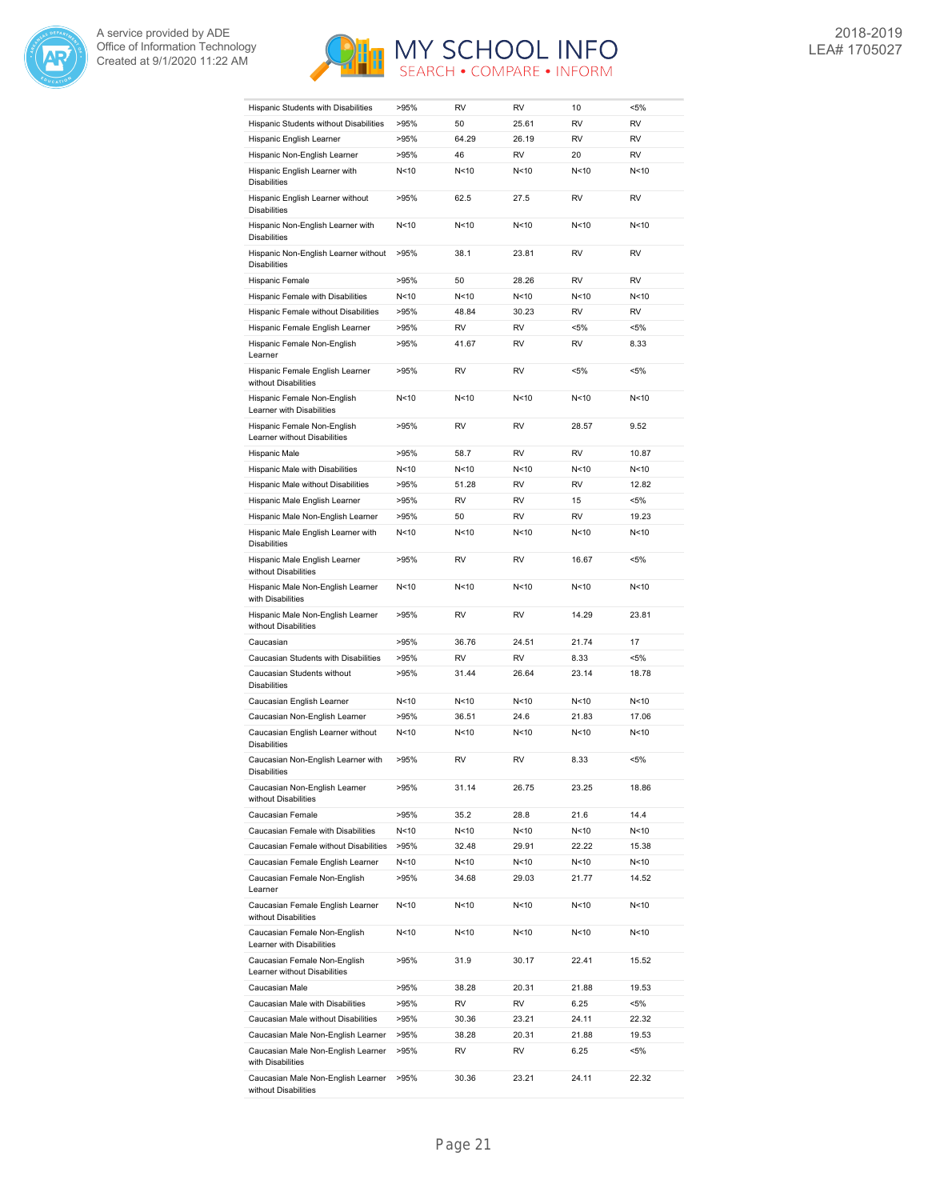| | | | | | |
|---|---|---|---|---|---|
| Hispanic Students with Disabilities | >95% | RV | RV | 10 | <5% |
| Hispanic Students without Disabilities | >95% | 50 | 25.61 | RV | RV |
| Hispanic English Learner | >95% | 64.29 | 26.19 | RV | RV |
| Hispanic Non-English Learner | >95% | 46 | RV | 20 | RV |
| Hispanic English Learner with Disabilities | N<10 | N<10 | N<10 | N<10 | N<10 |
| Hispanic English Learner without Disabilities | >95% | 62.5 | 27.5 | RV | RV |
| Hispanic Non-English Learner with Disabilities | N<10 | N<10 | N<10 | N<10 | N<10 |
| Hispanic Non-English Learner without Disabilities | >95% | 38.1 | 23.81 | RV | RV |
| Hispanic Female | >95% | 50 | 28.26 | RV | RV |
| Hispanic Female with Disabilities | N<10 | N<10 | N<10 | N<10 | N<10 |
| Hispanic Female without Disabilities | >95% | 48.84 | 30.23 | RV | RV |
| Hispanic Female English Learner | >95% | RV | RV | <5% | <5% |
| Hispanic Female Non-English Learner | >95% | 41.67 | RV | RV | 8.33 |
| Hispanic Female English Learner without Disabilities | >95% | RV | RV | <5% | <5% |
| Hispanic Female Non-English Learner with Disabilities | N<10 | N<10 | N<10 | N<10 | N<10 |
| Hispanic Female Non-English Learner without Disabilities | >95% | RV | RV | 28.57 | 9.52 |
| Hispanic Male | >95% | 58.7 | RV | RV | 10.87 |
| Hispanic Male with Disabilities | N<10 | N<10 | N<10 | N<10 | N<10 |
| Hispanic Male without Disabilities | >95% | 51.28 | RV | RV | 12.82 |
| Hispanic Male English Learner | >95% | RV | RV | 15 | <5% |
| Hispanic Male Non-English Learner | >95% | 50 | RV | RV | 19.23 |
| Hispanic Male English Learner with Disabilities | N<10 | N<10 | N<10 | N<10 | N<10 |
| Hispanic Male English Learner without Disabilities | >95% | RV | RV | 16.67 | <5% |
| Hispanic Male Non-English Learner with Disabilities | N<10 | N<10 | N<10 | N<10 | N<10 |
| Hispanic Male Non-English Learner without Disabilities | >95% | RV | RV | 14.29 | 23.81 |
| Caucasian | >95% | 36.76 | 24.51 | 21.74 | 17 |
| Caucasian Students with Disabilities | >95% | RV | RV | 8.33 | <5% |
| Caucasian Students without Disabilities | >95% | 31.44 | 26.64 | 23.14 | 18.78 |
| Caucasian English Learner | N<10 | N<10 | N<10 | N<10 | N<10 |
| Caucasian Non-English Learner | >95% | 36.51 | 24.6 | 21.83 | 17.06 |
| Caucasian English Learner without Disabilities | N<10 | N<10 | N<10 | N<10 | N<10 |
| Caucasian Non-English Learner with Disabilities | >95% | RV | RV | 8.33 | <5% |
| Caucasian Non-English Learner without Disabilities | >95% | 31.14 | 26.75 | 23.25 | 18.86 |
| Caucasian Female | >95% | 35.2 | 28.8 | 21.6 | 14.4 |
| Caucasian Female with Disabilities | N<10 | N<10 | N<10 | N<10 | N<10 |
| Caucasian Female without Disabilities | >95% | 32.48 | 29.91 | 22.22 | 15.38 |
| Caucasian Female English Learner | N<10 | N<10 | N<10 | N<10 | N<10 |
| Caucasian Female Non-English Learner | >95% | 34.68 | 29.03 | 21.77 | 14.52 |
| Caucasian Female English Learner without Disabilities | N<10 | N<10 | N<10 | N<10 | N<10 |
| Caucasian Female Non-English Learner with Disabilities | N<10 | N<10 | N<10 | N<10 | N<10 |
| Caucasian Female Non-English Learner without Disabilities | >95% | 31.9 | 30.17 | 22.41 | 15.52 |
| Caucasian Male | >95% | 38.28 | 20.31 | 21.88 | 19.53 |
| Caucasian Male with Disabilities | >95% | RV | RV | 6.25 | <5% |
| Caucasian Male without Disabilities | >95% | 30.36 | 23.21 | 24.11 | 22.32 |
| Caucasian Male Non-English Learner | >95% | 38.28 | 20.31 | 21.88 | 19.53 |
| Caucasian Male Non-English Learner with Disabilities | >95% | RV | RV | 6.25 | <5% |
| Caucasian Male Non-English Learner without Disabilities | >95% | 30.36 | 23.21 | 24.11 | 22.32 |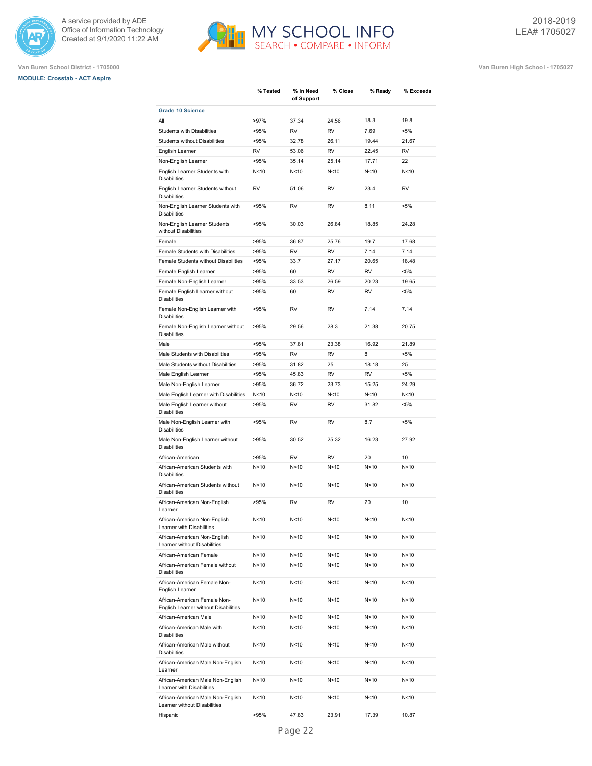Van Buren School District - 1705000

**MODULE: Crosstab - ACT Aspire**

Van Buren High School - 1705027

2018-2019
LEA# 1705027

| | % Tested | % In Need of Support | % Close | % Ready | % Exceeds |
|---|---|---|---|---|---|
| **Grade 10 Science** | | | | | |
| All | >97% | 37.34 | 24.56 | 18.3 | 19.8 |
| Students with Disabilities | >95% | RV | RV | 7.69 | <5% |
| Students without Disabilities | >95% | 32.78 | 26.11 | 19.44 | 21.67 |
| English Learner | RV | 53.06 | RV | 22.45 | RV |
| Non-English Learner | >95% | 35.14 | 25.14 | 17.71 | 22 |
| English Learner Students with Disabilities | N<10 | N<10 | N<10 | N<10 | N<10 |
| English Learner Students without Disabilities | RV | 51.06 | RV | 23.4 | RV |
| Non-English Learner Students with Disabilities | >95% | RV | RV | 8.11 | <5% |
| Non-English Learner Students without Disabilities | >95% | 30.03 | 26.84 | 18.85 | 24.28 |
| Female | >95% | 36.87 | 25.76 | 19.7 | 17.68 |
| Female Students with Disabilities | >95% | RV | RV | 7.14 | 7.14 |
| Female Students without Disabilities | >95% | 33.7 | 27.17 | 20.65 | 18.48 |
| Female English Learner | >95% | 60 | RV | RV | <5% |
| Female Non-English Learner | >95% | 33.53 | 26.59 | 20.23 | 19.65 |
| Female English Learner without Disabilities | >95% | 60 | RV | RV | <5% |
| Female Non-English Learner with Disabilities | >95% | RV | RV | 7.14 | 7.14 |
| Female Non-English Learner without Disabilities | >95% | 29.56 | 28.3 | 21.38 | 20.75 |
| Male | >95% | 37.81 | 23.38 | 16.92 | 21.89 |
| Male Students with Disabilities | >95% | RV | RV | 8 | <5% |
| Male Students without Disabilities | >95% | 31.82 | 25 | 18.18 | 25 |
| Male English Learner | >95% | 45.83 | RV | RV | <5% |
| Male Non-English Learner | >95% | 36.72 | 23.73 | 15.25 | 24.29 |
| Male English Learner with Disabilities | N<10 | N<10 | N<10 | N<10 | N<10 |
| Male English Learner without Disabilities | >95% | RV | RV | 31.82 | <5% |
| Male Non-English Learner with Disabilities | >95% | RV | RV | 8.7 | <5% |
| Male Non-English Learner without Disabilities | >95% | 30.52 | 25.32 | 16.23 | 27.92 |
| African-American | >95% | RV | RV | 20 | 10 |
| African-American Students with Disabilities | N<10 | N<10 | N<10 | N<10 | N<10 |
| African-American Students without Disabilities | N<10 | N<10 | N<10 | N<10 | N<10 |
| African-American Non-English Learner | >95% | RV | RV | 20 | 10 |
| African-American Non-English Learner with Disabilities | N<10 | N<10 | N<10 | N<10 | N<10 |
| African-American Non-English Learner without Disabilities | N<10 | N<10 | N<10 | N<10 | N<10 |
| African-American Female | N<10 | N<10 | N<10 | N<10 | N<10 |
| African-American Female without Disabilities | N<10 | N<10 | N<10 | N<10 | N<10 |
| African-American Female Non-English Learner | N<10 | N<10 | N<10 | N<10 | N<10 |
| African-American Female Non-English Learner without Disabilities | N<10 | N<10 | N<10 | N<10 | N<10 |
| African-American Male | N<10 | N<10 | N<10 | N<10 | N<10 |
| African-American Male with Disabilities | N<10 | N<10 | N<10 | N<10 | N<10 |
| African-American Male without Disabilities | N<10 | N<10 | N<10 | N<10 | N<10 |
| African-American Male Non-English Learner | N<10 | N<10 | N<10 | N<10 | N<10 |
| African-American Male Non-English Learner with Disabilities | N<10 | N<10 | N<10 | N<10 | N<10 |
| African-American Male Non-English Learner without Disabilities | N<10 | N<10 | N<10 | N<10 | N<10 |
| Hispanic | >95% | 47.83 | 23.91 | 17.39 | 10.87 |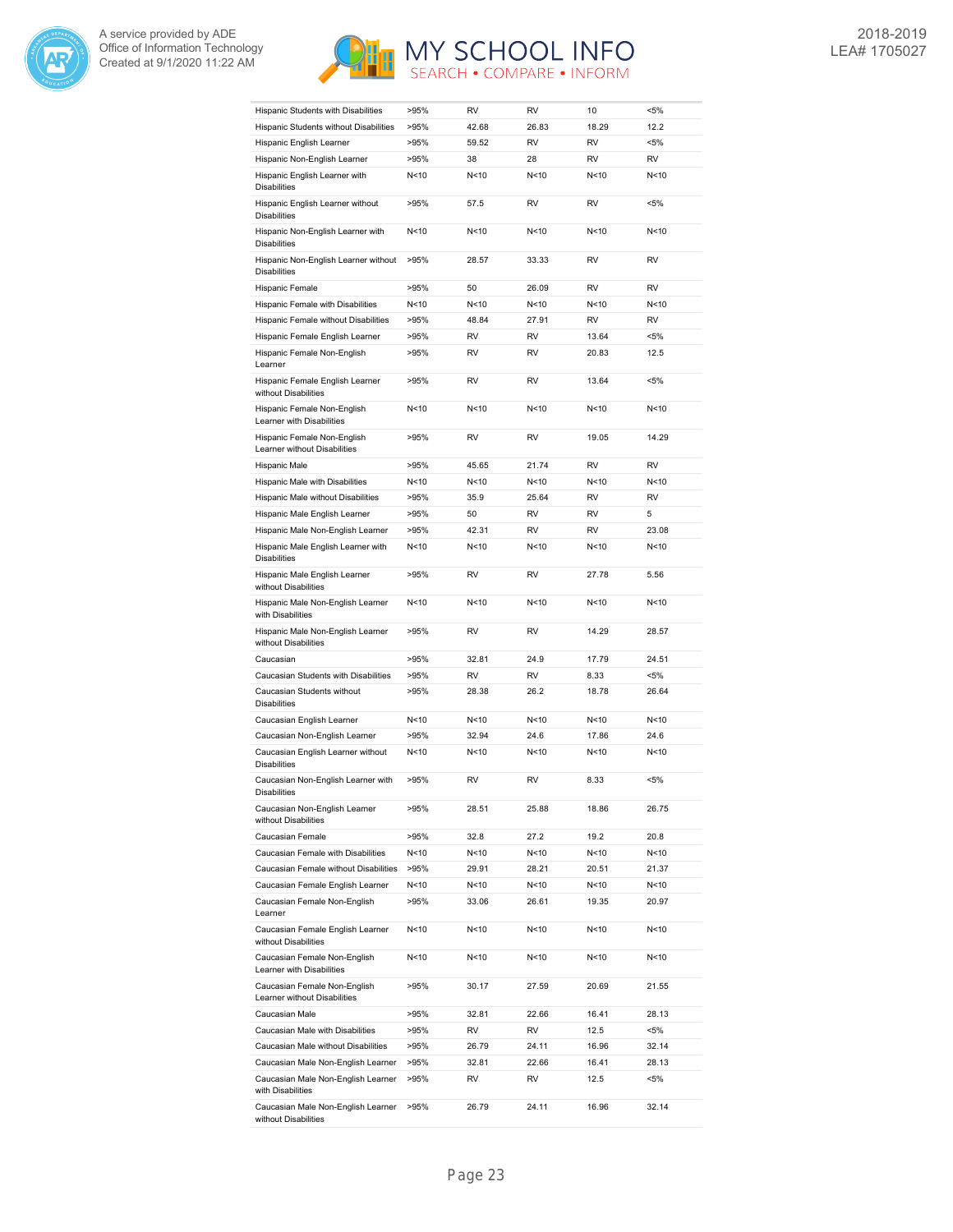| | | | | | |
|---|---|---|---|---|---|
| Hispanic Students with Disabilities | >95% | RV | RV | 10 | <5% |
| Hispanic Students without Disabilities | >95% | 42.68 | 26.83 | 18.29 | 12.2 |
| Hispanic English Learner | >95% | 59.52 | RV | RV | <5% |
| Hispanic Non-English Learner | >95% | 38 | 28 | RV | RV |
| Hispanic English Learner with Disabilities | N<10 | N<10 | N<10 | N<10 | N<10 |
| Hispanic English Learner without Disabilities | >95% | 57.5 | RV | RV | <5% |
| Hispanic Non-English Learner with Disabilities | N<10 | N<10 | N<10 | N<10 | N<10 |
| Hispanic Non-English Learner without Disabilities | >95% | 28.57 | 33.33 | RV | RV |
| Hispanic Female | >95% | 50 | 26.09 | RV | RV |
| Hispanic Female with Disabilities | N<10 | N<10 | N<10 | N<10 | N<10 |
| Hispanic Female without Disabilities | >95% | 48.84 | 27.91 | RV | RV |
| Hispanic Female English Learner | >95% | RV | RV | 13.64 | <5% |
| Hispanic Female Non-English Learner | >95% | RV | RV | 20.83 | 12.5 |
| Hispanic Female English Learner without Disabilities | >95% | RV | RV | 13.64 | <5% |
| Hispanic Female Non-English Learner with Disabilities | N<10 | N<10 | N<10 | N<10 | N<10 |
| Hispanic Female Non-English Learner without Disabilities | >95% | RV | RV | 19.05 | 14.29 |
| Hispanic Male | >95% | 45.65 | 21.74 | RV | RV |
| Hispanic Male with Disabilities | N<10 | N<10 | N<10 | N<10 | N<10 |
| Hispanic Male without Disabilities | >95% | 35.9 | 25.64 | RV | RV |
| Hispanic Male English Learner | >95% | 50 | RV | RV | 5 |
| Hispanic Male Non-English Learner | >95% | 42.31 | RV | RV | 23.08 |
| Hispanic Male English Learner with Disabilities | N<10 | N<10 | N<10 | N<10 | N<10 |
| Hispanic Male English Learner without Disabilities | >95% | RV | RV | 27.78 | 5.56 |
| Hispanic Male Non-English Learner with Disabilities | N<10 | N<10 | N<10 | N<10 | N<10 |
| Hispanic Male Non-English Learner without Disabilities | >95% | RV | RV | 14.29 | 28.57 |
| Caucasian | >95% | 32.81 | 24.9 | 17.79 | 24.51 |
| Caucasian Students with Disabilities | >95% | RV | RV | 8.33 | <5% |
| Caucasian Students without Disabilities | >95% | 28.38 | 26.2 | 18.78 | 26.64 |
| Caucasian English Learner | N<10 | N<10 | N<10 | N<10 | N<10 |
| Caucasian Non-English Learner | >95% | 32.94 | 24.6 | 17.86 | 24.6 |
| Caucasian English Learner without Disabilities | N<10 | N<10 | N<10 | N<10 | N<10 |
| Caucasian Non-English Learner with Disabilities | >95% | RV | RV | 8.33 | <5% |
| Caucasian Non-English Learner without Disabilities | >95% | 28.51 | 25.88 | 18.86 | 26.75 |
| Caucasian Female | >95% | 32.8 | 27.2 | 19.2 | 20.8 |
| Caucasian Female with Disabilities | N<10 | N<10 | N<10 | N<10 | N<10 |
| Caucasian Female without Disabilities | >95% | 29.91 | 28.21 | 20.51 | 21.37 |
| Caucasian Female English Learner | N<10 | N<10 | N<10 | N<10 | N<10 |
| Caucasian Female Non-English Learner | >95% | 33.06 | 26.61 | 19.35 | 20.97 |
| Caucasian Female English Learner without Disabilities | N<10 | N<10 | N<10 | N<10 | N<10 |
| Caucasian Female Non-English Learner with Disabilities | N<10 | N<10 | N<10 | N<10 | N<10 |
| Caucasian Female Non-English Learner without Disabilities | >95% | 30.17 | 27.59 | 20.69 | 21.55 |
| Caucasian Male | >95% | 32.81 | 22.66 | 16.41 | 28.13 |
| Caucasian Male with Disabilities | >95% | RV | RV | 12.5 | <5% |
| Caucasian Male without Disabilities | >95% | 26.79 | 24.11 | 16.96 | 32.14 |
| Caucasian Male Non-English Learner | >95% | 32.81 | 22.66 | 16.41 | 28.13 |
| Caucasian Male Non-English Learner with Disabilities | >95% | RV | RV | 12.5 | <5% |
| Caucasian Male Non-English Learner without Disabilities | >95% | 26.79 | 24.11 | 16.96 | 32.14 |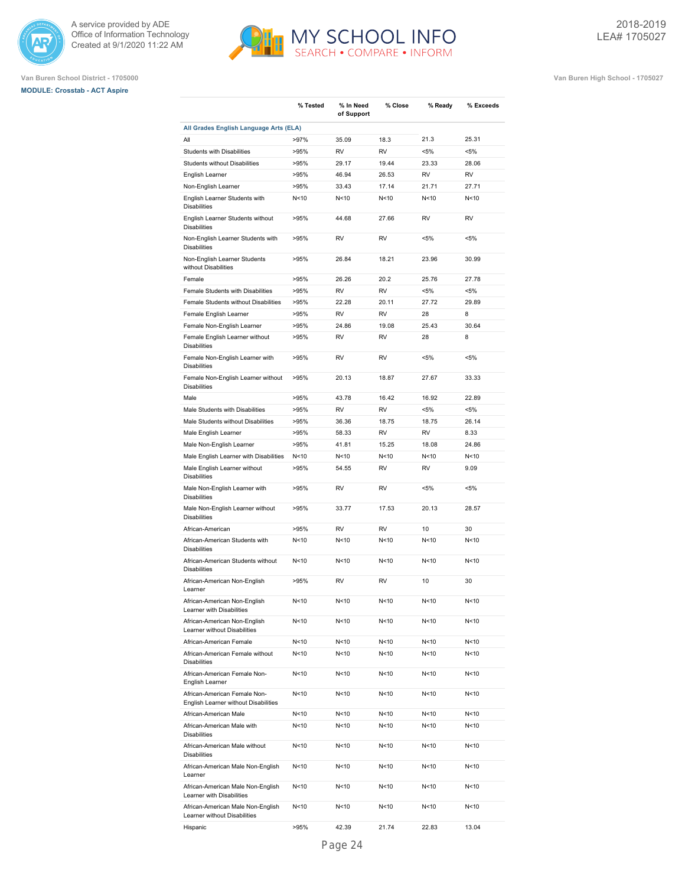Van Buren School District - 1705000

**MODULE: Crosstab - ACT Aspire**

Van Buren High School - 1705027

| | % Tested | % In Need of Support | % Close | % Ready | % Exceeds |
|---|---|---|---|---|---|
| **All Grades English Language Arts (ELA)** | | | | | |
| All | >97% | 35.09 | 18.3 | 21.3 | 25.31 |
| Students with Disabilities | >95% | RV | RV | <5% | <5% |
| Students without Disabilities | >95% | 29.17 | 19.44 | 23.33 | 28.06 |
| English Learner | >95% | 46.94 | 26.53 | RV | RV |
| Non-English Learner | >95% | 33.43 | 17.14 | 21.71 | 27.71 |
| English Learner Students with Disabilities | N<10 | N<10 | N<10 | N<10 | N<10 |
| English Learner Students without Disabilities | >95% | 44.68 | 27.66 | RV | RV |
| Non-English Learner Students with Disabilities | >95% | RV | RV | <5% | <5% |
| Non-English Learner Students without Disabilities | >95% | 26.84 | 18.21 | 23.96 | 30.99 |
| Female | >95% | 26.26 | 20.2 | 25.76 | 27.78 |
| Female Students with Disabilities | >95% | RV | RV | <5% | <5% |
| Female Students without Disabilities | >95% | 22.28 | 20.11 | 27.72 | 29.89 |
| Female English Learner | >95% | RV | RV | 28 | 8 |
| Female Non-English Learner | >95% | 24.86 | 19.08 | 25.43 | 30.64 |
| Female English Learner without Disabilities | >95% | RV | RV | 28 | 8 |
| Female Non-English Learner with Disabilities | >95% | RV | RV | <5% | <5% |
| Female Non-English Learner without Disabilities | >95% | 20.13 | 18.87 | 27.67 | 33.33 |
| Male | >95% | 43.78 | 16.42 | 16.92 | 22.89 |
| Male Students with Disabilities | >95% | RV | RV | <5% | <5% |
| Male Students without Disabilities | >95% | 36.36 | 18.75 | 18.75 | 26.14 |
| Male English Learner | >95% | 58.33 | RV | RV | 8.33 |
| Male Non-English Learner | >95% | 41.81 | 15.25 | 18.08 | 24.86 |
| Male English Learner with Disabilities | N<10 | N<10 | N<10 | N<10 | N<10 |
| Male English Learner without Disabilities | >95% | 54.55 | RV | RV | 9.09 |
| Male Non-English Learner with Disabilities | >95% | RV | RV | <5% | <5% |
| Male Non-English Learner without Disabilities | >95% | 33.77 | 17.53 | 20.13 | 28.57 |
| African-American | >95% | RV | RV | 10 | 30 |
| African-American Students with Disabilities | N<10 | N<10 | N<10 | N<10 | N<10 |
| African-American Students without Disabilities | N<10 | N<10 | N<10 | N<10 | N<10 |
| African-American Non-English Learner | >95% | RV | RV | 10 | 30 |
| African-American Non-English Learner with Disabilities | N<10 | N<10 | N<10 | N<10 | N<10 |
| African-American Non-English Learner without Disabilities | N<10 | N<10 | N<10 | N<10 | N<10 |
| African-American Female | N<10 | N<10 | N<10 | N<10 | N<10 |
| African-American Female without Disabilities | N<10 | N<10 | N<10 | N<10 | N<10 |
| African-American Female Non-English Learner | N<10 | N<10 | N<10 | N<10 | N<10 |
| African-American Female Non-English Learner without Disabilities | N<10 | N<10 | N<10 | N<10 | N<10 |
| African-American Male | N<10 | N<10 | N<10 | N<10 | N<10 |
| African-American Male with Disabilities | N<10 | N<10 | N<10 | N<10 | N<10 |
| African-American Male without Disabilities | N<10 | N<10 | N<10 | N<10 | N<10 |
| African-American Male Non-English Learner | N<10 | N<10 | N<10 | N<10 | N<10 |
| African-American Male Non-English Learner with Disabilities | N<10 | N<10 | N<10 | N<10 | N<10 |
| African-American Male Non-English Learner without Disabilities | N<10 | N<10 | N<10 | N<10 | N<10 |
| Hispanic | >95% | 42.39 | 21.74 | 22.83 | 13.04 |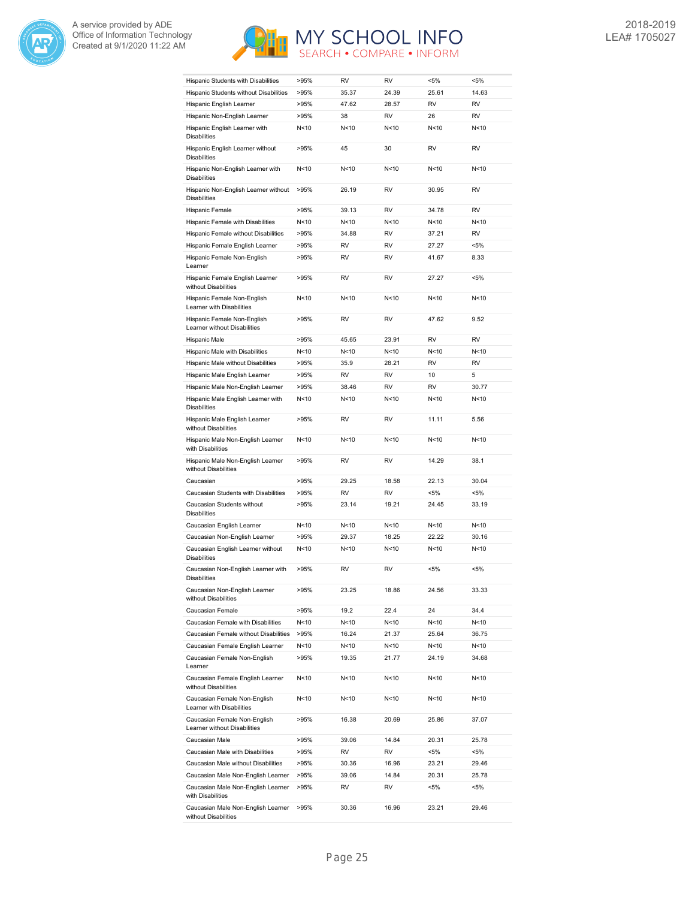| | | | | | |
|---|---|---|---|---|---|
| Hispanic Students with Disabilities | >95% | RV | RV | <5% | <5% |
| Hispanic Students without Disabilities | >95% | 35.37 | 24.39 | 25.61 | 14.63 |
| Hispanic English Learner | >95% | 47.62 | 28.57 | RV | RV |
| Hispanic Non-English Learner | >95% | 38 | RV | 26 | RV |
| Hispanic English Learner with Disabilities | N<10 | N<10 | N<10 | N<10 | N<10 |
| Hispanic English Learner without Disabilities | >95% | 45 | 30 | RV | RV |
| Hispanic Non-English Learner with Disabilities | N<10 | N<10 | N<10 | N<10 | N<10 |
| Hispanic Non-English Learner without Disabilities | >95% | 26.19 | RV | 30.95 | RV |
| Hispanic Female | >95% | 39.13 | RV | 34.78 | RV |
| Hispanic Female with Disabilities | N<10 | N<10 | N<10 | N<10 | N<10 |
| Hispanic Female without Disabilities | >95% | 34.88 | RV | 37.21 | RV |
| Hispanic Female English Learner | >95% | RV | RV | 27.27 | <5% |
| Hispanic Female Non-English Learner | >95% | RV | RV | 41.67 | 8.33 |
| Hispanic Female English Learner without Disabilities | >95% | RV | RV | 27.27 | <5% |
| Hispanic Female Non-English Learner with Disabilities | N<10 | N<10 | N<10 | N<10 | N<10 |
| Hispanic Female Non-English Learner without Disabilities | >95% | RV | RV | 47.62 | 9.52 |
| Hispanic Male | >95% | 45.65 | 23.91 | RV | RV |
| Hispanic Male with Disabilities | N<10 | N<10 | N<10 | N<10 | N<10 |
| Hispanic Male without Disabilities | >95% | 35.9 | 28.21 | RV | RV |
| Hispanic Male English Learner | >95% | RV | RV | 10 | 5 |
| Hispanic Male Non-English Learner | >95% | 38.46 | RV | RV | 30.77 |
| Hispanic Male English Learner with Disabilities | N<10 | N<10 | N<10 | N<10 | N<10 |
| Hispanic Male English Learner without Disabilities | >95% | RV | RV | 11.11 | 5.56 |
| Hispanic Male Non-English Learner with Disabilities | N<10 | N<10 | N<10 | N<10 | N<10 |
| Hispanic Male Non-English Learner without Disabilities | >95% | RV | RV | 14.29 | 38.1 |
| Caucasian | >95% | 29.25 | 18.58 | 22.13 | 30.04 |
| Caucasian Students with Disabilities | >95% | RV | RV | <5% | <5% |
| Caucasian Students without Disabilities | >95% | 23.14 | 19.21 | 24.45 | 33.19 |
| Caucasian English Learner | N<10 | N<10 | N<10 | N<10 | N<10 |
| Caucasian Non-English Learner | >95% | 29.37 | 18.25 | 22.22 | 30.16 |
| Caucasian English Learner without Disabilities | N<10 | N<10 | N<10 | N<10 | N<10 |
| Caucasian Non-English Learner with Disabilities | >95% | RV | RV | <5% | <5% |
| Caucasian Non-English Learner without Disabilities | >95% | 23.25 | 18.86 | 24.56 | 33.33 |
| Caucasian Female | >95% | 19.2 | 22.4 | 24 | 34.4 |
| Caucasian Female with Disabilities | N<10 | N<10 | N<10 | N<10 | N<10 |
| Caucasian Female without Disabilities | >95% | 16.24 | 21.37 | 25.64 | 36.75 |
| Caucasian Female English Learner | N<10 | N<10 | N<10 | N<10 | N<10 |
| Caucasian Female Non-English Learner | >95% | 19.35 | 21.77 | 24.19 | 34.68 |
| Caucasian Female English Learner without Disabilities | N<10 | N<10 | N<10 | N<10 | N<10 |
| Caucasian Female Non-English Learner with Disabilities | N<10 | N<10 | N<10 | N<10 | N<10 |
| Caucasian Female Non-English Learner without Disabilities | >95% | 16.38 | 20.69 | 25.86 | 37.07 |
| Caucasian Male | >95% | 39.06 | 14.84 | 20.31 | 25.78 |
| Caucasian Male with Disabilities | >95% | RV | RV | <5% | <5% |
| Caucasian Male without Disabilities | >95% | 30.36 | 16.96 | 23.21 | 29.46 |
| Caucasian Male Non-English Learner | >95% | 39.06 | 14.84 | 20.31 | 25.78 |
| Caucasian Male Non-English Learner with Disabilities | >95% | RV | RV | <5% | <5% |
| Caucasian Male Non-English Learner without Disabilities | >95% | 30.36 | 16.96 | 23.21 | 29.46 |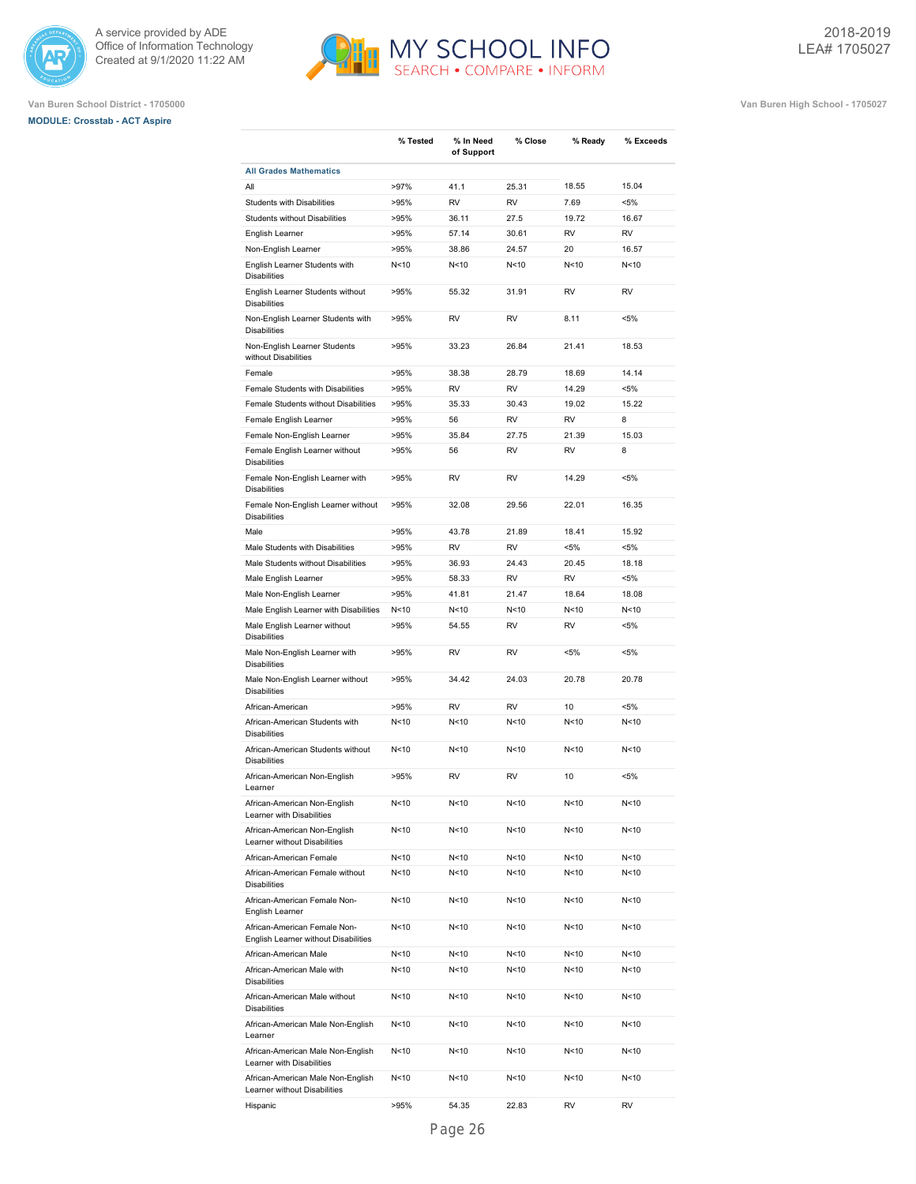Van Buren School District - 1705000

**MODULE: Crosstab - ACT Aspire**

Van Buren High School - 1705027

| | % Tested | % In Need of Support | % Close | % Ready | % Exceeds |
|---|---|---|---|---|---|
| **All Grades Mathematics** | | | | | |
| All | >97% | 41.1 | 25.31 | 18.55 | 15.04 |
| Students with Disabilities | >95% | RV | RV | 7.69 | <5% |
| Students without Disabilities | >95% | 36.11 | 27.5 | 19.72 | 16.67 |
| English Learner | >95% | 57.14 | 30.61 | RV | RV |
| Non-English Learner | >95% | 38.86 | 24.57 | 20 | 16.57 |
| English Learner Students with Disabilities | N<10 | N<10 | N<10 | N<10 | N<10 |
| English Learner Students without Disabilities | >95% | 55.32 | 31.91 | RV | RV |
| Non-English Learner Students with Disabilities | >95% | RV | RV | 8.11 | <5% |
| Non-English Learner Students without Disabilities | >95% | 33.23 | 26.84 | 21.41 | 18.53 |
| Female | >95% | 38.38 | 28.79 | 18.69 | 14.14 |
| Female Students with Disabilities | >95% | RV | RV | 14.29 | <5% |
| Female Students without Disabilities | >95% | 35.33 | 30.43 | 19.02 | 15.22 |
| Female English Learner | >95% | 56 | RV | RV | 8 |
| Female Non-English Learner | >95% | 35.84 | 27.75 | 21.39 | 15.03 |
| Female English Learner without Disabilities | >95% | 56 | RV | RV | 8 |
| Female Non-English Learner with Disabilities | >95% | RV | RV | 14.29 | <5% |
| Female Non-English Learner without Disabilities | >95% | 32.08 | 29.56 | 22.01 | 16.35 |
| Male | >95% | 43.78 | 21.89 | 18.41 | 15.92 |
| Male Students with Disabilities | >95% | RV | RV | <5% | <5% |
| Male Students without Disabilities | >95% | 36.93 | 24.43 | 20.45 | 18.18 |
| Male English Learner | >95% | 58.33 | RV | RV | <5% |
| Male Non-English Learner | >95% | 41.81 | 21.47 | 18.64 | 18.08 |
| Male English Learner with Disabilities | N<10 | N<10 | N<10 | N<10 | N<10 |
| Male English Learner without Disabilities | >95% | 54.55 | RV | RV | <5% |
| Male Non-English Learner with Disabilities | >95% | RV | RV | <5% | <5% |
| Male Non-English Learner without Disabilities | >95% | 34.42 | 24.03 | 20.78 | 20.78 |
| African-American | >95% | RV | RV | 10 | <5% |
| African-American Students with Disabilities | N<10 | N<10 | N<10 | N<10 | N<10 |
| African-American Students without Disabilities | N<10 | N<10 | N<10 | N<10 | N<10 |
| African-American Non-English Learner | >95% | RV | RV | 10 | <5% |
| African-American Non-English Learner with Disabilities | N<10 | N<10 | N<10 | N<10 | N<10 |
| African-American Non-English Learner without Disabilities | N<10 | N<10 | N<10 | N<10 | N<10 |
| African-American Female | N<10 | N<10 | N<10 | N<10 | N<10 |
| African-American Female without Disabilities | N<10 | N<10 | N<10 | N<10 | N<10 |
| African-American Female Non-English Learner | N<10 | N<10 | N<10 | N<10 | N<10 |
| African-American Female Non-English Learner without Disabilities | N<10 | N<10 | N<10 | N<10 | N<10 |
| African-American Male | N<10 | N<10 | N<10 | N<10 | N<10 |
| African-American Male with Disabilities | N<10 | N<10 | N<10 | N<10 | N<10 |
| African-American Male without Disabilities | N<10 | N<10 | N<10 | N<10 | N<10 |
| African-American Male Non-English Learner | N<10 | N<10 | N<10 | N<10 | N<10 |
| African-American Male Non-English Learner with Disabilities | N<10 | N<10 | N<10 | N<10 | N<10 |
| African-American Male Non-English Learner without Disabilities | N<10 | N<10 | N<10 | N<10 | N<10 |
| Hispanic | >95% | 54.35 | 22.83 | RV | RV |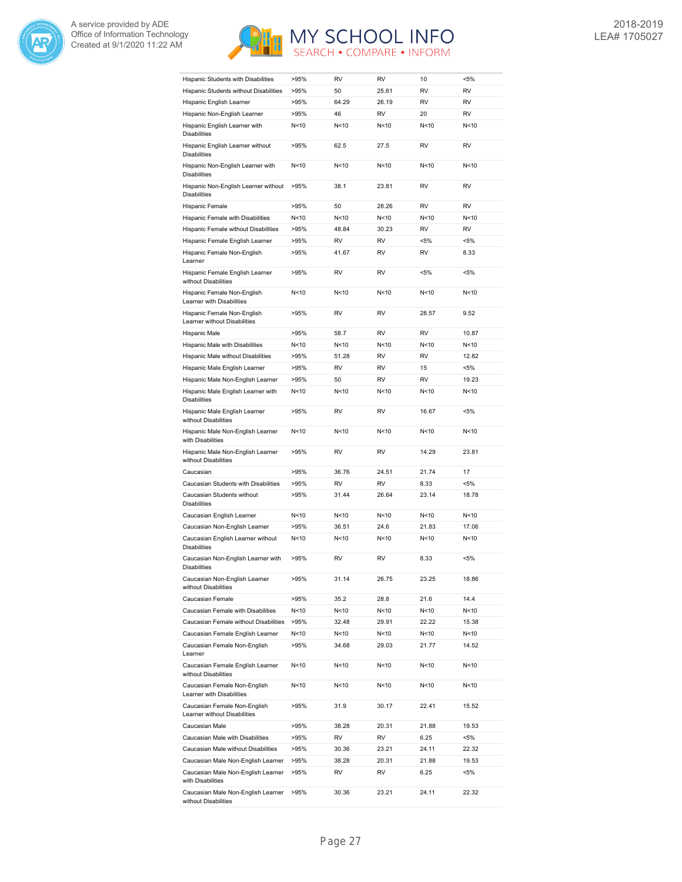| | | | | | |
|---|---|---|---|---|---|
| Hispanic Students with Disabilities | >95% | RV | RV | 10 | <5% |
| Hispanic Students without Disabilities | >95% | 50 | 25.61 | RV | RV |
| Hispanic English Learner | >95% | 64.29 | 26.19 | RV | RV |
| Hispanic Non-English Learner | >95% | 46 | RV | 20 | RV |
| Hispanic English Learner with Disabilities | N<10 | N<10 | N<10 | N<10 | N<10 |
| Hispanic English Learner without Disabilities | >95% | 62.5 | 27.5 | RV | RV |
| Hispanic Non-English Learner with Disabilities | N<10 | N<10 | N<10 | N<10 | N<10 |
| Hispanic Non-English Learner without Disabilities | >95% | 38.1 | 23.81 | RV | RV |
| Hispanic Female | >95% | 50 | 28.26 | RV | RV |
| Hispanic Female with Disabilities | N<10 | N<10 | N<10 | N<10 | N<10 |
| Hispanic Female without Disabilities | >95% | 48.84 | 30.23 | RV | RV |
| Hispanic Female English Learner | >95% | RV | RV | <5% | <5% |
| Hispanic Female Non-English Learner | >95% | 41.67 | RV | RV | 8.33 |
| Hispanic Female English Learner without Disabilities | >95% | RV | RV | <5% | <5% |
| Hispanic Female Non-English Learner with Disabilities | N<10 | N<10 | N<10 | N<10 | N<10 |
| Hispanic Female Non-English Learner without Disabilities | >95% | RV | RV | 28.57 | 9.52 |
| Hispanic Male | >95% | 58.7 | RV | RV | 10.87 |
| Hispanic Male with Disabilities | N<10 | N<10 | N<10 | N<10 | N<10 |
| Hispanic Male without Disabilities | >95% | 51.28 | RV | RV | 12.82 |
| Hispanic Male English Learner | >95% | RV | RV | 15 | <5% |
| Hispanic Male Non-English Learner | >95% | 50 | RV | RV | 19.23 |
| Hispanic Male English Learner with Disabilities | N<10 | N<10 | N<10 | N<10 | N<10 |
| Hispanic Male English Learner without Disabilities | >95% | RV | RV | 16.67 | <5% |
| Hispanic Male Non-English Learner with Disabilities | N<10 | N<10 | N<10 | N<10 | N<10 |
| Hispanic Male Non-English Learner without Disabilities | >95% | RV | RV | 14.29 | 23.81 |
| Caucasian | >95% | 36.76 | 24.51 | 21.74 | 17 |
| Caucasian Students with Disabilities | >95% | RV | RV | 8.33 | <5% |
| Caucasian Students without Disabilities | >95% | 31.44 | 26.64 | 23.14 | 18.78 |
| Caucasian English Learner | N<10 | N<10 | N<10 | N<10 | N<10 |
| Caucasian Non-English Learner | >95% | 36.51 | 24.6 | 21.83 | 17.06 |
| Caucasian English Learner without Disabilities | N<10 | N<10 | N<10 | N<10 | N<10 |
| Caucasian Non-English Learner with Disabilities | >95% | RV | RV | 8.33 | <5% |
| Caucasian Non-English Learner without Disabilities | >95% | 31.14 | 26.75 | 23.25 | 18.86 |
| Caucasian Female | >95% | 35.2 | 28.8 | 21.6 | 14.4 |
| Caucasian Female with Disabilities | N<10 | N<10 | N<10 | N<10 | N<10 |
| Caucasian Female without Disabilities | >95% | 32.48 | 29.91 | 22.22 | 15.38 |
| Caucasian Female English Learner | N<10 | N<10 | N<10 | N<10 | N<10 |
| Caucasian Female Non-English Learner | >95% | 34.68 | 29.03 | 21.77 | 14.52 |
| Caucasian Female English Learner without Disabilities | N<10 | N<10 | N<10 | N<10 | N<10 |
| Caucasian Female Non-English Learner with Disabilities | N<10 | N<10 | N<10 | N<10 | N<10 |
| Caucasian Female Non-English Learner without Disabilities | >95% | 31.9 | 30.17 | 22.41 | 15.52 |
| Caucasian Male | >95% | 38.28 | 20.31 | 21.88 | 19.53 |
| Caucasian Male with Disabilities | >95% | RV | RV | 6.25 | <5% |
| Caucasian Male without Disabilities | >95% | 30.36 | 23.21 | 24.11 | 22.32 |
| Caucasian Male Non-English Learner | >95% | 38.28 | 20.31 | 21.88 | 19.53 |
| Caucasian Male Non-English Learner with Disabilities | >95% | RV | RV | 6.25 | <5% |
| Caucasian Male Non-English Learner without Disabilities | >95% | 30.36 | 23.21 | 24.11 | 22.32 |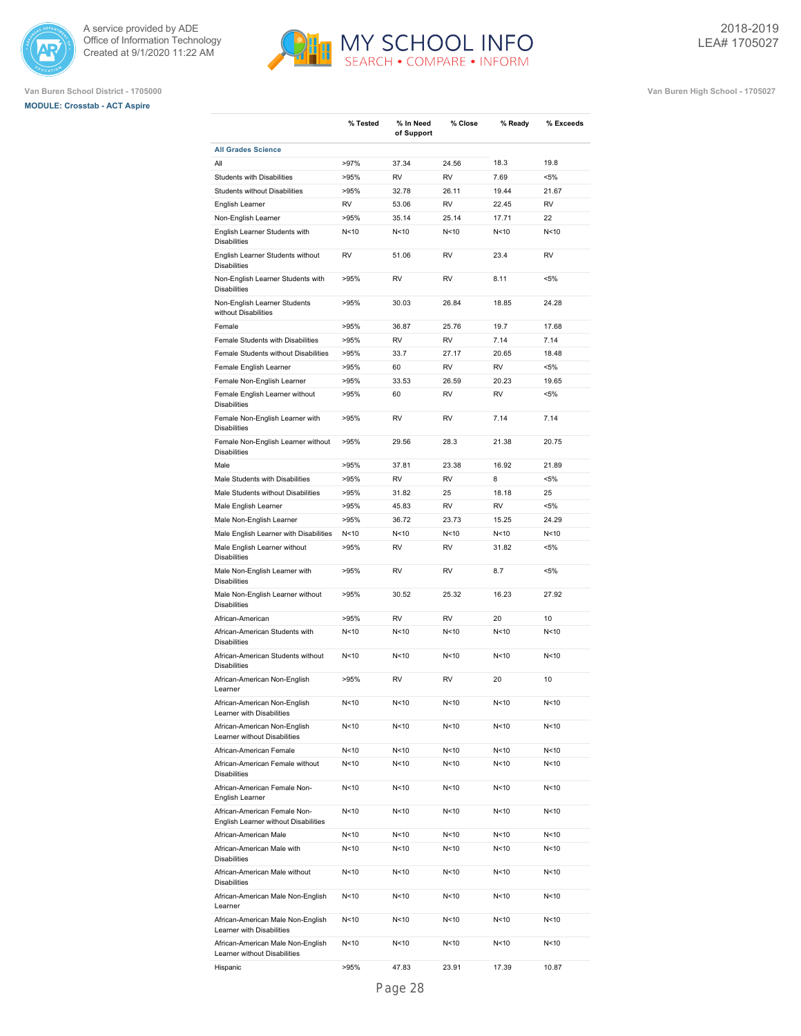Van Buren School District - 1705000

**MODULE: Crosstab - ACT Aspire**

Van Buren High School - 1705027

| | % Tested | % In Need of Support | % Close | % Ready | % Exceeds |
|---|---|---|---|---|---|
| **All Grades Science** | | | | | |
| All | >97% | 37.34 | 24.56 | 18.3 | 19.8 |
| Students with Disabilities | >95% | RV | RV | 7.69 | <5% |
| Students without Disabilities | >95% | 32.78 | 26.11 | 19.44 | 21.67 |
| English Learner | RV | 53.06 | RV | 22.45 | RV |
| Non-English Learner | >95% | 35.14 | 25.14 | 17.71 | 22 |
| English Learner Students with Disabilities | N<10 | N<10 | N<10 | N<10 | N<10 |
| English Learner Students without Disabilities | RV | 51.06 | RV | 23.4 | RV |
| Non-English Learner Students with Disabilities | >95% | RV | RV | 8.11 | <5% |
| Non-English Learner Students without Disabilities | >95% | 30.03 | 26.84 | 18.85 | 24.28 |
| Female | >95% | 36.87 | 25.76 | 19.7 | 17.68 |
| Female Students with Disabilities | >95% | RV | RV | 7.14 | 7.14 |
| Female Students without Disabilities | >95% | 33.7 | 27.17 | 20.65 | 18.48 |
| Female English Learner | >95% | 60 | RV | RV | <5% |
| Female Non-English Learner | >95% | 33.53 | 26.59 | 20.23 | 19.65 |
| Female English Learner without Disabilities | >95% | 60 | RV | RV | <5% |
| Female Non-English Learner with Disabilities | >95% | RV | RV | 7.14 | 7.14 |
| Female Non-English Learner without Disabilities | >95% | 29.56 | 28.3 | 21.38 | 20.75 |
| Male | >95% | 37.81 | 23.38 | 16.92 | 21.89 |
| Male Students with Disabilities | >95% | RV | RV | 8 | <5% |
| Male Students without Disabilities | >95% | 31.82 | 25 | 18.18 | 25 |
| Male English Learner | >95% | 45.83 | RV | RV | <5% |
| Male Non-English Learner | >95% | 36.72 | 23.73 | 15.25 | 24.29 |
| Male English Learner with Disabilities | N<10 | N<10 | N<10 | N<10 | N<10 |
| Male English Learner without Disabilities | >95% | RV | RV | 31.82 | <5% |
| Male Non-English Learner with Disabilities | >95% | RV | RV | 8.7 | <5% |
| Male Non-English Learner without Disabilities | >95% | 30.52 | 25.32 | 16.23 | 27.92 |
| African-American | >95% | RV | RV | 20 | 10 |
| African-American Students with Disabilities | N<10 | N<10 | N<10 | N<10 | N<10 |
| African-American Students without Disabilities | N<10 | N<10 | N<10 | N<10 | N<10 |
| African-American Non-English Learner | >95% | RV | RV | 20 | 10 |
| African-American Non-English Learner with Disabilities | N<10 | N<10 | N<10 | N<10 | N<10 |
| African-American Non-English Learner without Disabilities | N<10 | N<10 | N<10 | N<10 | N<10 |
| African-American Female | N<10 | N<10 | N<10 | N<10 | N<10 |
| African-American Female without Disabilities | N<10 | N<10 | N<10 | N<10 | N<10 |
| African-American Female Non-English Learner | N<10 | N<10 | N<10 | N<10 | N<10 |
| African-American Female Non-English Learner without Disabilities | N<10 | N<10 | N<10 | N<10 | N<10 |
| African-American Male | N<10 | N<10 | N<10 | N<10 | N<10 |
| African-American Male with Disabilities | N<10 | N<10 | N<10 | N<10 | N<10 |
| African-American Male without Disabilities | N<10 | N<10 | N<10 | N<10 | N<10 |
| African-American Male Non-English Learner | N<10 | N<10 | N<10 | N<10 | N<10 |
| African-American Male Non-English Learner with Disabilities | N<10 | N<10 | N<10 | N<10 | N<10 |
| African-American Male Non-English Learner without Disabilities | N<10 | N<10 | N<10 | N<10 | N<10 |
| Hispanic | >95% | 47.83 | 23.91 | 17.39 | 10.87 |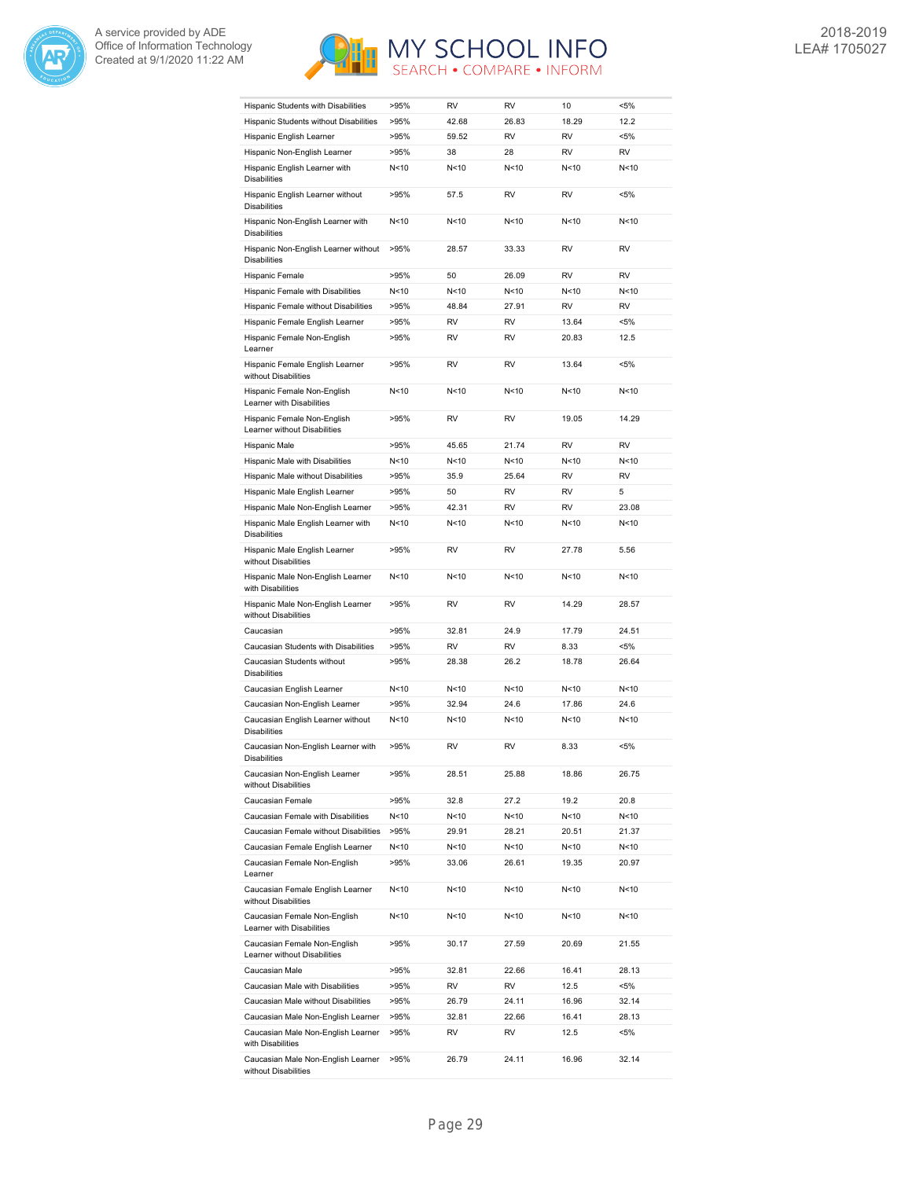| | | | | | |
|---|---|---|---|---|---|
| Hispanic Students with Disabilities | >95% | RV | RV | 10 | <5% |
| Hispanic Students without Disabilities | >95% | 42.68 | 26.83 | 18.29 | 12.2 |
| Hispanic English Learner | >95% | 59.52 | RV | RV | <5% |
| Hispanic Non-English Learner | >95% | 38 | 28 | RV | RV |
| Hispanic English Learner with Disabilities | N<10 | N<10 | N<10 | N<10 | N<10 |
| Hispanic English Learner without Disabilities | >95% | 57.5 | RV | RV | <5% |
| Hispanic Non-English Learner with Disabilities | N<10 | N<10 | N<10 | N<10 | N<10 |
| Hispanic Non-English Learner without Disabilities | >95% | 28.57 | 33.33 | RV | RV |
| Hispanic Female | >95% | 50 | 26.09 | RV | RV |
| Hispanic Female with Disabilities | N<10 | N<10 | N<10 | N<10 | N<10 |
| Hispanic Female without Disabilities | >95% | 48.84 | 27.91 | RV | RV |
| Hispanic Female English Learner | >95% | RV | RV | 13.64 | <5% |
| Hispanic Female Non-English Learner | >95% | RV | RV | 20.83 | 12.5 |
| Hispanic Female English Learner without Disabilities | >95% | RV | RV | 13.64 | <5% |
| Hispanic Female Non-English Learner with Disabilities | N<10 | N<10 | N<10 | N<10 | N<10 |
| Hispanic Female Non-English Learner without Disabilities | >95% | RV | RV | 19.05 | 14.29 |
| Hispanic Male | >95% | 45.65 | 21.74 | RV | RV |
| Hispanic Male with Disabilities | N<10 | N<10 | N<10 | N<10 | N<10 |
| Hispanic Male without Disabilities | >95% | 35.9 | 25.64 | RV | RV |
| Hispanic Male English Learner | >95% | 50 | RV | RV | 5 |
| Hispanic Male Non-English Learner | >95% | 42.31 | RV | RV | 23.08 |
| Hispanic Male English Learner with Disabilities | N<10 | N<10 | N<10 | N<10 | N<10 |
| Hispanic Male English Learner without Disabilities | >95% | RV | RV | 27.78 | 5.56 |
| Hispanic Male Non-English Learner with Disabilities | N<10 | N<10 | N<10 | N<10 | N<10 |
| Hispanic Male Non-English Learner without Disabilities | >95% | RV | RV | 14.29 | 28.57 |
| Caucasian | >95% | 32.81 | 24.9 | 17.79 | 24.51 |
| Caucasian Students with Disabilities | >95% | RV | RV | 8.33 | <5% |
| Caucasian Students without Disabilities | >95% | 28.38 | 26.2 | 18.78 | 26.64 |
| Caucasian English Learner | N<10 | N<10 | N<10 | N<10 | N<10 |
| Caucasian Non-English Learner | >95% | 32.94 | 24.6 | 17.86 | 24.6 |
| Caucasian English Learner without Disabilities | N<10 | N<10 | N<10 | N<10 | N<10 |
| Caucasian Non-English Learner with Disabilities | >95% | RV | RV | 8.33 | <5% |
| Caucasian Non-English Learner without Disabilities | >95% | 28.51 | 25.88 | 18.86 | 26.75 |
| Caucasian Female | >95% | 32.8 | 27.2 | 19.2 | 20.8 |
| Caucasian Female with Disabilities | N<10 | N<10 | N<10 | N<10 | N<10 |
| Caucasian Female without Disabilities | >95% | 29.91 | 28.21 | 20.51 | 21.37 |
| Caucasian Female English Learner | N<10 | N<10 | N<10 | N<10 | N<10 |
| Caucasian Female Non-English Learner | >95% | 33.06 | 26.61 | 19.35 | 20.97 |
| Caucasian Female English Learner without Disabilities | N<10 | N<10 | N<10 | N<10 | N<10 |
| Caucasian Female Non-English Learner with Disabilities | N<10 | N<10 | N<10 | N<10 | N<10 |
| Caucasian Female Non-English Learner without Disabilities | >95% | 30.17 | 27.59 | 20.69 | 21.55 |
| Caucasian Male | >95% | 32.81 | 22.66 | 16.41 | 28.13 |
| Caucasian Male with Disabilities | >95% | RV | RV | 12.5 | <5% |
| Caucasian Male without Disabilities | >95% | 26.79 | 24.11 | 16.96 | 32.14 |
| Caucasian Male Non-English Learner | >95% | 32.81 | 22.66 | 16.41 | 28.13 |
| Caucasian Male Non-English Learner with Disabilities | >95% | RV | RV | 12.5 | <5% |
| Caucasian Male Non-English Learner without Disabilities | >95% | 26.79 | 24.11 | 16.96 | 32.14 |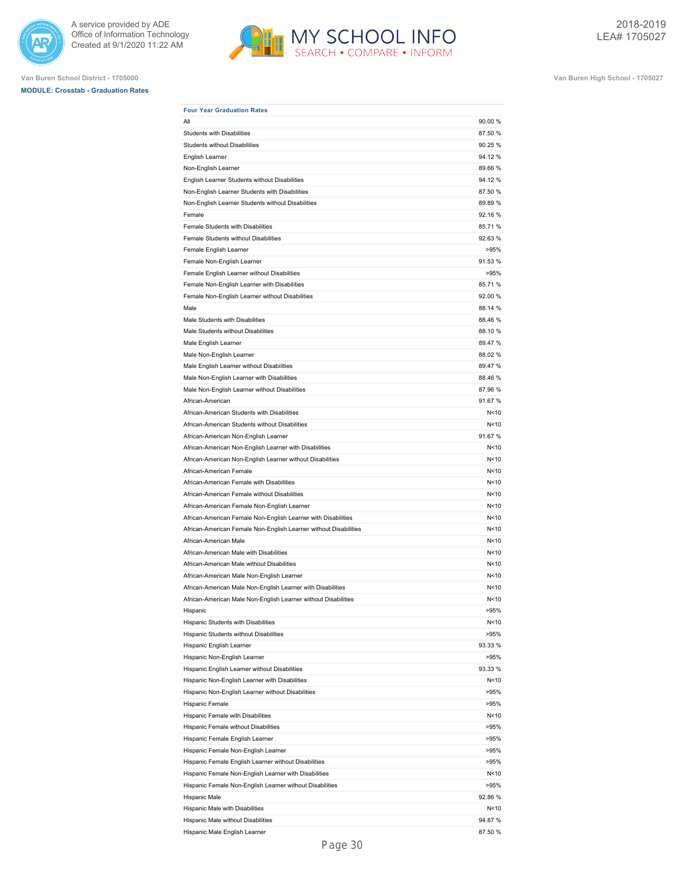Van Buren School District - 1705000

**MODULE: Crosstab - Graduation Rates**

Van Buren High School - 1705027

| Four Year Graduation Rates | |
|---|---|
| All | 90.00 % |
| Students with Disabilities | 87.50 % |
| Students without Disabilities | 90.25 % |
| English Learner | 94.12 % |
| Non-English Learner | 89.66 % |
| English Learner Students without Disabilities | 94.12 % |
| Non-English Learner Students with Disabilities | 87.50 % |
| Non-English Learner Students without Disabilities | 89.89 % |
| Female | 92.16 % |
| Female Students with Disabilities | 85.71 % |
| Female Students without Disabilities | 92.63 % |
| Female English Learner | >95% |
| Female Non-English Learner | 91.53 % |
| Female English Learner without Disabilities | >95% |
| Female Non-English Learner with Disabilities | 85.71 % |
| Female Non-English Learner without Disabilities | 92.00 % |
| Male | 88.14 % |
| Male Students with Disabilities | 88.46 % |
| Male Students without Disabilities | 88.10 % |
| Male English Learner | 89.47 % |
| Male Non-English Learner | 88.02 % |
| Male English Learner without Disabilities | 89.47 % |
| Male Non-English Learner with Disabilities | 88.46 % |
| Male Non-English Learner without Disabilities | 87.96 % |
| African-American | 91.67 % |
| African-American Students with Disabilities | N<10 |
| African-American Students without Disabilities | N<10 |
| African-American Non-English Learner | 91.67 % |
| African-American Non-English Learner with Disabilities | N<10 |
| African-American Non-English Learner without Disabilities | N<10 |
| African-American Female | N<10 |
| African-American Female with Disabilities | N<10 |
| African-American Female without Disabilities | N<10 |
| African-American Female Non-English Learner | N<10 |
| African-American Female Non-English Learner with Disabilities | N<10 |
| African-American Female Non-English Learner without Disabilities | N<10 |
| African-American Male | N<10 |
| African-American Male with Disabilities | N<10 |
| African-American Male without Disabilities | N<10 |
| African-American Male Non-English Learner | N<10 |
| African-American Male Non-English Learner with Disabilities | N<10 |
| African-American Male Non-English Learner without Disabilities | N<10 |
| Hispanic | >95% |
| Hispanic Students with Disabilities | N<10 |
| Hispanic Students without Disabilities | >95% |
| Hispanic English Learner | 93.33 % |
| Hispanic Non-English Learner | >95% |
| Hispanic English Learner without Disabilities | 93.33 % |
| Hispanic Non-English Learner with Disabilities | N<10 |
| Hispanic Non-English Learner without Disabilities | >95% |
| Hispanic Female | >95% |
| Hispanic Female with Disabilities | N<10 |
| Hispanic Female without Disabilities | >95% |
| Hispanic Female English Learner | >95% |
| Hispanic Female Non-English Learner | >95% |
| Hispanic Female English Learner without Disabilities | >95% |
| Hispanic Female Non-English Learner with Disabilities | N<10 |
| Hispanic Female Non-English Learner without Disabilities | >95% |
| Hispanic Male | 92.86 % |
| Hispanic Male with Disabilities | N<10 |
| Hispanic Male without Disabilities | 94.87 % |
| Hispanic Male English Learner | 87.50 % |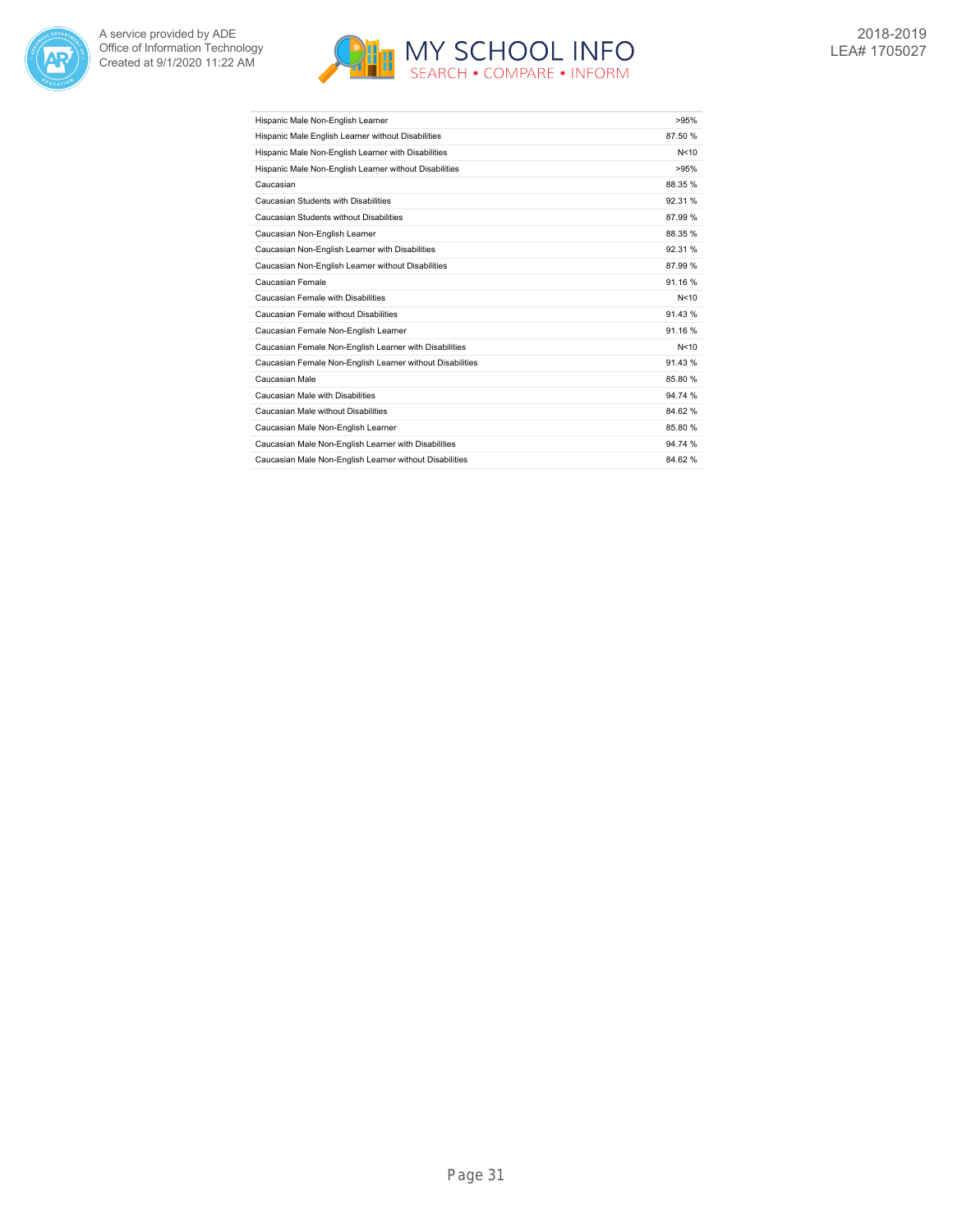| | |
|---|---|
| Hispanic Male Non-English Learner | >95% |
| Hispanic Male English Learner without Disabilities | 87.50 % |
| Hispanic Male Non-English Learner with Disabilities | N<10 |
| Hispanic Male Non-English Learner without Disabilities | >95% |
| Caucasian | 88.35 % |
| Caucasian Students with Disabilities | 92.31 % |
| Caucasian Students without Disabilities | 87.99 % |
| Caucasian Non-English Learner | 88.35 % |
| Caucasian Non-English Learner with Disabilities | 92.31 % |
| Caucasian Non-English Learner without Disabilities | 87.99 % |
| Caucasian Female | 91.16 % |
| Caucasian Female with Disabilities | N<10 |
| Caucasian Female without Disabilities | 91.43 % |
| Caucasian Female Non-English Learner | 91.16 % |
| Caucasian Female Non-English Learner with Disabilities | N<10 |
| Caucasian Female Non-English Learner without Disabilities | 91.43 % |
| Caucasian Male | 85.80 % |
| Caucasian Male with Disabilities | 94.74 % |
| Caucasian Male without Disabilities | 84.62 % |
| Caucasian Male Non-English Learner | 85.80 % |
| Caucasian Male Non-English Learner with Disabilities | 94.74 % |
| Caucasian Male Non-English Learner without Disabilities | 84.62 % |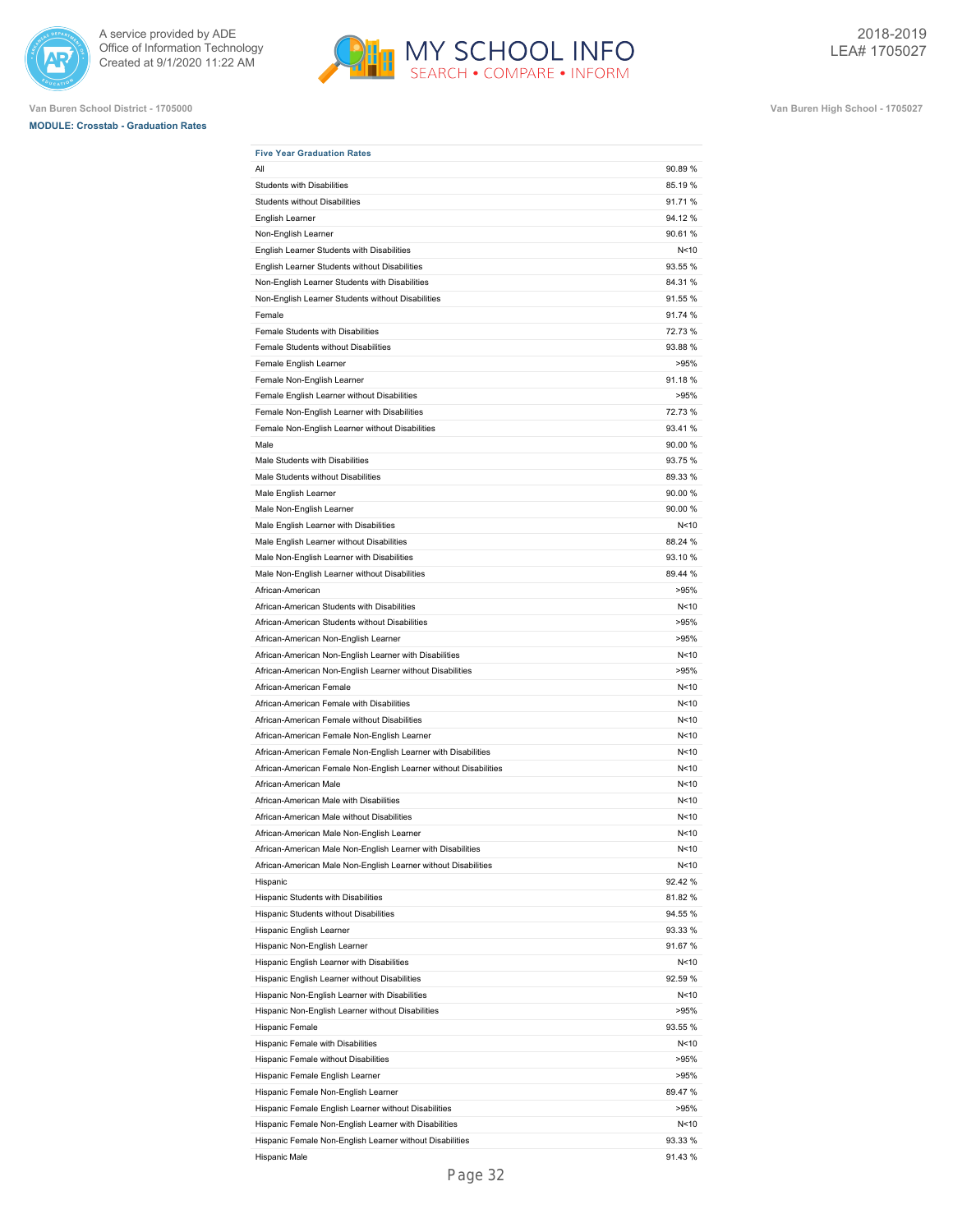Van Buren School District - 1705000

**MODULE: Crosstab - Graduation Rates**

Van Buren High School - 1705027

| Five Year Graduation Rates | |
|---|---|
| All | 90.89 % |
| Students with Disabilities | 85.19 % |
| Students without Disabilities | 91.71 % |
| English Learner | 94.12 % |
| Non-English Learner | 90.61 % |
| English Learner Students with Disabilities | N<10 |
| English Learner Students without Disabilities | 93.55 % |
| Non-English Learner Students with Disabilities | 84.31 % |
| Non-English Learner Students without Disabilities | 91.55 % |
| Female | 91.74 % |
| Female Students with Disabilities | 72.73 % |
| Female Students without Disabilities | 93.88 % |
| Female English Learner | >95% |
| Female Non-English Learner | 91.18 % |
| Female English Learner without Disabilities | >95% |
| Female Non-English Learner with Disabilities | 72.73 % |
| Female Non-English Learner without Disabilities | 93.41 % |
| Male | 90.00 % |
| Male Students with Disabilities | 93.75 % |
| Male Students without Disabilities | 89.33 % |
| Male English Learner | 90.00 % |
| Male Non-English Learner | 90.00 % |
| Male English Learner with Disabilities | N<10 |
| Male English Learner without Disabilities | 88.24 % |
| Male Non-English Learner with Disabilities | 93.10 % |
| Male Non-English Learner without Disabilities | 89.44 % |
| African-American | >95% |
| African-American Students with Disabilities | N<10 |
| African-American Students without Disabilities | >95% |
| African-American Non-English Learner | >95% |
| African-American Non-English Learner with Disabilities | N<10 |
| African-American Non-English Learner without Disabilities | >95% |
| African-American Female | N<10 |
| African-American Female with Disabilities | N<10 |
| African-American Female without Disabilities | N<10 |
| African-American Female Non-English Learner | N<10 |
| African-American Female Non-English Learner with Disabilities | N<10 |
| African-American Female Non-English Learner without Disabilities | N<10 |
| African-American Male | N<10 |
| African-American Male with Disabilities | N<10 |
| African-American Male without Disabilities | N<10 |
| African-American Male Non-English Learner | N<10 |
| African-American Male Non-English Learner with Disabilities | N<10 |
| African-American Male Non-English Learner without Disabilities | N<10 |
| Hispanic | 92.42 % |
| Hispanic Students with Disabilities | 81.82 % |
| Hispanic Students without Disabilities | 94.55 % |
| Hispanic English Learner | 93.33 % |
| Hispanic Non-English Learner | 91.67 % |
| Hispanic English Learner with Disabilities | N<10 |
| Hispanic English Learner without Disabilities | 92.59 % |
| Hispanic Non-English Learner with Disabilities | N<10 |
| Hispanic Non-English Learner without Disabilities | >95% |
| Hispanic Female | 93.55 % |
| Hispanic Female with Disabilities | N<10 |
| Hispanic Female without Disabilities | >95% |
| Hispanic Female English Learner | >95% |
| Hispanic Female Non-English Learner | 89.47 % |
| Hispanic Female English Learner without Disabilities | >95% |
| Hispanic Female Non-English Learner with Disabilities | N<10 |
| Hispanic Female Non-English Learner without Disabilities | 93.33 % |
| Hispanic Male | 91.43 % |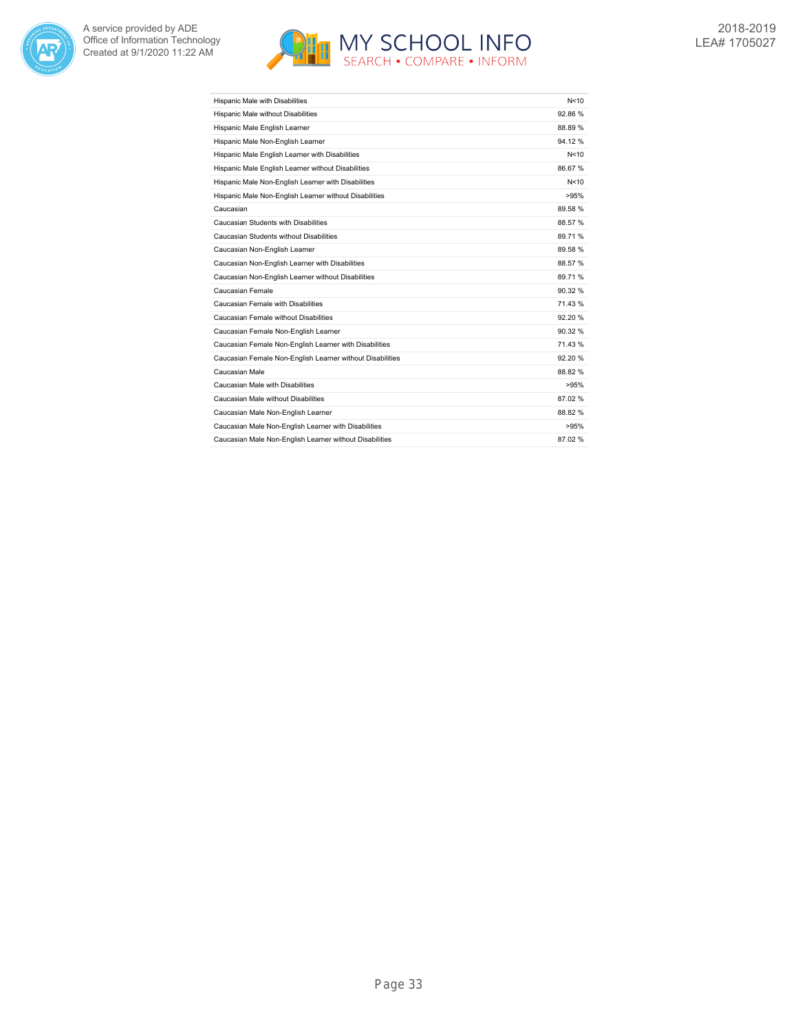| | |
|---|---|
| Hispanic Male with Disabilities | N<10 |
| Hispanic Male without Disabilities | 92.86 % |
| Hispanic Male English Learner | 88.89 % |
| Hispanic Male Non-English Learner | 94.12 % |
| Hispanic Male English Learner with Disabilities | N<10 |
| Hispanic Male English Learner without Disabilities | 86.67 % |
| Hispanic Male Non-English Learner with Disabilities | N<10 |
| Hispanic Male Non-English Learner without Disabilities | >95% |
| Caucasian | 89.58 % |
| Caucasian Students with Disabilities | 88.57 % |
| Caucasian Students without Disabilities | 89.71 % |
| Caucasian Non-English Learner | 89.58 % |
| Caucasian Non-English Learner with Disabilities | 88.57 % |
| Caucasian Non-English Learner without Disabilities | 89.71 % |
| Caucasian Female | 90.32 % |
| Caucasian Female with Disabilities | 71.43 % |
| Caucasian Female without Disabilities | 92.20 % |
| Caucasian Female Non-English Learner | 90.32 % |
| Caucasian Female Non-English Learner with Disabilities | 71.43 % |
| Caucasian Female Non-English Learner without Disabilities | 92.20 % |
| Caucasian Male | 88.82 % |
| Caucasian Male with Disabilities | >95% |
| Caucasian Male without Disabilities | 87.02 % |
| Caucasian Male Non-English Learner | 88.82 % |
| Caucasian Male Non-English Learner with Disabilities | >95% |
| Caucasian Male Non-English Learner without Disabilities | 87.02 % |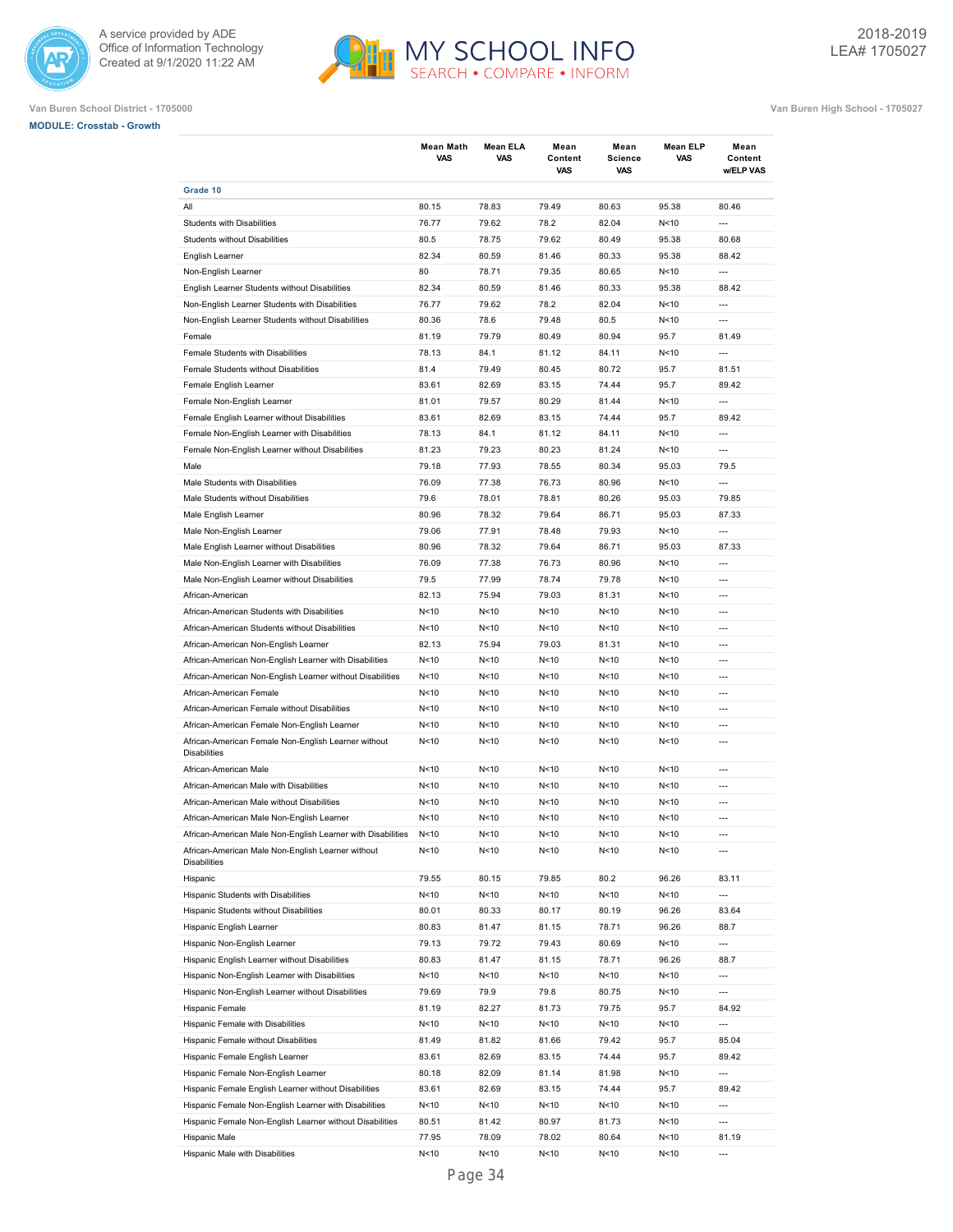Van Buren School District - 1705000

Van Buren High School - 1705027

**MODULE: Crosstab - Growth**

| | Mean Math VAS | Mean ELA VAS | Mean Content VAS | Mean Science VAS | Mean ELP VAS | Mean Content w/ELP VAS |
|---|---|---|---|---|---|---|
| **Grade 10** | | | | | | |
| All | 80.15 | 78.83 | 79.49 | 80.63 | 95.38 | 80.46 |
| Students with Disabilities | 76.77 | 79.62 | 78.2 | 82.04 | N<10 | --- |
| Students without Disabilities | 80.5 | 78.75 | 79.62 | 80.49 | 95.38 | 80.68 |
| English Learner | 82.34 | 80.59 | 81.46 | 80.33 | 95.38 | 88.42 |
| Non-English Learner | 80 | 78.71 | 79.35 | 80.65 | N<10 | --- |
| English Learner Students without Disabilities | 82.34 | 80.59 | 81.46 | 80.33 | 95.38 | 88.42 |
| Non-English Learner Students with Disabilities | 76.77 | 79.62 | 78.2 | 82.04 | N<10 | --- |
| Non-English Learner Students without Disabilities | 80.36 | 78.6 | 79.48 | 80.5 | N<10 | --- |
| Female | 81.19 | 79.79 | 80.49 | 80.94 | 95.7 | 81.49 |
| Female Students with Disabilities | 78.13 | 84.1 | 81.12 | 84.11 | N<10 | --- |
| Female Students without Disabilities | 81.4 | 79.49 | 80.45 | 80.72 | 95.7 | 81.51 |
| Female English Learner | 83.61 | 82.69 | 83.15 | 74.44 | 95.7 | 89.42 |
| Female Non-English Learner | 81.01 | 79.57 | 80.29 | 81.44 | N<10 | --- |
| Female English Learner without Disabilities | 83.61 | 82.69 | 83.15 | 74.44 | 95.7 | 89.42 |
| Female Non-English Learner with Disabilities | 78.13 | 84.1 | 81.12 | 84.11 | N<10 | --- |
| Female Non-English Learner without Disabilities | 81.23 | 79.23 | 80.23 | 81.24 | N<10 | --- |
| Male | 79.18 | 77.93 | 78.55 | 80.34 | 95.03 | 79.5 |
| Male Students with Disabilities | 76.09 | 77.38 | 76.73 | 80.96 | N<10 | --- |
| Male Students without Disabilities | 79.6 | 78.01 | 78.81 | 80.26 | 95.03 | 79.85 |
| Male English Learner | 80.96 | 78.32 | 79.64 | 86.71 | 95.03 | 87.33 |
| Male Non-English Learner | 79.06 | 77.91 | 78.48 | 79.93 | N<10 | --- |
| Male English Learner without Disabilities | 80.96 | 78.32 | 79.64 | 86.71 | 95.03 | 87.33 |
| Male Non-English Learner with Disabilities | 76.09 | 77.38 | 76.73 | 80.96 | N<10 | --- |
| Male Non-English Learner without Disabilities | 79.5 | 77.99 | 78.74 | 79.78 | N<10 | --- |
| African-American | 82.13 | 75.94 | 79.03 | 81.31 | N<10 | --- |
| African-American Students with Disabilities | N<10 | N<10 | N<10 | N<10 | N<10 | --- |
| African-American Students without Disabilities | N<10 | N<10 | N<10 | N<10 | N<10 | --- |
| African-American Non-English Learner | 82.13 | 75.94 | 79.03 | 81.31 | N<10 | --- |
| African-American Non-English Learner with Disabilities | N<10 | N<10 | N<10 | N<10 | N<10 | --- |
| African-American Non-English Learner without Disabilities | N<10 | N<10 | N<10 | N<10 | N<10 | --- |
| African-American Female | N<10 | N<10 | N<10 | N<10 | N<10 | --- |
| African-American Female without Disabilities | N<10 | N<10 | N<10 | N<10 | N<10 | --- |
| African-American Female Non-English Learner | N<10 | N<10 | N<10 | N<10 | N<10 | --- |
| African-American Female Non-English Learner without Disabilities | N<10 | N<10 | N<10 | N<10 | N<10 | --- |
| African-American Male | N<10 | N<10 | N<10 | N<10 | N<10 | --- |
| African-American Male with Disabilities | N<10 | N<10 | N<10 | N<10 | N<10 | --- |
| African-American Male without Disabilities | N<10 | N<10 | N<10 | N<10 | N<10 | --- |
| African-American Male Non-English Learner | N<10 | N<10 | N<10 | N<10 | N<10 | --- |
| African-American Male Non-English Learner with Disabilities | N<10 | N<10 | N<10 | N<10 | N<10 | --- |
| African-American Male Non-English Learner without Disabilities | N<10 | N<10 | N<10 | N<10 | N<10 | --- |
| Hispanic | 79.55 | 80.15 | 79.85 | 80.2 | 96.26 | 83.11 |
| Hispanic Students with Disabilities | N<10 | N<10 | N<10 | N<10 | N<10 | --- |
| Hispanic Students without Disabilities | 80.01 | 80.33 | 80.17 | 80.19 | 96.26 | 83.64 |
| Hispanic English Learner | 80.83 | 81.47 | 81.15 | 78.71 | 96.26 | 88.7 |
| Hispanic Non-English Learner | 79.13 | 79.72 | 79.43 | 80.69 | N<10 | --- |
| Hispanic English Learner without Disabilities | 80.83 | 81.47 | 81.15 | 78.71 | 96.26 | 88.7 |
| Hispanic Non-English Learner with Disabilities | N<10 | N<10 | N<10 | N<10 | N<10 | --- |
| Hispanic Non-English Learner without Disabilities | 79.69 | 79.9 | 79.8 | 80.75 | N<10 | --- |
| Hispanic Female | 81.19 | 82.27 | 81.73 | 79.75 | 95.7 | 84.92 |
| Hispanic Female with Disabilities | N<10 | N<10 | N<10 | N<10 | N<10 | --- |
| Hispanic Female without Disabilities | 81.49 | 81.82 | 81.66 | 79.42 | 95.7 | 85.04 |
| Hispanic Female English Learner | 83.61 | 82.69 | 83.15 | 74.44 | 95.7 | 89.42 |
| Hispanic Female Non-English Learner | 80.18 | 82.09 | 81.14 | 81.98 | N<10 | --- |
| Hispanic Female English Learner without Disabilities | 83.61 | 82.69 | 83.15 | 74.44 | 95.7 | 89.42 |
| Hispanic Female Non-English Learner with Disabilities | N<10 | N<10 | N<10 | N<10 | N<10 | --- |
| Hispanic Female Non-English Learner without Disabilities | 80.51 | 81.42 | 80.97 | 81.73 | N<10 | --- |
| Hispanic Male | 77.95 | 78.09 | 78.02 | 80.64 | N<10 | 81.19 |
| Hispanic Male with Disabilities | N<10 | N<10 | N<10 | N<10 | N<10 | --- |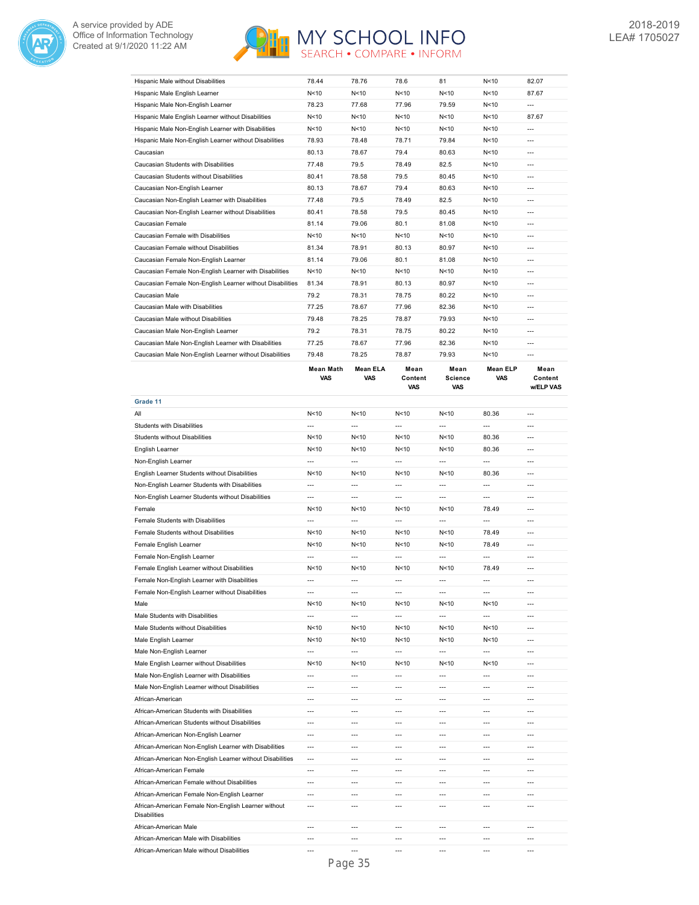| | | | | | | |
|---|---|---|---|---|---|---|
| Hispanic Male without Disabilities | 78.44 | 78.76 | 78.6 | 81 | N<10 | 82.07 |
| Hispanic Male English Learner | N<10 | N<10 | N<10 | N<10 | N<10 | 87.67 |
| Hispanic Male Non-English Learner | 78.23 | 77.68 | 77.96 | 79.59 | N<10 | --- |
| Hispanic Male English Learner without Disabilities | N<10 | N<10 | N<10 | N<10 | N<10 | 87.67 |
| Hispanic Male Non-English Learner with Disabilities | N<10 | N<10 | N<10 | N<10 | N<10 | --- |
| Hispanic Male Non-English Learner without Disabilities | 78.93 | 78.48 | 78.71 | 79.84 | N<10 | --- |
| Caucasian | 80.13 | 78.67 | 79.4 | 80.63 | N<10 | --- |
| Caucasian Students with Disabilities | 77.48 | 79.5 | 78.49 | 82.5 | N<10 | --- |
| Caucasian Students without Disabilities | 80.41 | 78.58 | 79.5 | 80.45 | N<10 | --- |
| Caucasian Non-English Learner | 80.13 | 78.67 | 79.4 | 80.63 | N<10 | --- |
| Caucasian Non-English Learner with Disabilities | 77.48 | 79.5 | 78.49 | 82.5 | N<10 | --- |
| Caucasian Non-English Learner without Disabilities | 80.41 | 78.58 | 79.5 | 80.45 | N<10 | --- |
| Caucasian Female | 81.14 | 79.06 | 80.1 | 81.08 | N<10 | --- |
| Caucasian Female with Disabilities | N<10 | N<10 | N<10 | N<10 | N<10 | --- |
| Caucasian Female without Disabilities | 81.34 | 78.91 | 80.13 | 80.97 | N<10 | --- |
| Caucasian Female Non-English Learner | 81.14 | 79.06 | 80.1 | 81.08 | N<10 | --- |
| Caucasian Female Non-English Learner with Disabilities | N<10 | N<10 | N<10 | N<10 | N<10 | --- |
| Caucasian Female Non-English Learner without Disabilities | 81.34 | 78.91 | 80.13 | 80.97 | N<10 | --- |
| Caucasian Male | 79.2 | 78.31 | 78.75 | 80.22 | N<10 | --- |
| Caucasian Male with Disabilities | 77.25 | 78.67 | 77.96 | 82.36 | N<10 | --- |
| Caucasian Male without Disabilities | 79.48 | 78.25 | 78.87 | 79.93 | N<10 | --- |
| Caucasian Male Non-English Learner | 79.2 | 78.31 | 78.75 | 80.22 | N<10 | --- |
| Caucasian Male Non-English Learner with Disabilities | 77.25 | 78.67 | 77.96 | 82.36 | N<10 | --- |
| Caucasian Male Non-English Learner without Disabilities | 79.48 | 78.25 | 78.87 | 79.93 | N<10 | --- |

| | Mean Math VAS | Mean ELA VAS | Mean Content VAS | Mean Science VAS | Mean ELP VAS | Mean Content w/ELP VAS |
|---|---|---|---|---|---|---|
| **Grade 11** | | | | | | |
| All | N<10 | N<10 | N<10 | N<10 | 80.36 | --- |
| Students with Disabilities | --- | --- | --- | --- | --- | --- |
| Students without Disabilities | N<10 | N<10 | N<10 | N<10 | 80.36 | --- |
| English Learner | N<10 | N<10 | N<10 | N<10 | 80.36 | --- |
| Non-English Learner | --- | --- | --- | --- | --- | --- |
| English Learner Students without Disabilities | N<10 | N<10 | N<10 | N<10 | 80.36 | --- |
| Non-English Learner Students with Disabilities | --- | --- | --- | --- | --- | --- |
| Non-English Learner Students without Disabilities | --- | --- | --- | --- | --- | --- |
| Female | N<10 | N<10 | N<10 | N<10 | 78.49 | --- |
| Female Students with Disabilities | --- | --- | --- | --- | --- | --- |
| Female Students without Disabilities | N<10 | N<10 | N<10 | N<10 | 78.49 | --- |
| Female English Learner | N<10 | N<10 | N<10 | N<10 | 78.49 | --- |
| Female Non-English Learner | --- | --- | --- | --- | --- | --- |
| Female English Learner without Disabilities | N<10 | N<10 | N<10 | N<10 | 78.49 | --- |
| Female Non-English Learner with Disabilities | --- | --- | --- | --- | --- | --- |
| Female Non-English Learner without Disabilities | --- | --- | --- | --- | --- | --- |
| Male | N<10 | N<10 | N<10 | N<10 | N<10 | --- |
| Male Students with Disabilities | --- | --- | --- | --- | --- | --- |
| Male Students without Disabilities | N<10 | N<10 | N<10 | N<10 | N<10 | --- |
| Male English Learner | N<10 | N<10 | N<10 | N<10 | N<10 | --- |
| Male Non-English Learner | --- | --- | --- | --- | --- | --- |
| Male English Learner without Disabilities | N<10 | N<10 | N<10 | N<10 | N<10 | --- |
| Male Non-English Learner with Disabilities | --- | --- | --- | --- | --- | --- |
| Male Non-English Learner without Disabilities | --- | --- | --- | --- | --- | --- |
| African-American | --- | --- | --- | --- | --- | --- |
| African-American Students with Disabilities | --- | --- | --- | --- | --- | --- |
| African-American Students without Disabilities | --- | --- | --- | --- | --- | --- |
| African-American Non-English Learner | --- | --- | --- | --- | --- | --- |
| African-American Non-English Learner with Disabilities | --- | --- | --- | --- | --- | --- |
| African-American Non-English Learner without Disabilities | --- | --- | --- | --- | --- | --- |
| African-American Female | --- | --- | --- | --- | --- | --- |
| African-American Female without Disabilities | --- | --- | --- | --- | --- | --- |
| African-American Female Non-English Learner | --- | --- | --- | --- | --- | --- |
| African-American Female Non-English Learner without Disabilities | --- | --- | --- | --- | --- | --- |
| African-American Male | --- | --- | --- | --- | --- | --- |
| African-American Male with Disabilities | --- | --- | --- | --- | --- | --- |
| African-American Male without Disabilities | --- | --- | --- | --- | --- | --- |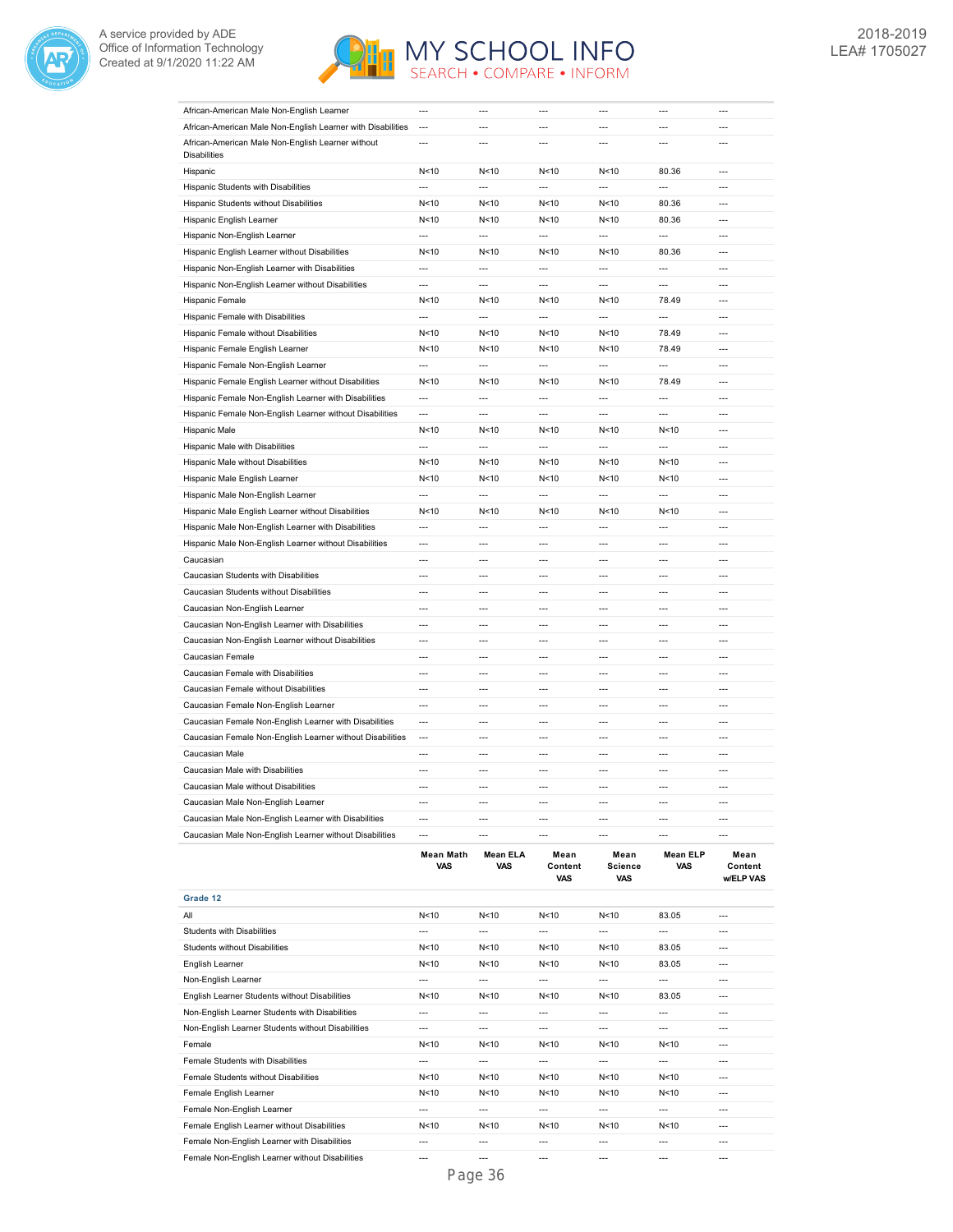| | | | | | | |
|---|---|---|---|---|---|---|
| African-American Male Non-English Learner | --- | --- | --- | --- | --- | --- |
| African-American Male Non-English Learner with Disabilities | --- | --- | --- | --- | --- | --- |
| African-American Male Non-English Learner without Disabilities | --- | --- | --- | --- | --- | --- |
| Hispanic | N<10 | N<10 | N<10 | N<10 | 80.36 | --- |
| Hispanic Students with Disabilities | --- | --- | --- | --- | --- | --- |
| Hispanic Students without Disabilities | N<10 | N<10 | N<10 | N<10 | 80.36 | --- |
| Hispanic English Learner | N<10 | N<10 | N<10 | N<10 | 80.36 | --- |
| Hispanic Non-English Learner | --- | --- | --- | --- | --- | --- |
| Hispanic English Learner without Disabilities | N<10 | N<10 | N<10 | N<10 | 80.36 | --- |
| Hispanic Non-English Learner with Disabilities | --- | --- | --- | --- | --- | --- |
| Hispanic Non-English Learner without Disabilities | --- | --- | --- | --- | --- | --- |
| Hispanic Female | N<10 | N<10 | N<10 | N<10 | 78.49 | --- |
| Hispanic Female with Disabilities | --- | --- | --- | --- | --- | --- |
| Hispanic Female without Disabilities | N<10 | N<10 | N<10 | N<10 | 78.49 | --- |
| Hispanic Female English Learner | N<10 | N<10 | N<10 | N<10 | 78.49 | --- |
| Hispanic Female Non-English Learner | --- | --- | --- | --- | --- | --- |
| Hispanic Female English Learner without Disabilities | N<10 | N<10 | N<10 | N<10 | 78.49 | --- |
| Hispanic Female Non-English Learner with Disabilities | --- | --- | --- | --- | --- | --- |
| Hispanic Female Non-English Learner without Disabilities | --- | --- | --- | --- | --- | --- |
| Hispanic Male | N<10 | N<10 | N<10 | N<10 | N<10 | --- |
| Hispanic Male with Disabilities | --- | --- | --- | --- | --- | --- |
| Hispanic Male without Disabilities | N<10 | N<10 | N<10 | N<10 | N<10 | --- |
| Hispanic Male English Learner | N<10 | N<10 | N<10 | N<10 | N<10 | --- |
| Hispanic Male Non-English Learner | --- | --- | --- | --- | --- | --- |
| Hispanic Male English Learner without Disabilities | N<10 | N<10 | N<10 | N<10 | N<10 | --- |
| Hispanic Male Non-English Learner with Disabilities | --- | --- | --- | --- | --- | --- |
| Hispanic Male Non-English Learner without Disabilities | --- | --- | --- | --- | --- | --- |
| Caucasian | --- | --- | --- | --- | --- | --- |
| Caucasian Students with Disabilities | --- | --- | --- | --- | --- | --- |
| Caucasian Students without Disabilities | --- | --- | --- | --- | --- | --- |
| Caucasian Non-English Learner | --- | --- | --- | --- | --- | --- |
| Caucasian Non-English Learner with Disabilities | --- | --- | --- | --- | --- | --- |
| Caucasian Non-English Learner without Disabilities | --- | --- | --- | --- | --- | --- |
| Caucasian Female | --- | --- | --- | --- | --- | --- |
| Caucasian Female with Disabilities | --- | --- | --- | --- | --- | --- |
| Caucasian Female without Disabilities | --- | --- | --- | --- | --- | --- |
| Caucasian Female Non-English Learner | --- | --- | --- | --- | --- | --- |
| Caucasian Female Non-English Learner with Disabilities | --- | --- | --- | --- | --- | --- |
| Caucasian Female Non-English Learner without Disabilities | --- | --- | --- | --- | --- | --- |
| Caucasian Male | --- | --- | --- | --- | --- | --- |
| Caucasian Male with Disabilities | --- | --- | --- | --- | --- | --- |
| Caucasian Male without Disabilities | --- | --- | --- | --- | --- | --- |
| Caucasian Male Non-English Learner | --- | --- | --- | --- | --- | --- |
| Caucasian Male Non-English Learner with Disabilities | --- | --- | --- | --- | --- | --- |
| Caucasian Male Non-English Learner without Disabilities | --- | --- | --- | --- | --- | --- |

| | Mean Math VAS | Mean ELA VAS | Mean Content VAS | Mean Science VAS | Mean ELP VAS | Mean Content w/ELP VAS |
|---|---|---|---|---|---|---|
| **Grade 12** | | | | | | |
| All | N<10 | N<10 | N<10 | N<10 | 83.05 | --- |
| Students with Disabilities | --- | --- | --- | --- | --- | --- |
| Students without Disabilities | N<10 | N<10 | N<10 | N<10 | 83.05 | --- |
| English Learner | N<10 | N<10 | N<10 | N<10 | 83.05 | --- |
| Non-English Learner | --- | --- | --- | --- | --- | --- |
| English Learner Students without Disabilities | N<10 | N<10 | N<10 | N<10 | 83.05 | --- |
| Non-English Learner Students with Disabilities | --- | --- | --- | --- | --- | --- |
| Non-English Learner Students without Disabilities | --- | --- | --- | --- | --- | --- |
| Female | N<10 | N<10 | N<10 | N<10 | N<10 | --- |
| Female Students with Disabilities | --- | --- | --- | --- | --- | --- |
| Female Students without Disabilities | N<10 | N<10 | N<10 | N<10 | N<10 | --- |
| Female English Learner | N<10 | N<10 | N<10 | N<10 | N<10 | --- |
| Female Non-English Learner | --- | --- | --- | --- | --- | --- |
| Female English Learner without Disabilities | N<10 | N<10 | N<10 | N<10 | N<10 | --- |
| Female Non-English Learner with Disabilities | --- | --- | --- | --- | --- | --- |
| Female Non-English Learner without Disabilities | --- | --- | --- | --- | --- | --- |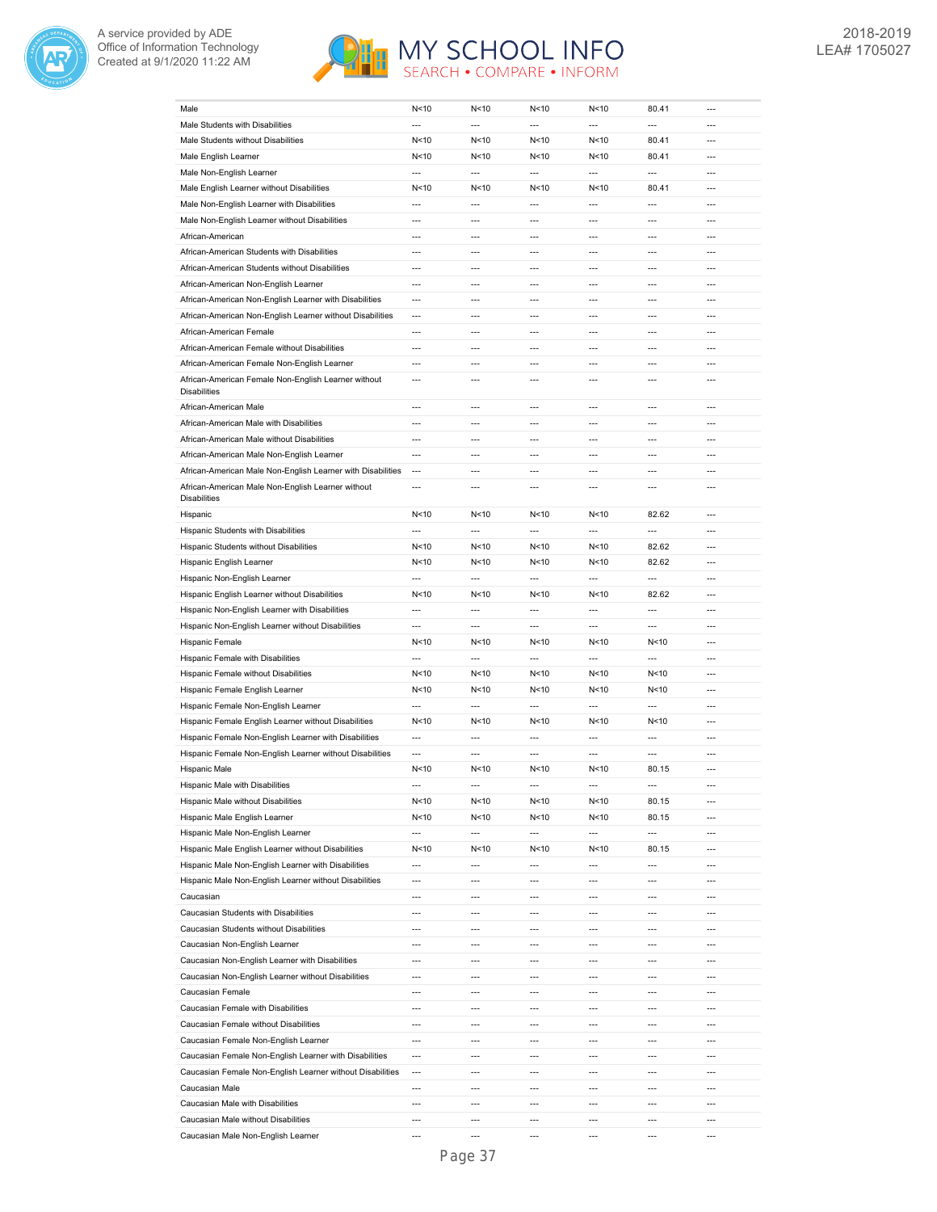| | | | | | | |
|---|---|---|---|---|---|---|
| Male | N<10 | N<10 | N<10 | N<10 | 80.41 | --- |
| Male Students with Disabilities | --- | --- | --- | --- | --- | --- |
| Male Students without Disabilities | N<10 | N<10 | N<10 | N<10 | 80.41 | --- |
| Male English Learner | N<10 | N<10 | N<10 | N<10 | 80.41 | --- |
| Male Non-English Learner | --- | --- | --- | --- | --- | --- |
| Male English Learner without Disabilities | N<10 | N<10 | N<10 | N<10 | 80.41 | --- |
| Male Non-English Learner with Disabilities | --- | --- | --- | --- | --- | --- |
| Male Non-English Learner without Disabilities | --- | --- | --- | --- | --- | --- |
| African-American | --- | --- | --- | --- | --- | --- |
| African-American Students with Disabilities | --- | --- | --- | --- | --- | --- |
| African-American Students without Disabilities | --- | --- | --- | --- | --- | --- |
| African-American Non-English Learner | --- | --- | --- | --- | --- | --- |
| African-American Non-English Learner with Disabilities | --- | --- | --- | --- | --- | --- |
| African-American Non-English Learner without Disabilities | --- | --- | --- | --- | --- | --- |
| African-American Female | --- | --- | --- | --- | --- | --- |
| African-American Female without Disabilities | --- | --- | --- | --- | --- | --- |
| African-American Female Non-English Learner | --- | --- | --- | --- | --- | --- |
| African-American Female Non-English Learner without Disabilities | --- | --- | --- | --- | --- | --- |
| African-American Male | --- | --- | --- | --- | --- | --- |
| African-American Male with Disabilities | --- | --- | --- | --- | --- | --- |
| African-American Male without Disabilities | --- | --- | --- | --- | --- | --- |
| African-American Male Non-English Learner | --- | --- | --- | --- | --- | --- |
| African-American Male Non-English Learner with Disabilities | --- | --- | --- | --- | --- | --- |
| African-American Male Non-English Learner without Disabilities | --- | --- | --- | --- | --- | --- |
| Hispanic | N<10 | N<10 | N<10 | N<10 | 82.62 | --- |
| Hispanic Students with Disabilities | --- | --- | --- | --- | --- | --- |
| Hispanic Students without Disabilities | N<10 | N<10 | N<10 | N<10 | 82.62 | --- |
| Hispanic English Learner | N<10 | N<10 | N<10 | N<10 | 82.62 | --- |
| Hispanic Non-English Learner | --- | --- | --- | --- | --- | --- |
| Hispanic English Learner without Disabilities | N<10 | N<10 | N<10 | N<10 | 82.62 | --- |
| Hispanic Non-English Learner with Disabilities | --- | --- | --- | --- | --- | --- |
| Hispanic Non-English Learner without Disabilities | --- | --- | --- | --- | --- | --- |
| Hispanic Female | N<10 | N<10 | N<10 | N<10 | N<10 | --- |
| Hispanic Female with Disabilities | --- | --- | --- | --- | --- | --- |
| Hispanic Female without Disabilities | N<10 | N<10 | N<10 | N<10 | N<10 | --- |
| Hispanic Female English Learner | N<10 | N<10 | N<10 | N<10 | N<10 | --- |
| Hispanic Female Non-English Learner | --- | --- | --- | --- | --- | --- |
| Hispanic Female English Learner without Disabilities | N<10 | N<10 | N<10 | N<10 | N<10 | --- |
| Hispanic Female Non-English Learner with Disabilities | --- | --- | --- | --- | --- | --- |
| Hispanic Female Non-English Learner without Disabilities | --- | --- | --- | --- | --- | --- |
| Hispanic Male | N<10 | N<10 | N<10 | N<10 | 80.15 | --- |
| Hispanic Male with Disabilities | --- | --- | --- | --- | --- | --- |
| Hispanic Male without Disabilities | N<10 | N<10 | N<10 | N<10 | 80.15 | --- |
| Hispanic Male English Learner | N<10 | N<10 | N<10 | N<10 | 80.15 | --- |
| Hispanic Male Non-English Learner | --- | --- | --- | --- | --- | --- |
| Hispanic Male English Learner without Disabilities | N<10 | N<10 | N<10 | N<10 | 80.15 | --- |
| Hispanic Male Non-English Learner with Disabilities | --- | --- | --- | --- | --- | --- |
| Hispanic Male Non-English Learner without Disabilities | --- | --- | --- | --- | --- | --- |
| Caucasian | --- | --- | --- | --- | --- | --- |
| Caucasian Students with Disabilities | --- | --- | --- | --- | --- | --- |
| Caucasian Students without Disabilities | --- | --- | --- | --- | --- | --- |
| Caucasian Non-English Learner | --- | --- | --- | --- | --- | --- |
| Caucasian Non-English Learner with Disabilities | --- | --- | --- | --- | --- | --- |
| Caucasian Non-English Learner without Disabilities | --- | --- | --- | --- | --- | --- |
| Caucasian Female | --- | --- | --- | --- | --- | --- |
| Caucasian Female with Disabilities | --- | --- | --- | --- | --- | --- |
| Caucasian Female without Disabilities | --- | --- | --- | --- | --- | --- |
| Caucasian Female Non-English Learner | --- | --- | --- | --- | --- | --- |
| Caucasian Female Non-English Learner with Disabilities | --- | --- | --- | --- | --- | --- |
| Caucasian Female Non-English Learner without Disabilities | --- | --- | --- | --- | --- | --- |
| Caucasian Male | --- | --- | --- | --- | --- | --- |
| Caucasian Male with Disabilities | --- | --- | --- | --- | --- | --- |
| Caucasian Male without Disabilities | --- | --- | --- | --- | --- | --- |
| Caucasian Male Non-English Learner | --- | --- | --- | --- | --- | --- |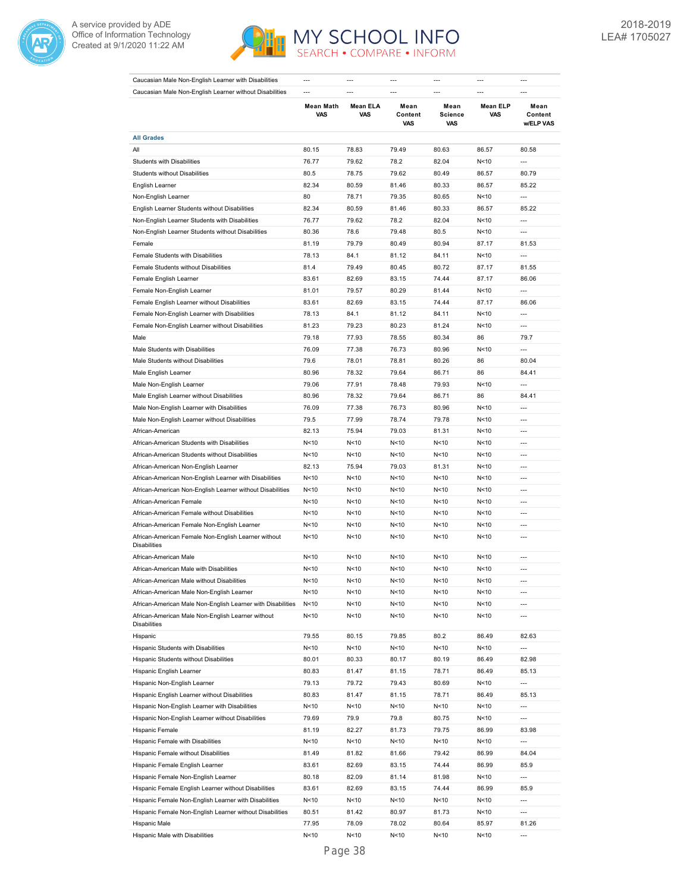| | | | | | | |
|---|---|---|---|---|---|---|
| Caucasian Male Non-English Learner with Disabilities | --- | --- | --- | --- | --- | --- |
| Caucasian Male Non-English Learner without Disabilities | --- | --- | --- | --- | --- | --- |

| | Mean Math VAS | Mean ELA VAS | Mean Content VAS | Mean Science VAS | Mean ELP VAS | Mean Content w/ELP VAS |
|---|---|---|---|---|---|---|
| **All Grades** | | | | | | |
| All | 80.15 | 78.83 | 79.49 | 80.63 | 86.57 | 80.58 |
| Students with Disabilities | 76.77 | 79.62 | 78.2 | 82.04 | N<10 | --- |
| Students without Disabilities | 80.5 | 78.75 | 79.62 | 80.49 | 86.57 | 80.79 |
| English Learner | 82.34 | 80.59 | 81.46 | 80.33 | 86.57 | 85.22 |
| Non-English Learner | 80 | 78.71 | 79.35 | 80.65 | N<10 | --- |
| English Learner Students without Disabilities | 82.34 | 80.59 | 81.46 | 80.33 | 86.57 | 85.22 |
| Non-English Learner Students with Disabilities | 76.77 | 79.62 | 78.2 | 82.04 | N<10 | --- |
| Non-English Learner Students without Disabilities | 80.36 | 78.6 | 79.48 | 80.5 | N<10 | --- |
| Female | 81.19 | 79.79 | 80.49 | 80.94 | 87.17 | 81.53 |
| Female Students with Disabilities | 78.13 | 84.1 | 81.12 | 84.11 | N<10 | --- |
| Female Students without Disabilities | 81.4 | 79.49 | 80.45 | 80.72 | 87.17 | 81.55 |
| Female English Learner | 83.61 | 82.69 | 83.15 | 74.44 | 87.17 | 86.06 |
| Female Non-English Learner | 81.01 | 79.57 | 80.29 | 81.44 | N<10 | --- |
| Female English Learner without Disabilities | 83.61 | 82.69 | 83.15 | 74.44 | 87.17 | 86.06 |
| Female Non-English Learner with Disabilities | 78.13 | 84.1 | 81.12 | 84.11 | N<10 | --- |
| Female Non-English Learner without Disabilities | 81.23 | 79.23 | 80.23 | 81.24 | N<10 | --- |
| Male | 79.18 | 77.93 | 78.55 | 80.34 | 86 | 79.7 |
| Male Students with Disabilities | 76.09 | 77.38 | 76.73 | 80.96 | N<10 | --- |
| Male Students without Disabilities | 79.6 | 78.01 | 78.81 | 80.26 | 86 | 80.04 |
| Male English Learner | 80.96 | 78.32 | 79.64 | 86.71 | 86 | 84.41 |
| Male Non-English Learner | 79.06 | 77.91 | 78.48 | 79.93 | N<10 | --- |
| Male English Learner without Disabilities | 80.96 | 78.32 | 79.64 | 86.71 | 86 | 84.41 |
| Male Non-English Learner with Disabilities | 76.09 | 77.38 | 76.73 | 80.96 | N<10 | --- |
| Male Non-English Learner without Disabilities | 79.5 | 77.99 | 78.74 | 79.78 | N<10 | --- |
| African-American | 82.13 | 75.94 | 79.03 | 81.31 | N<10 | --- |
| African-American Students with Disabilities | N<10 | N<10 | N<10 | N<10 | N<10 | --- |
| African-American Students without Disabilities | N<10 | N<10 | N<10 | N<10 | N<10 | --- |
| African-American Non-English Learner | 82.13 | 75.94 | 79.03 | 81.31 | N<10 | --- |
| African-American Non-English Learner with Disabilities | N<10 | N<10 | N<10 | N<10 | N<10 | --- |
| African-American Non-English Learner without Disabilities | N<10 | N<10 | N<10 | N<10 | N<10 | --- |
| African-American Female | N<10 | N<10 | N<10 | N<10 | N<10 | --- |
| African-American Female without Disabilities | N<10 | N<10 | N<10 | N<10 | N<10 | --- |
| African-American Female Non-English Learner | N<10 | N<10 | N<10 | N<10 | N<10 | --- |
| African-American Female Non-English Learner without Disabilities | N<10 | N<10 | N<10 | N<10 | N<10 | --- |
| African-American Male | N<10 | N<10 | N<10 | N<10 | N<10 | --- |
| African-American Male with Disabilities | N<10 | N<10 | N<10 | N<10 | N<10 | --- |
| African-American Male without Disabilities | N<10 | N<10 | N<10 | N<10 | N<10 | --- |
| African-American Male Non-English Learner | N<10 | N<10 | N<10 | N<10 | N<10 | --- |
| African-American Male Non-English Learner with Disabilities | N<10 | N<10 | N<10 | N<10 | N<10 | --- |
| African-American Male Non-English Learner without Disabilities | N<10 | N<10 | N<10 | N<10 | N<10 | --- |
| Hispanic | 79.55 | 80.15 | 79.85 | 80.2 | 86.49 | 82.63 |
| Hispanic Students with Disabilities | N<10 | N<10 | N<10 | N<10 | N<10 | --- |
| Hispanic Students without Disabilities | 80.01 | 80.33 | 80.17 | 80.19 | 86.49 | 82.98 |
| Hispanic English Learner | 80.83 | 81.47 | 81.15 | 78.71 | 86.49 | 85.13 |
| Hispanic Non-English Learner | 79.13 | 79.72 | 79.43 | 80.69 | N<10 | --- |
| Hispanic English Learner without Disabilities | 80.83 | 81.47 | 81.15 | 78.71 | 86.49 | 85.13 |
| Hispanic Non-English Learner with Disabilities | N<10 | N<10 | N<10 | N<10 | N<10 | --- |
| Hispanic Non-English Learner without Disabilities | 79.69 | 79.9 | 79.8 | 80.75 | N<10 | --- |
| Hispanic Female | 81.19 | 82.27 | 81.73 | 79.75 | 86.99 | 83.98 |
| Hispanic Female with Disabilities | N<10 | N<10 | N<10 | N<10 | N<10 | --- |
| Hispanic Female without Disabilities | 81.49 | 81.82 | 81.66 | 79.42 | 86.99 | 84.04 |
| Hispanic Female English Learner | 83.61 | 82.69 | 83.15 | 74.44 | 86.99 | 85.9 |
| Hispanic Female Non-English Learner | 80.18 | 82.09 | 81.14 | 81.98 | N<10 | --- |
| Hispanic Female English Learner without Disabilities | 83.61 | 82.69 | 83.15 | 74.44 | 86.99 | 85.9 |
| Hispanic Female Non-English Learner with Disabilities | N<10 | N<10 | N<10 | N<10 | N<10 | --- |
| Hispanic Female Non-English Learner without Disabilities | 80.51 | 81.42 | 80.97 | 81.73 | N<10 | --- |
| Hispanic Male | 77.95 | 78.09 | 78.02 | 80.64 | 85.97 | 81.26 |
| Hispanic Male with Disabilities | N<10 | N<10 | N<10 | N<10 | N<10 | --- |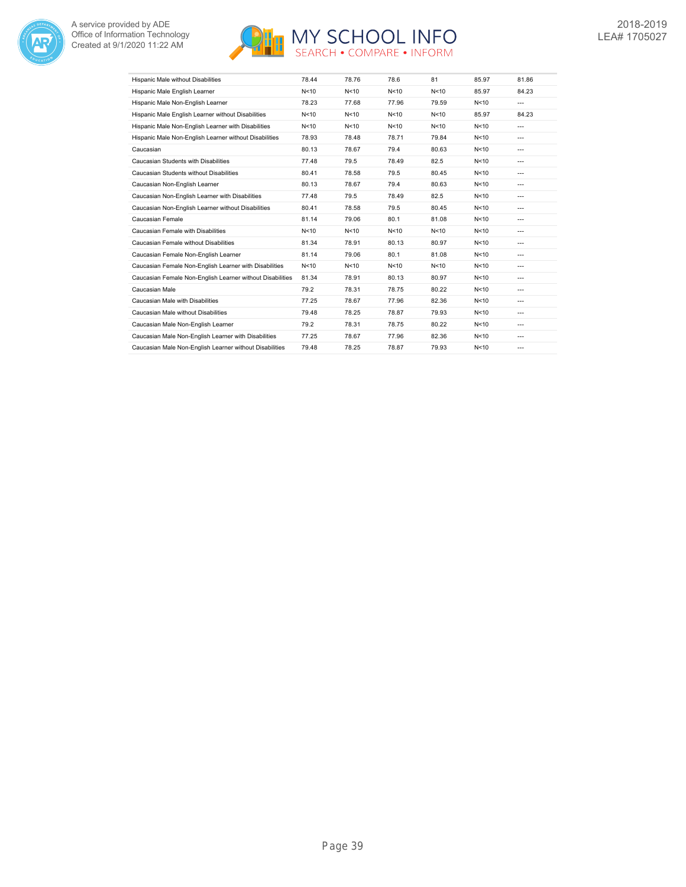| | | | | | | |
|---|---|---|---|---|---|---|
| Hispanic Male without Disabilities | 78.44 | 78.76 | 78.6 | 81 | 85.97 | 81.86 |
| Hispanic Male English Learner | N<10 | N<10 | N<10 | N<10 | 85.97 | 84.23 |
| Hispanic Male Non-English Learner | 78.23 | 77.68 | 77.96 | 79.59 | N<10 | --- |
| Hispanic Male English Learner without Disabilities | N<10 | N<10 | N<10 | N<10 | 85.97 | 84.23 |
| Hispanic Male Non-English Learner with Disabilities | N<10 | N<10 | N<10 | N<10 | N<10 | --- |
| Hispanic Male Non-English Learner without Disabilities | 78.93 | 78.48 | 78.71 | 79.84 | N<10 | --- |
| Caucasian | 80.13 | 78.67 | 79.4 | 80.63 | N<10 | --- |
| Caucasian Students with Disabilities | 77.48 | 79.5 | 78.49 | 82.5 | N<10 | --- |
| Caucasian Students without Disabilities | 80.41 | 78.58 | 79.5 | 80.45 | N<10 | --- |
| Caucasian Non-English Learner | 80.13 | 78.67 | 79.4 | 80.63 | N<10 | --- |
| Caucasian Non-English Learner with Disabilities | 77.48 | 79.5 | 78.49 | 82.5 | N<10 | --- |
| Caucasian Non-English Learner without Disabilities | 80.41 | 78.58 | 79.5 | 80.45 | N<10 | --- |
| Caucasian Female | 81.14 | 79.06 | 80.1 | 81.08 | N<10 | --- |
| Caucasian Female with Disabilities | N<10 | N<10 | N<10 | N<10 | N<10 | --- |
| Caucasian Female without Disabilities | 81.34 | 78.91 | 80.13 | 80.97 | N<10 | --- |
| Caucasian Female Non-English Learner | 81.14 | 79.06 | 80.1 | 81.08 | N<10 | --- |
| Caucasian Female Non-English Learner with Disabilities | N<10 | N<10 | N<10 | N<10 | N<10 | --- |
| Caucasian Female Non-English Learner without Disabilities | 81.34 | 78.91 | 80.13 | 80.97 | N<10 | --- |
| Caucasian Male | 79.2 | 78.31 | 78.75 | 80.22 | N<10 | --- |
| Caucasian Male with Disabilities | 77.25 | 78.67 | 77.96 | 82.36 | N<10 | --- |
| Caucasian Male without Disabilities | 79.48 | 78.25 | 78.87 | 79.93 | N<10 | --- |
| Caucasian Male Non-English Learner | 79.2 | 78.31 | 78.75 | 80.22 | N<10 | --- |
| Caucasian Male Non-English Learner with Disabilities | 77.25 | 78.67 | 77.96 | 82.36 | N<10 | --- |
| Caucasian Male Non-English Learner without Disabilities | 79.48 | 78.25 | 78.87 | 79.93 | N<10 | --- |